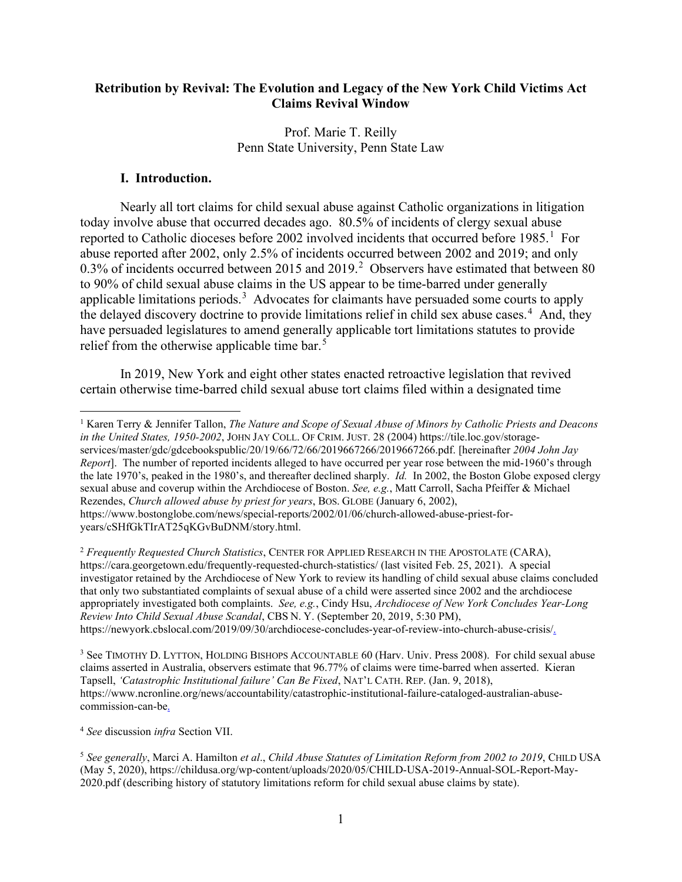**Retribution by Revival: The Evolution and Legacy of the New York Child Victims Act Claims Revival Window**

Prof. Marie T. Reilly
Penn State University, Penn State Law

## I. Introduction.

Nearly all tort claims for child sexual abuse against Catholic organizations in litigation today involve abuse that occurred decades ago. 80.5% of incidents of clergy sexual abuse reported to Catholic dioceses before 2002 involved incidents that occurred before 1985.[1] For abuse reported after 2002, only 2.5% of incidents occurred between 2002 and 2019; and only 0.3% of incidents occurred between 2015 and 2019.[2] Observers have estimated that between 80 to 90% of child sexual abuse claims in the US appear to be time-barred under generally applicable limitations periods.[3] Advocates for claimants have persuaded some courts to apply the delayed discovery doctrine to provide limitations relief in child sex abuse cases.[4] And, they have persuaded legislatures to amend generally applicable tort limitations statutes to provide relief from the otherwise applicable time bar.[5]

In 2019, New York and eight other states enacted retroactive legislation that revived certain otherwise time-barred child sexual abuse tort claims filed within a designated time

---

[1] Karen Terry & Jennifer Tallon, *The Nature and Scope of Sexual Abuse of Minors by Catholic Priests and Deacons in the United States, 1950-2002*, JOHN JAY COLL. OF CRIM. JUST. 28 (2004) https://tile.loc.gov/storage-services/master/gdc/gdcebookspublic/20/19/66/72/66/2019667266/2019667266.pdf. [hereinafter *2004 John Jay Report*]. The number of reported incidents alleged to have occurred per year rose between the mid-1960's through the late 1970's, peaked in the 1980's, and thereafter declined sharply. *Id.* In 2002, the Boston Globe exposed clergy sexual abuse and coverup within the Archdiocese of Boston. *See, e.g.*, Matt Carroll, Sacha Pfeiffer & Michael Rezendes, *Church allowed abuse by priest for years*, BOS. GLOBE (January 6, 2002), https://www.bostonglobe.com/news/special-reports/2002/01/06/church-allowed-abuse-priest-for-years/cSHfGkTIrAT25qKGvBuDNM/story.html.

[2] *Frequently Requested Church Statistics*, CENTER FOR APPLIED RESEARCH IN THE APOSTOLATE (CARA), https://cara.georgetown.edu/frequently-requested-church-statistics/ (last visited Feb. 25, 2021). A special investigator retained by the Archdiocese of New York to review its handling of child sexual abuse claims concluded that only two substantiated complaints of sexual abuse of a child were asserted since 2002 and the archdiocese appropriately investigated both complaints. *See, e.g.*, Cindy Hsu, *Archdiocese of New York Concludes Year-Long Review Into Child Sexual Abuse Scandal*, CBS N. Y. (September 20, 2019, 5:30 PM), https://newyork.cbslocal.com/2019/09/30/archdiocese-concludes-year-of-review-into-church-abuse-crisis/.

[3] See TIMOTHY D. LYTTON, HOLDING BISHOPS ACCOUNTABLE 60 (Harv. Univ. Press 2008). For child sexual abuse claims asserted in Australia, observers estimate that 96.77% of claims were time-barred when asserted. Kieran Tapsell, *'Catastrophic Institutional failure' Can Be Fixed*, NAT'L CATH. REP. (Jan. 9, 2018), https://www.ncronline.org/news/accountability/catastrophic-institutional-failure-cataloged-australian-abuse-commission-can-be.

[4] *See* discussion *infra* Section VII.

[5] *See generally*, Marci A. Hamilton *et al*., *Child Abuse Statutes of Limitation Reform from 2002 to 2019*, CHILD USA (May 5, 2020), https://childusa.org/wp-content/uploads/2020/05/CHILD-USA-2019-Annual-SOL-Report-May-2020.pdf (describing history of statutory limitations reform for child sexual abuse claims by state).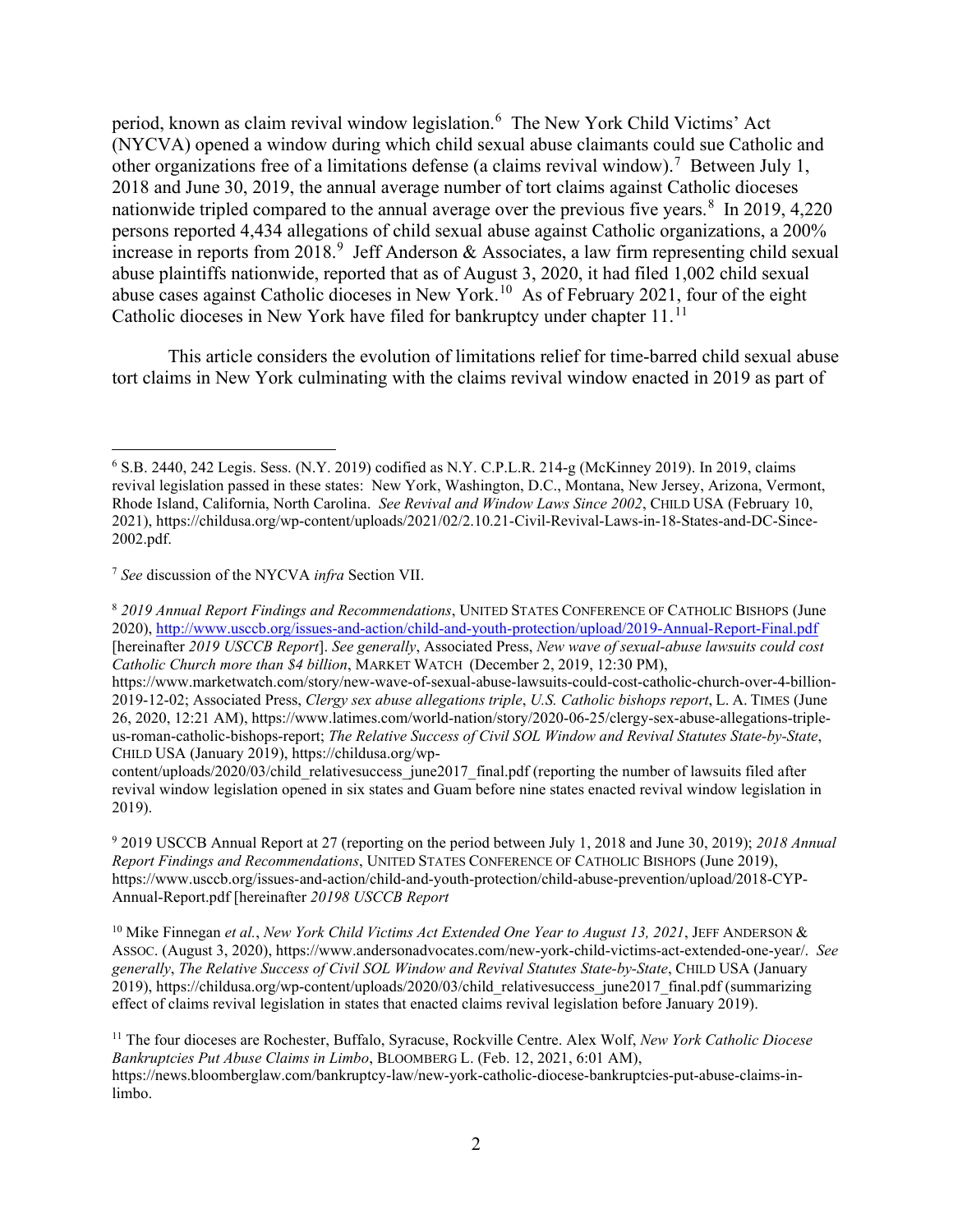period, known as claim revival window legislation.[6] The New York Child Victims' Act (NYCVA) opened a window during which child sexual abuse claimants could sue Catholic and other organizations free of a limitations defense (a claims revival window).[7] Between July 1, 2018 and June 30, 2019, the annual average number of tort claims against Catholic dioceses nationwide tripled compared to the annual average over the previous five years.[8] In 2019, 4,220 persons reported 4,434 allegations of child sexual abuse against Catholic organizations, a 200% increase in reports from 2018.[9] Jeff Anderson & Associates, a law firm representing child sexual abuse plaintiffs nationwide, reported that as of August 3, 2020, it had filed 1,002 child sexual abuse cases against Catholic dioceses in New York.[10] As of February 2021, four of the eight Catholic dioceses in New York have filed for bankruptcy under chapter 11.[11]

This article considers the evolution of limitations relief for time-barred child sexual abuse tort claims in New York culminating with the claims revival window enacted in 2019 as part of

---

[6] S.B. 2440, 242 Legis. Sess. (N.Y. 2019) codified as N.Y. C.P.L.R. 214-g (McKinney 2019). In 2019, claims revival legislation passed in these states: New York, Washington, D.C., Montana, New Jersey, Arizona, Vermont, Rhode Island, California, North Carolina. *See Revival and Window Laws Since 2002*, CHILD USA (February 10, 2021), https://childusa.org/wp-content/uploads/2021/02/2.10.21-Civil-Revival-Laws-in-18-States-and-DC-Since-2002.pdf.

[7] *See* discussion of the NYCVA *infra* Section VII.

[8] *2019 Annual Report Findings and Recommendations*, UNITED STATES CONFERENCE OF CATHOLIC BISHOPS (June 2020), http://www.usccb.org/issues-and-action/child-and-youth-protection/upload/2019-Annual-Report-Final.pdf [hereinafter *2019 USCCB Report*]. *See generally*, Associated Press, *New wave of sexual-abuse lawsuits could cost Catholic Church more than $4 billion*, MARKET WATCH (December 2, 2019, 12:30 PM), https://www.marketwatch.com/story/new-wave-of-sexual-abuse-lawsuits-could-cost-catholic-church-over-4-billion-2019-12-02; Associated Press, *Clergy sex abuse allegations triple*, *U.S. Catholic bishops report*, L. A. TIMES (June 26, 2020, 12:21 AM), https://www.latimes.com/world-nation/story/2020-06-25/clergy-sex-abuse-allegations-triple-us-roman-catholic-bishops-report; *The Relative Success of Civil SOL Window and Revival Statutes State-by-State*, CHILD USA (January 2019), https://childusa.org/wp-content/uploads/2020/03/child_relativesuccess_june2017_final.pdf (reporting the number of lawsuits filed after revival window legislation opened in six states and Guam before nine states enacted revival window legislation in 2019).

[9] 2019 USCCB Annual Report at 27 (reporting on the period between July 1, 2018 and June 30, 2019); *2018 Annual Report Findings and Recommendations*, UNITED STATES CONFERENCE OF CATHOLIC BISHOPS (June 2019), https://www.usccb.org/issues-and-action/child-and-youth-protection/child-abuse-prevention/upload/2018-CYP-Annual-Report.pdf [hereinafter *20198 USCCB Report*

[10] Mike Finnegan *et al.*, *New York Child Victims Act Extended One Year to August 13, 2021*, JEFF ANDERSON & ASSOC. (August 3, 2020), https://www.andersonadvocates.com/new-york-child-victims-act-extended-one-year/. *See generally*, *The Relative Success of Civil SOL Window and Revival Statutes State-by-State*, CHILD USA (January 2019), https://childusa.org/wp-content/uploads/2020/03/child_relativesuccess_june2017_final.pdf (summarizing effect of claims revival legislation in states that enacted claims revival legislation before January 2019).

[11] The four dioceses are Rochester, Buffalo, Syracuse, Rockville Centre. Alex Wolf, *New York Catholic Diocese Bankruptcies Put Abuse Claims in Limbo*, BLOOMBERG L. (Feb. 12, 2021, 6:01 AM), https://news.bloomberglaw.com/bankruptcy-law/new-york-catholic-diocese-bankruptcies-put-abuse-claims-in-limbo.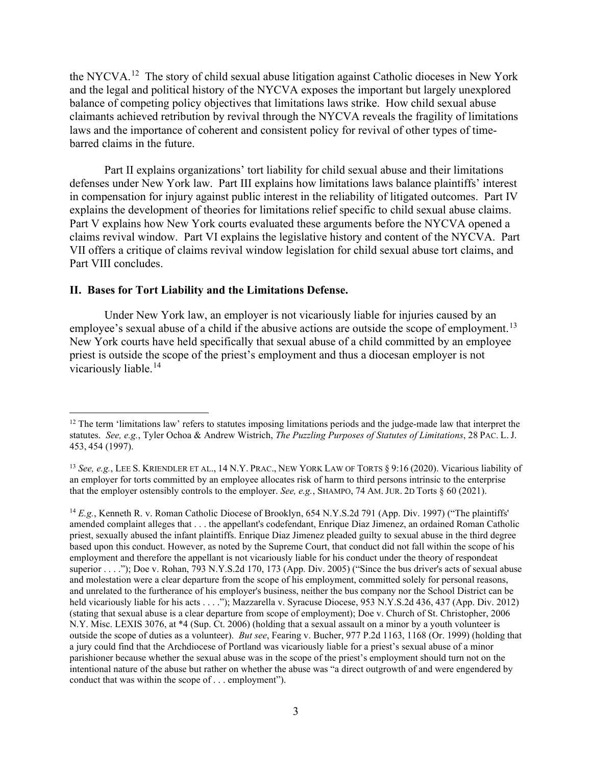the NYCVA.[12] The story of child sexual abuse litigation against Catholic dioceses in New York and the legal and political history of the NYCVA exposes the important but largely unexplored balance of competing policy objectives that limitations laws strike. How child sexual abuse claimants achieved retribution by revival through the NYCVA reveals the fragility of limitations laws and the importance of coherent and consistent policy for revival of other types of time-barred claims in the future.

Part II explains organizations' tort liability for child sexual abuse and their limitations defenses under New York law. Part III explains how limitations laws balance plaintiffs' interest in compensation for injury against public interest in the reliability of litigated outcomes. Part IV explains the development of theories for limitations relief specific to child sexual abuse claims. Part V explains how New York courts evaluated these arguments before the NYCVA opened a claims revival window. Part VI explains the legislative history and content of the NYCVA. Part VII offers a critique of claims revival window legislation for child sexual abuse tort claims, and Part VIII concludes.

## II. Bases for Tort Liability and the Limitations Defense.

Under New York law, an employer is not vicariously liable for injuries caused by an employee's sexual abuse of a child if the abusive actions are outside the scope of employment.[13] New York courts have held specifically that sexual abuse of a child committed by an employee priest is outside the scope of the priest's employment and thus a diocesan employer is not vicariously liable.[14]

---

[12] The term 'limitations law' refers to statutes imposing limitations periods and the judge-made law that interpret the statutes. *See, e.g.*, Tyler Ochoa & Andrew Wistrich, *The Puzzling Purposes of Statutes of Limitations*, 28 PAC. L. J. 453, 454 (1997).

[13] *See, e.g.*, LEE S. KRIENDLER ET AL., 14 N.Y. PRAC., NEW YORK LAW OF TORTS § 9:16 (2020). Vicarious liability of an employer for torts committed by an employee allocates risk of harm to third persons intrinsic to the enterprise that the employer ostensibly controls to the employer. *See, e.g.*, SHAMPO, 74 AM. JUR. 2D Torts § 60 (2021).

[14] *E.g.*, Kenneth R. v. Roman Catholic Diocese of Brooklyn, 654 N.Y.S.2d 791 (App. Div. 1997) ("The plaintiffs' amended complaint alleges that . . . the appellant's codefendant, Enrique Diaz Jimenez, an ordained Roman Catholic priest, sexually abused the infant plaintiffs. Enrique Diaz Jimenez pleaded guilty to sexual abuse in the third degree based upon this conduct. However, as noted by the Supreme Court, that conduct did not fall within the scope of his employment and therefore the appellant is not vicariously liable for his conduct under the theory of respondeat superior . . . ."); Doe v. Rohan, 793 N.Y.S.2d 170, 173 (App. Div. 2005) ("Since the bus driver's acts of sexual abuse and molestation were a clear departure from the scope of his employment, committed solely for personal reasons, and unrelated to the furtherance of his employer's business, neither the bus company nor the School District can be held vicariously liable for his acts . . . ."); Mazzarella v. Syracuse Diocese, 953 N.Y.S.2d 436, 437 (App. Div. 2012) (stating that sexual abuse is a clear departure from scope of employment); Doe v. Church of St. Christopher, 2006 N.Y. Misc. LEXIS 3076, at *4 (Sup. Ct. 2006) (holding that a sexual assault on a minor by a youth volunteer is outside the scope of duties as a volunteer). *But see*, Fearing v. Bucher, 977 P.2d 1163, 1168 (Or. 1999) (holding that a jury could find that the Archdiocese of Portland was vicariously liable for a priest's sexual abuse of a minor parishioner because whether the sexual abuse was in the scope of the priest's employment should turn not on the intentional nature of the abuse but rather on whether the abuse was "a direct outgrowth of and were engendered by conduct that was within the scope of . . . employment").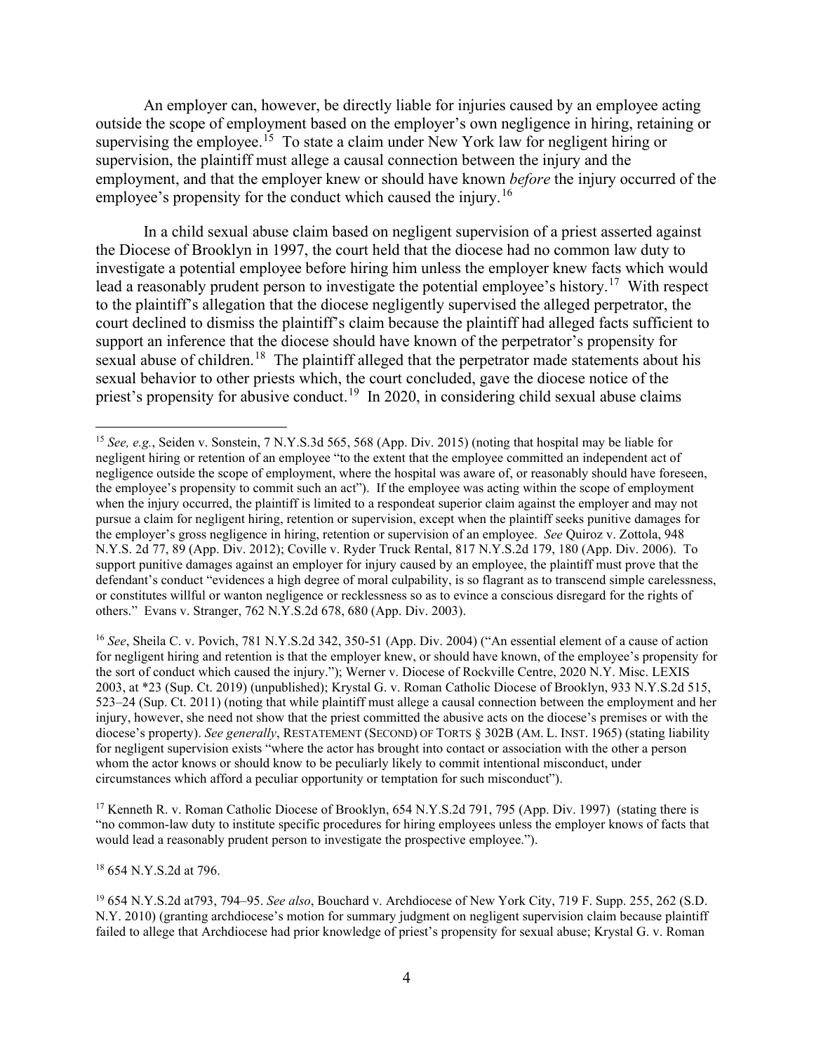An employer can, however, be directly liable for injuries caused by an employee acting outside the scope of employment based on the employer's own negligence in hiring, retaining or supervising the employee.[15] To state a claim under New York law for negligent hiring or supervision, the plaintiff must allege a causal connection between the injury and the employment, and that the employer knew or should have known *before* the injury occurred of the employee's propensity for the conduct which caused the injury.[16]

In a child sexual abuse claim based on negligent supervision of a priest asserted against the Diocese of Brooklyn in 1997, the court held that the diocese had no common law duty to investigate a potential employee before hiring him unless the employer knew facts which would lead a reasonably prudent person to investigate the potential employee's history.[17] With respect to the plaintiff's allegation that the diocese negligently supervised the alleged perpetrator, the court declined to dismiss the plaintiff's claim because the plaintiff had alleged facts sufficient to support an inference that the diocese should have known of the perpetrator's propensity for sexual abuse of children.[18] The plaintiff alleged that the perpetrator made statements about his sexual behavior to other priests which, the court concluded, gave the diocese notice of the priest's propensity for abusive conduct.[19] In 2020, in considering child sexual abuse claims

---

[15] *See, e.g.*, Seiden v. Sonstein, 7 N.Y.S.3d 565, 568 (App. Div. 2015) (noting that hospital may be liable for negligent hiring or retention of an employee "to the extent that the employee committed an independent act of negligence outside the scope of employment, where the hospital was aware of, or reasonably should have foreseen, the employee's propensity to commit such an act"). If the employee was acting within the scope of employment when the injury occurred, the plaintiff is limited to a respondeat superior claim against the employer and may not pursue a claim for negligent hiring, retention or supervision, except when the plaintiff seeks punitive damages for the employer's gross negligence in hiring, retention or supervision of an employee. *See* Quiroz v. Zottola, 948 N.Y.S. 2d 77, 89 (App. Div. 2012); Coville v. Ryder Truck Rental, 817 N.Y.S.2d 179, 180 (App. Div. 2006). To support punitive damages against an employer for injury caused by an employee, the plaintiff must prove that the defendant's conduct "evidences a high degree of moral culpability, is so flagrant as to transcend simple carelessness, or constitutes willful or wanton negligence or recklessness so as to evince a conscious disregard for the rights of others." Evans v. Stranger, 762 N.Y.S.2d 678, 680 (App. Div. 2003).

[16] *See*, Sheila C. v. Povich, 781 N.Y.S.2d 342, 350-51 (App. Div. 2004) ("An essential element of a cause of action for negligent hiring and retention is that the employer knew, or should have known, of the employee's propensity for the sort of conduct which caused the injury."); Werner v. Diocese of Rockville Centre, 2020 N.Y. Misc. LEXIS 2003, at *23 (Sup. Ct. 2019) (unpublished); Krystal G. v. Roman Catholic Diocese of Brooklyn, 933 N.Y.S.2d 515, 523–24 (Sup. Ct. 2011) (noting that while plaintiff must allege a causal connection between the employment and her injury, however, she need not show that the priest committed the abusive acts on the diocese's premises or with the diocese's property). *See generally*, RESTATEMENT (SECOND) OF TORTS § 302B (AM. L. INST. 1965) (stating liability for negligent supervision exists "where the actor has brought into contact or association with the other a person whom the actor knows or should know to be peculiarly likely to commit intentional misconduct, under circumstances which afford a peculiar opportunity or temptation for such misconduct").

[17] Kenneth R. v. Roman Catholic Diocese of Brooklyn, 654 N.Y.S.2d 791, 795 (App. Div. 1997) (stating there is "no common-law duty to institute specific procedures for hiring employees unless the employer knows of facts that would lead a reasonably prudent person to investigate the prospective employee.").

[18] 654 N.Y.S.2d at 796.

[19] 654 N.Y.S.2d at793, 794–95. *See also*, Bouchard v. Archdiocese of New York City, 719 F. Supp. 255, 262 (S.D. N.Y. 2010) (granting archdiocese's motion for summary judgment on negligent supervision claim because plaintiff failed to allege that Archdiocese had prior knowledge of priest's propensity for sexual abuse; Krystal G. v. Roman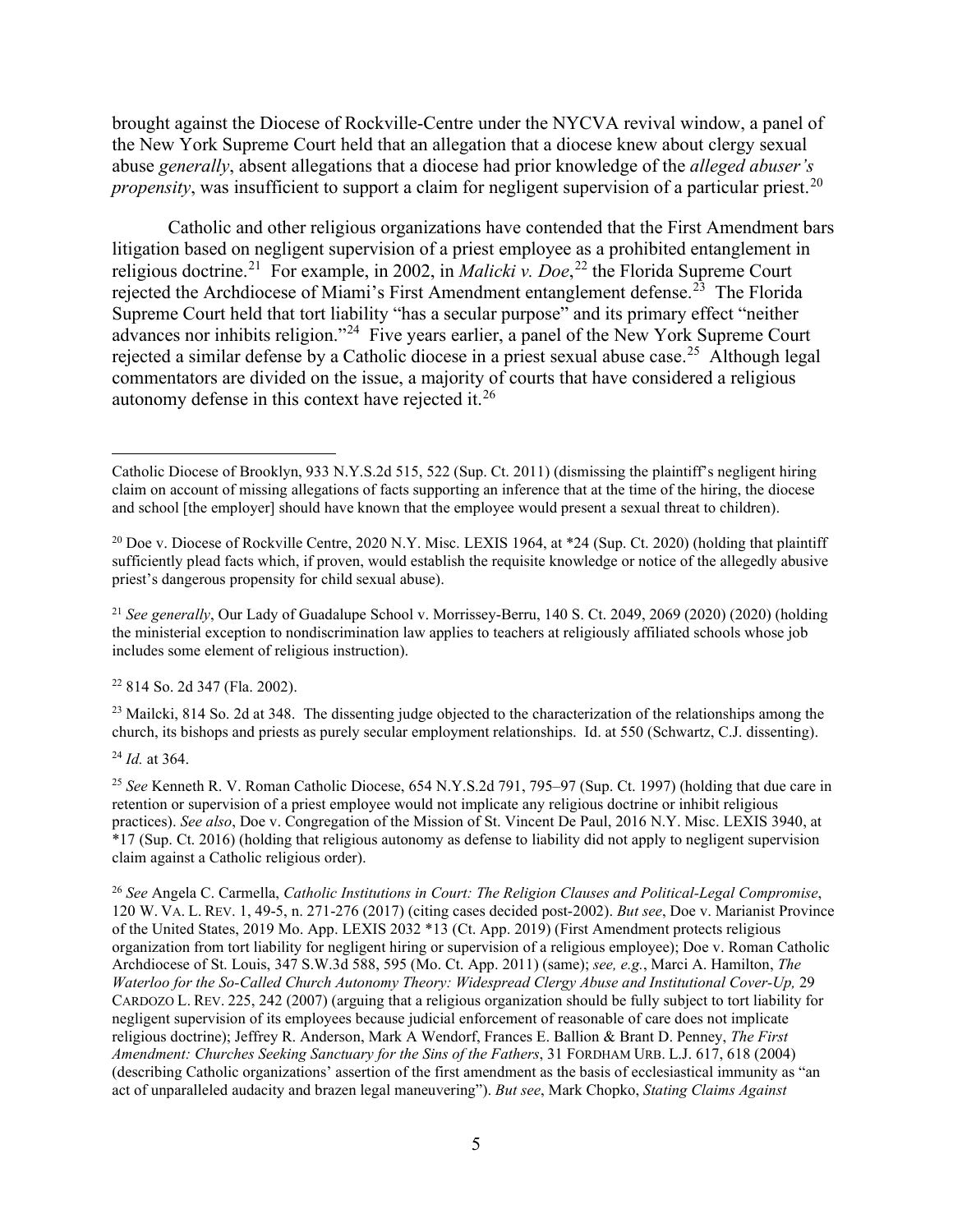brought against the Diocese of Rockville-Centre under the NYCVA revival window, a panel of the New York Supreme Court held that an allegation that a diocese knew about clergy sexual abuse *generally*, absent allegations that a diocese had prior knowledge of the *alleged abuser's propensity*, was insufficient to support a claim for negligent supervision of a particular priest.[20]

Catholic and other religious organizations have contended that the First Amendment bars litigation based on negligent supervision of a priest employee as a prohibited entanglement in religious doctrine.[21] For example, in 2002, in *Malicki v. Doe*,[22] the Florida Supreme Court rejected the Archdiocese of Miami's First Amendment entanglement defense.[23] The Florida Supreme Court held that tort liability "has a secular purpose" and its primary effect "neither advances nor inhibits religion."[24] Five years earlier, a panel of the New York Supreme Court rejected a similar defense by a Catholic diocese in a priest sexual abuse case.[25] Although legal commentators are divided on the issue, a majority of courts that have considered a religious autonomy defense in this context have rejected it.[26]

---

Catholic Diocese of Brooklyn, 933 N.Y.S.2d 515, 522 (Sup. Ct. 2011) (dismissing the plaintiff's negligent hiring claim on account of missing allegations of facts supporting an inference that at the time of the hiring, the diocese and school [the employer] should have known that the employee would present a sexual threat to children).

[20] Doe v. Diocese of Rockville Centre, 2020 N.Y. Misc. LEXIS 1964, at *24 (Sup. Ct. 2020) (holding that plaintiff sufficiently plead facts which, if proven, would establish the requisite knowledge or notice of the allegedly abusive priest's dangerous propensity for child sexual abuse).

[21] *See generally*, Our Lady of Guadalupe School v. Morrissey-Berru, 140 S. Ct. 2049, 2069 (2020) (2020) (holding the ministerial exception to nondiscrimination law applies to teachers at religiously affiliated schools whose job includes some element of religious instruction).

[22] 814 So. 2d 347 (Fla. 2002).

[23] Mailcki, 814 So. 2d at 348. The dissenting judge objected to the characterization of the relationships among the church, its bishops and priests as purely secular employment relationships. Id. at 550 (Schwartz, C.J. dissenting).

[24] *Id.* at 364.

[25] *See* Kenneth R. V. Roman Catholic Diocese, 654 N.Y.S.2d 791, 795–97 (Sup. Ct. 1997) (holding that due care in retention or supervision of a priest employee would not implicate any religious doctrine or inhibit religious practices). *See also*, Doe v. Congregation of the Mission of St. Vincent De Paul, 2016 N.Y. Misc. LEXIS 3940, at *17 (Sup. Ct. 2016) (holding that religious autonomy as defense to liability did not apply to negligent supervision claim against a Catholic religious order).

[26] *See* Angela C. Carmella, *Catholic Institutions in Court: The Religion Clauses and Political-Legal Compromise*, 120 W. VA. L. REV. 1, 49-5, n. 271-276 (2017) (citing cases decided post-2002). *But see*, Doe v. Marianist Province of the United States, 2019 Mo. App. LEXIS 2032 *13 (Ct. App. 2019) (First Amendment protects religious organization from tort liability for negligent hiring or supervision of a religious employee); Doe v. Roman Catholic Archdiocese of St. Louis, 347 S.W.3d 588, 595 (Mo. Ct. App. 2011) (same); *see, e.g.*, Marci A. Hamilton, *The Waterloo for the So-Called Church Autonomy Theory: Widespread Clergy Abuse and Institutional Cover-Up,* 29 CARDOZO L. REV. 225, 242 (2007) (arguing that a religious organization should be fully subject to tort liability for negligent supervision of its employees because judicial enforcement of reasonable of care does not implicate religious doctrine); Jeffrey R. Anderson, Mark A Wendorf, Frances E. Ballion & Brant D. Penney, *The First Amendment: Churches Seeking Sanctuary for the Sins of the Fathers*, 31 FORDHAM URB. L.J. 617, 618 (2004) (describing Catholic organizations' assertion of the first amendment as the basis of ecclesiastical immunity as "an act of unparalleled audacity and brazen legal maneuvering"). *But see*, Mark Chopko, *Stating Claims Against*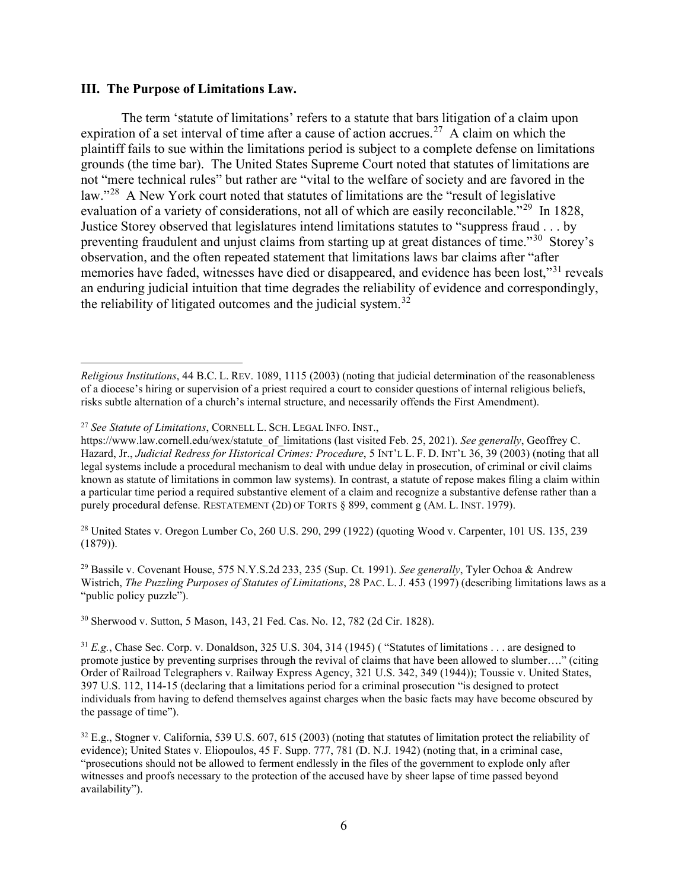### III. The Purpose of Limitations Law.

The term 'statute of limitations' refers to a statute that bars litigation of a claim upon expiration of a set interval of time after a cause of action accrues.[27] A claim on which the plaintiff fails to sue within the limitations period is subject to a complete defense on limitations grounds (the time bar). The United States Supreme Court noted that statutes of limitations are not "mere technical rules" but rather are "vital to the welfare of society and are favored in the law."[28] A New York court noted that statutes of limitations are the "result of legislative evaluation of a variety of considerations, not all of which are easily reconcilable."[29] In 1828, Justice Storey observed that legislatures intend limitations statutes to "suppress fraud . . . by preventing fraudulent and unjust claims from starting up at great distances of time."[30] Storey's observation, and the often repeated statement that limitations laws bar claims after "after memories have faded, witnesses have died or disappeared, and evidence has been lost,"[31] reveals an enduring judicial intuition that time degrades the reliability of evidence and correspondingly, the reliability of litigated outcomes and the judicial system.[32]

---

*Religious Institutions*, 44 B.C. L. REV. 1089, 1115 (2003) (noting that judicial determination of the reasonableness of a diocese's hiring or supervision of a priest required a court to consider questions of internal religious beliefs, risks subtle alternation of a church's internal structure, and necessarily offends the First Amendment).

[27] *See Statute of Limitations*, CORNELL L. SCH. LEGAL INFO. INST., https://www.law.cornell.edu/wex/statute_of_limitations (last visited Feb. 25, 2021). *See generally*, Geoffrey C. Hazard, Jr., *Judicial Redress for Historical Crimes: Procedure*, 5 INT'L L. F. D. INT'L 36, 39 (2003) (noting that all legal systems include a procedural mechanism to deal with undue delay in prosecution, of criminal or civil claims known as statute of limitations in common law systems). In contrast, a statute of repose makes filing a claim within a particular time period a required substantive element of a claim and recognize a substantive defense rather than a purely procedural defense. RESTATEMENT (2D) OF TORTS § 899, comment g (AM. L. INST. 1979).

[28] United States v. Oregon Lumber Co, 260 U.S. 290, 299 (1922) (quoting Wood v. Carpenter, 101 US. 135, 239 (1879)).

[29] Bassile v. Covenant House, 575 N.Y.S.2d 233, 235 (Sup. Ct. 1991). *See generally*, Tyler Ochoa & Andrew Wistrich, *The Puzzling Purposes of Statutes of Limitations*, 28 PAC. L. J. 453 (1997) (describing limitations laws as a "public policy puzzle").

[30] Sherwood v. Sutton, 5 Mason, 143, 21 Fed. Cas. No. 12, 782 (2d Cir. 1828).

[31] *E.g.*, Chase Sec. Corp. v. Donaldson, 325 U.S. 304, 314 (1945) ( "Statutes of limitations . . . are designed to promote justice by preventing surprises through the revival of claims that have been allowed to slumber…." (citing Order of Railroad Telegraphers v. Railway Express Agency, 321 U.S. 342, 349 (1944)); Toussie v. United States, 397 U.S. 112, 114-15 (declaring that a limitations period for a criminal prosecution "is designed to protect individuals from having to defend themselves against charges when the basic facts may have become obscured by the passage of time").

[32] E.g., Stogner v. California, 539 U.S. 607, 615 (2003) (noting that statutes of limitation protect the reliability of evidence); United States v. Eliopoulos, 45 F. Supp. 777, 781 (D. N.J. 1942) (noting that, in a criminal case, "prosecutions should not be allowed to ferment endlessly in the files of the government to explode only after witnesses and proofs necessary to the protection of the accused have by sheer lapse of time passed beyond availability").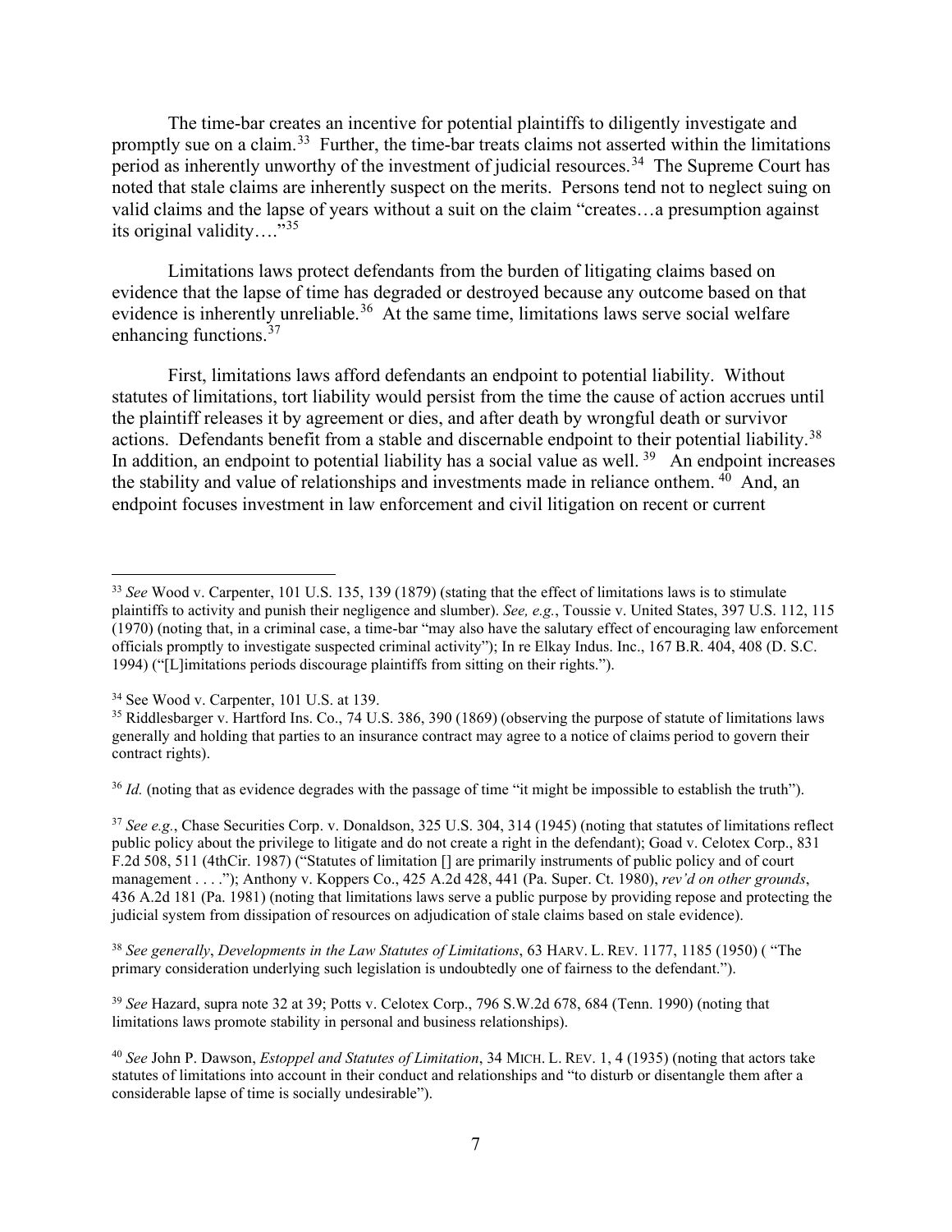The time-bar creates an incentive for potential plaintiffs to diligently investigate and promptly sue on a claim.[33] Further, the time-bar treats claims not asserted within the limitations period as inherently unworthy of the investment of judicial resources.[34] The Supreme Court has noted that stale claims are inherently suspect on the merits. Persons tend not to neglect suing on valid claims and the lapse of years without a suit on the claim "creates…a presumption against its original validity…."[35]

Limitations laws protect defendants from the burden of litigating claims based on evidence that the lapse of time has degraded or destroyed because any outcome based on that evidence is inherently unreliable.[36] At the same time, limitations laws serve social welfare enhancing functions.[37]

First, limitations laws afford defendants an endpoint to potential liability. Without statutes of limitations, tort liability would persist from the time the cause of action accrues until the plaintiff releases it by agreement or dies, and after death by wrongful death or survivor actions. Defendants benefit from a stable and discernable endpoint to their potential liability.[38] In addition, an endpoint to potential liability has a social value as well. [39] An endpoint increases the stability and value of relationships and investments made in reliance onthem. [40] And, an endpoint focuses investment in law enforcement and civil litigation on recent or current

---

[33] *See* Wood v. Carpenter, 101 U.S. 135, 139 (1879) (stating that the effect of limitations laws is to stimulate plaintiffs to activity and punish their negligence and slumber). *See, e.g.*, Toussie v. United States, 397 U.S. 112, 115 (1970) (noting that, in a criminal case, a time-bar "may also have the salutary effect of encouraging law enforcement officials promptly to investigate suspected criminal activity"); In re Elkay Indus. Inc., 167 B.R. 404, 408 (D. S.C. 1994) ("[L]imitations periods discourage plaintiffs from sitting on their rights.").

[34] See Wood v. Carpenter, 101 U.S. at 139.

[35] Riddlesbarger v. Hartford Ins. Co., 74 U.S. 386, 390 (1869) (observing the purpose of statute of limitations laws generally and holding that parties to an insurance contract may agree to a notice of claims period to govern their contract rights).

[36] *Id.* (noting that as evidence degrades with the passage of time "it might be impossible to establish the truth").

[37] *See e.g.*, Chase Securities Corp. v. Donaldson, 325 U.S. 304, 314 (1945) (noting that statutes of limitations reflect public policy about the privilege to litigate and do not create a right in the defendant); Goad v. Celotex Corp., 831 F.2d 508, 511 (4thCir. 1987) ("Statutes of limitation [] are primarily instruments of public policy and of court management . . . ."); Anthony v. Koppers Co., 425 A.2d 428, 441 (Pa. Super. Ct. 1980), *rev'd on other grounds*, 436 A.2d 181 (Pa. 1981) (noting that limitations laws serve a public purpose by providing repose and protecting the judicial system from dissipation of resources on adjudication of stale claims based on stale evidence).

[38] *See generally*, *Developments in the Law Statutes of Limitations*, 63 HARV. L. REV. 1177, 1185 (1950) ( "The primary consideration underlying such legislation is undoubtedly one of fairness to the defendant.").

[39] *See* Hazard, supra note 32 at 39; Potts v. Celotex Corp., 796 S.W.2d 678, 684 (Tenn. 1990) (noting that limitations laws promote stability in personal and business relationships).

[40] *See* John P. Dawson, *Estoppel and Statutes of Limitation*, 34 MICH. L. REV. 1, 4 (1935) (noting that actors take statutes of limitations into account in their conduct and relationships and "to disturb or disentangle them after a considerable lapse of time is socially undesirable").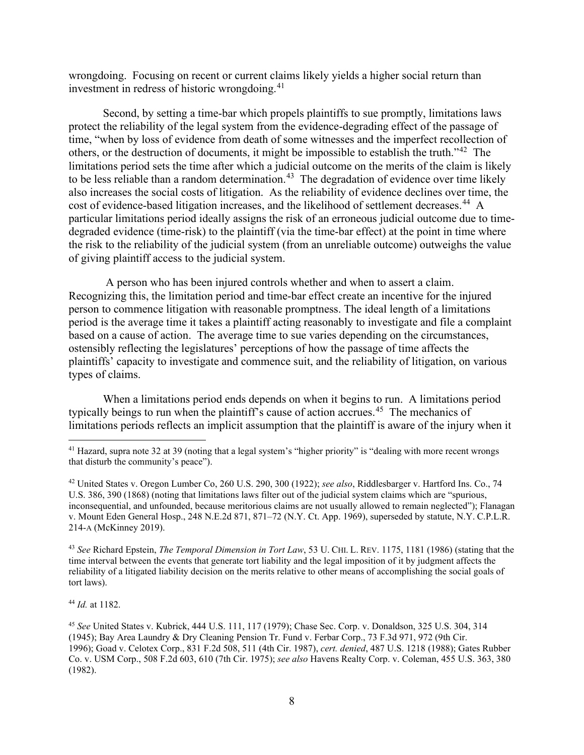wrongdoing. Focusing on recent or current claims likely yields a higher social return than investment in redress of historic wrongdoing.[41]

Second, by setting a time-bar which propels plaintiffs to sue promptly, limitations laws protect the reliability of the legal system from the evidence-degrading effect of the passage of time, "when by loss of evidence from death of some witnesses and the imperfect recollection of others, or the destruction of documents, it might be impossible to establish the truth."[42] The limitations period sets the time after which a judicial outcome on the merits of the claim is likely to be less reliable than a random determination.[43] The degradation of evidence over time likely also increases the social costs of litigation. As the reliability of evidence declines over time, the cost of evidence-based litigation increases, and the likelihood of settlement decreases.[44] A particular limitations period ideally assigns the risk of an erroneous judicial outcome due to time-degraded evidence (time-risk) to the plaintiff (via the time-bar effect) at the point in time where the risk to the reliability of the judicial system (from an unreliable outcome) outweighs the value of giving plaintiff access to the judicial system.

A person who has been injured controls whether and when to assert a claim. Recognizing this, the limitation period and time-bar effect create an incentive for the injured person to commence litigation with reasonable promptness. The ideal length of a limitations period is the average time it takes a plaintiff acting reasonably to investigate and file a complaint based on a cause of action. The average time to sue varies depending on the circumstances, ostensibly reflecting the legislatures' perceptions of how the passage of time affects the plaintiffs' capacity to investigate and commence suit, and the reliability of litigation, on various types of claims.

When a limitations period ends depends on when it begins to run. A limitations period typically beings to run when the plaintiff's cause of action accrues.[45] The mechanics of limitations periods reflects an implicit assumption that the plaintiff is aware of the injury when it

---

[41] Hazard, supra note 32 at 39 (noting that a legal system's "higher priority" is "dealing with more recent wrongs that disturb the community's peace").

[42] United States v. Oregon Lumber Co, 260 U.S. 290, 300 (1922); *see also*, Riddlesbarger v. Hartford Ins. Co., 74 U.S. 386, 390 (1868) (noting that limitations laws filter out of the judicial system claims which are "spurious, inconsequential, and unfounded, because meritorious claims are not usually allowed to remain neglected"); Flanagan v. Mount Eden General Hosp., 248 N.E.2d 871, 871–72 (N.Y. Ct. App. 1969), superseded by statute, N.Y. C.P.L.R. 214-A (McKinney 2019).

[43] *See* Richard Epstein, *The Temporal Dimension in Tort Law*, 53 U. CHI. L. REV. 1175, 1181 (1986) (stating that the time interval between the events that generate tort liability and the legal imposition of it by judgment affects the reliability of a litigated liability decision on the merits relative to other means of accomplishing the social goals of tort laws).

[44] *Id.* at 1182.

[45] *See* United States v. Kubrick, 444 U.S. 111, 117 (1979); Chase Sec. Corp. v. Donaldson, 325 U.S. 304, 314 (1945); Bay Area Laundry & Dry Cleaning Pension Tr. Fund v. Ferbar Corp., 73 F.3d 971, 972 (9th Cir. 1996); Goad v. Celotex Corp., 831 F.2d 508, 511 (4th Cir. 1987), *cert. denied*, 487 U.S. 1218 (1988); Gates Rubber Co. v. USM Corp., 508 F.2d 603, 610 (7th Cir. 1975); *see also* Havens Realty Corp. v. Coleman, 455 U.S. 363, 380 (1982).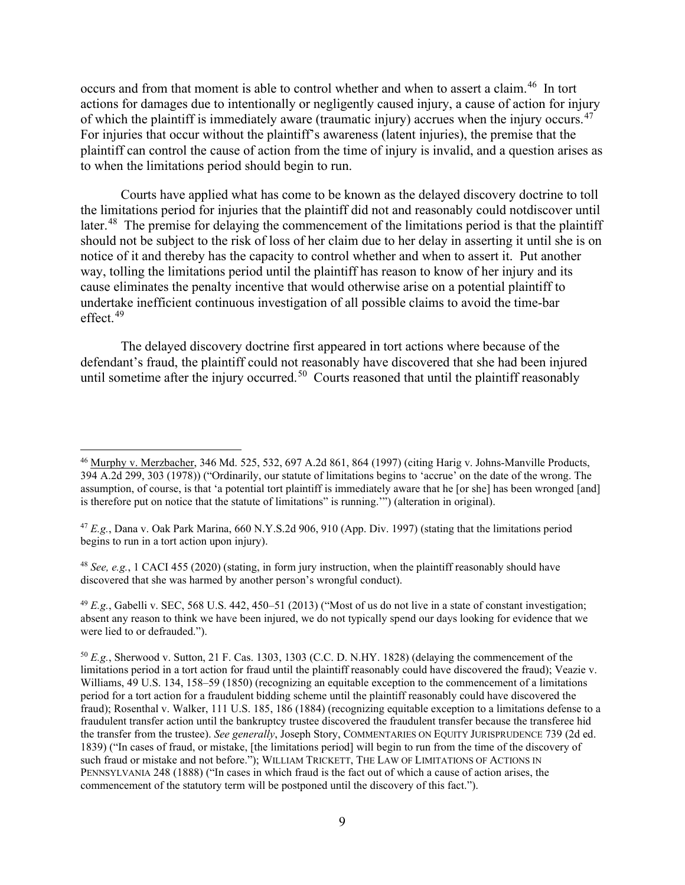occurs and from that moment is able to control whether and when to assert a claim.[46] In tort actions for damages due to intentionally or negligently caused injury, a cause of action for injury of which the plaintiff is immediately aware (traumatic injury) accrues when the injury occurs.[47] For injuries that occur without the plaintiff's awareness (latent injuries), the premise that the plaintiff can control the cause of action from the time of injury is invalid, and a question arises as to when the limitations period should begin to run.

Courts have applied what has come to be known as the delayed discovery doctrine to toll the limitations period for injuries that the plaintiff did not and reasonably could notdiscover until later.[48] The premise for delaying the commencement of the limitations period is that the plaintiff should not be subject to the risk of loss of her claim due to her delay in asserting it until she is on notice of it and thereby has the capacity to control whether and when to assert it. Put another way, tolling the limitations period until the plaintiff has reason to know of her injury and its cause eliminates the penalty incentive that would otherwise arise on a potential plaintiff to undertake inefficient continuous investigation of all possible claims to avoid the time-bar effect.[49]

The delayed discovery doctrine first appeared in tort actions where because of the defendant's fraud, the plaintiff could not reasonably have discovered that she had been injured until sometime after the injury occurred.[50] Courts reasoned that until the plaintiff reasonably

---

[46] Murphy v. Merzbacher, 346 Md. 525, 532, 697 A.2d 861, 864 (1997) (citing Harig v. Johns-Manville Products, 394 A.2d 299, 303 (1978)) ("Ordinarily, our statute of limitations begins to 'accrue' on the date of the wrong. The assumption, of course, is that 'a potential tort plaintiff is immediately aware that he [or she] has been wronged [and] is therefore put on notice that the statute of limitations" is running.'") (alteration in original).

[47] *E.g.*, Dana v. Oak Park Marina, 660 N.Y.S.2d 906, 910 (App. Div. 1997) (stating that the limitations period begins to run in a tort action upon injury).

[48] *See, e.g.*, 1 CACI 455 (2020) (stating, in form jury instruction, when the plaintiff reasonably should have discovered that she was harmed by another person's wrongful conduct).

[49] *E.g.*, Gabelli v. SEC, 568 U.S. 442, 450–51 (2013) ("Most of us do not live in a state of constant investigation; absent any reason to think we have been injured, we do not typically spend our days looking for evidence that we were lied to or defrauded.").

[50] *E.g.*, Sherwood v. Sutton, 21 F. Cas. 1303, 1303 (C.C. D. N.HY. 1828) (delaying the commencement of the limitations period in a tort action for fraud until the plaintiff reasonably could have discovered the fraud); Veazie v. Williams, 49 U.S. 134, 158–59 (1850) (recognizing an equitable exception to the commencement of a limitations period for a tort action for a fraudulent bidding scheme until the plaintiff reasonably could have discovered the fraud); Rosenthal v. Walker, 111 U.S. 185, 186 (1884) (recognizing equitable exception to a limitations defense to a fraudulent transfer action until the bankruptcy trustee discovered the fraudulent transfer because the transferee hid the transfer from the trustee). *See generally*, Joseph Story, COMMENTARIES ON EQUITY JURISPRUDENCE 739 (2d ed. 1839) ("In cases of fraud, or mistake, [the limitations period] will begin to run from the time of the discovery of such fraud or mistake and not before."); WILLIAM TRICKETT, THE LAW OF LIMITATIONS OF ACTIONS IN PENNSYLVANIA 248 (1888) ("In cases in which fraud is the fact out of which a cause of action arises, the commencement of the statutory term will be postponed until the discovery of this fact.").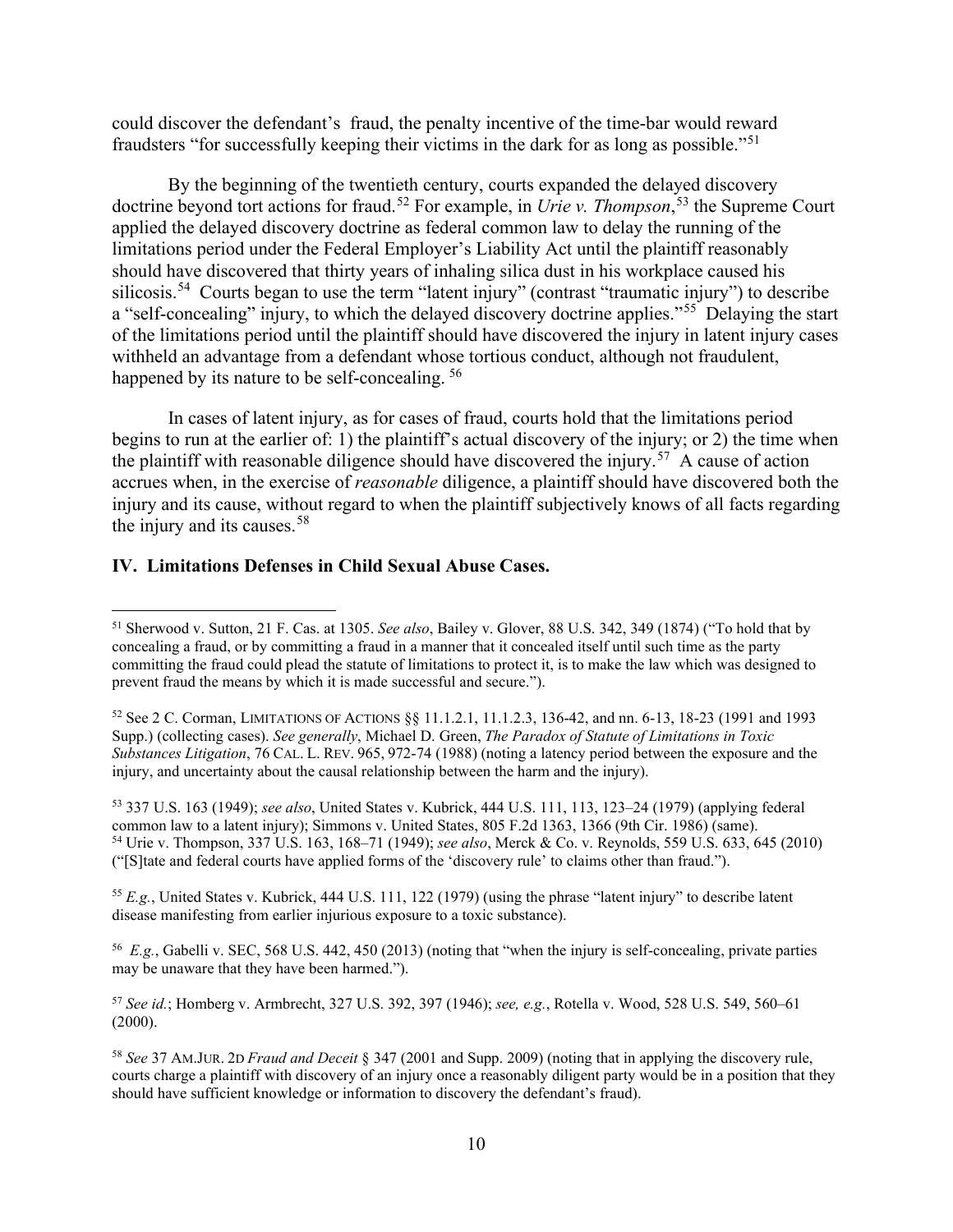could discover the defendant's  fraud, the penalty incentive of the time-bar would reward fraudsters "for successfully keeping their victims in the dark for as long as possible."[51]

By the beginning of the twentieth century, courts expanded the delayed discovery doctrine beyond tort actions for fraud.[52] For example, in *Urie v. Thompson*,[53] the Supreme Court applied the delayed discovery doctrine as federal common law to delay the running of the limitations period under the Federal Employer's Liability Act until the plaintiff reasonably should have discovered that thirty years of inhaling silica dust in his workplace caused his silicosis.[54] Courts began to use the term "latent injury" (contrast "traumatic injury") to describe a "self-concealing" injury, to which the delayed discovery doctrine applies."[55] Delaying the start of the limitations period until the plaintiff should have discovered the injury in latent injury cases withheld an advantage from a defendant whose tortious conduct, although not fraudulent, happened by its nature to be self-concealing.[56]

In cases of latent injury, as for cases of fraud, courts hold that the limitations period begins to run at the earlier of: 1) the plaintiff's actual discovery of the injury; or 2) the time when the plaintiff with reasonable diligence should have discovered the injury.[57] A cause of action accrues when, in the exercise of *reasonable* diligence, a plaintiff should have discovered both the injury and its cause, without regard to when the plaintiff subjectively knows of all facts regarding the injury and its causes.[58]

## IV. Limitations Defenses in Child Sexual Abuse Cases.

---

[51] Sherwood v. Sutton, 21 F. Cas. at 1305. *See also*, Bailey v. Glover, 88 U.S. 342, 349 (1874) ("To hold that by concealing a fraud, or by committing a fraud in a manner that it concealed itself until such time as the party committing the fraud could plead the statute of limitations to protect it, is to make the law which was designed to prevent fraud the means by which it is made successful and secure.").

[52] See 2 C. Corman, LIMITATIONS OF ACTIONS §§ 11.1.2.1, 11.1.2.3, 136-42, and nn. 6-13, 18-23 (1991 and 1993 Supp.) (collecting cases). *See generally*, Michael D. Green, *The Paradox of Statute of Limitations in Toxic Substances Litigation*, 76 CAL. L. REV. 965, 972-74 (1988) (noting a latency period between the exposure and the injury, and uncertainty about the causal relationship between the harm and the injury).

[53] 337 U.S. 163 (1949); *see also*, United States v. Kubrick, 444 U.S. 111, 113, 123–24 (1979) (applying federal common law to a latent injury); Simmons v. United States, 805 F.2d 1363, 1366 (9th Cir. 1986) (same).

[54] Urie v. Thompson, 337 U.S. 163, 168–71 (1949); *see also*, Merck & Co. v. Reynolds, 559 U.S. 633, 645 (2010) ("[S]tate and federal courts have applied forms of the 'discovery rule' to claims other than fraud.").

[55] *E.g.*, United States v. Kubrick, 444 U.S. 111, 122 (1979) (using the phrase "latent injury" to describe latent disease manifesting from earlier injurious exposure to a toxic substance).

[56] *E.g.*, Gabelli v. SEC, 568 U.S. 442, 450 (2013) (noting that "when the injury is self-concealing, private parties may be unaware that they have been harmed.").

[57] *See id.*; Homberg v. Armbrecht, 327 U.S. 392, 397 (1946); *see, e.g.*, Rotella v. Wood, 528 U.S. 549, 560–61 (2000).

[58] *See* 37 AM.JUR. 2D *Fraud and Deceit* § 347 (2001 and Supp. 2009) (noting that in applying the discovery rule, courts charge a plaintiff with discovery of an injury once a reasonably diligent party would be in a position that they should have sufficient knowledge or information to discovery the defendant's fraud).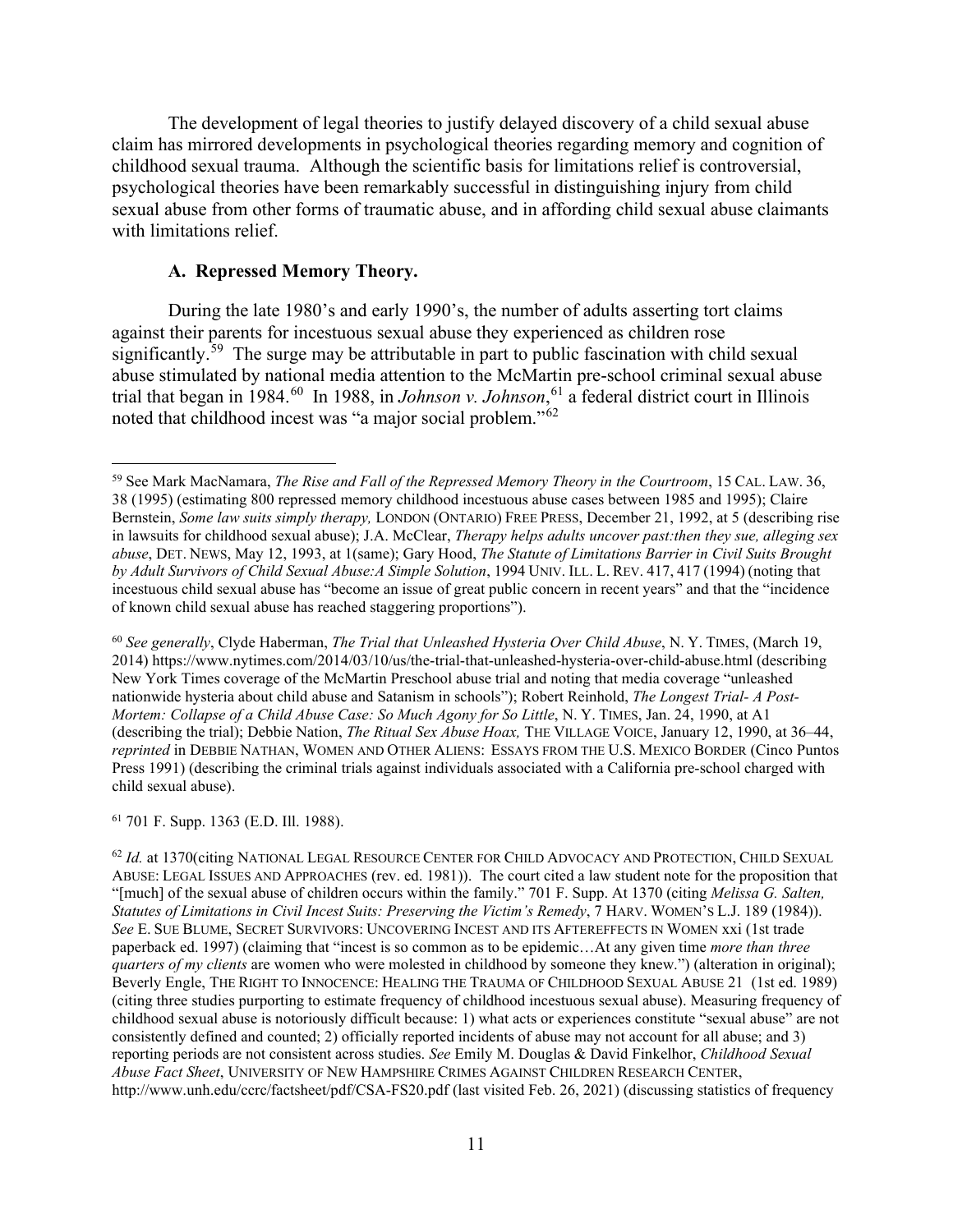The development of legal theories to justify delayed discovery of a child sexual abuse claim has mirrored developments in psychological theories regarding memory and cognition of childhood sexual trauma. Although the scientific basis for limitations relief is controversial, psychological theories have been remarkably successful in distinguishing injury from child sexual abuse from other forms of traumatic abuse, and in affording child sexual abuse claimants with limitations relief.

### A. Repressed Memory Theory.

During the late 1980's and early 1990's, the number of adults asserting tort claims against their parents for incestuous sexual abuse they experienced as children rose significantly.[59] The surge may be attributable in part to public fascination with child sexual abuse stimulated by national media attention to the McMartin pre-school criminal sexual abuse trial that began in 1984.[60] In 1988, in *Johnson v. Johnson*,[61] a federal district court in Illinois noted that childhood incest was "a major social problem."[62]

---

[59] See Mark MacNamara, *The Rise and Fall of the Repressed Memory Theory in the Courtroom*, 15 CAL. LAW. 36, 38 (1995) (estimating 800 repressed memory childhood incestuous abuse cases between 1985 and 1995); Claire Bernstein, *Some law suits simply therapy,* LONDON (ONTARIO) FREE PRESS, December 21, 1992, at 5 (describing rise in lawsuits for childhood sexual abuse); J.A. McClear, *Therapy helps adults uncover past:then they sue, alleging sex abuse*, DET. NEWS, May 12, 1993, at 1(same); Gary Hood, *The Statute of Limitations Barrier in Civil Suits Brought by Adult Survivors of Child Sexual Abuse:A Simple Solution*, 1994 UNIV. ILL. L. REV. 417, 417 (1994) (noting that incestuous child sexual abuse has "become an issue of great public concern in recent years" and that the "incidence of known child sexual abuse has reached staggering proportions").

[60] *See generally*, Clyde Haberman, *The Trial that Unleashed Hysteria Over Child Abuse*, N. Y. TIMES, (March 19, 2014) https://www.nytimes.com/2014/03/10/us/the-trial-that-unleashed-hysteria-over-child-abuse.html (describing New York Times coverage of the McMartin Preschool abuse trial and noting that media coverage "unleashed nationwide hysteria about child abuse and Satanism in schools"); Robert Reinhold, *The Longest Trial- A Post-Mortem: Collapse of a Child Abuse Case: So Much Agony for So Little*, N. Y. TIMES, Jan. 24, 1990, at A1 (describing the trial); Debbie Nation, *The Ritual Sex Abuse Hoax,* THE VILLAGE VOICE, January 12, 1990, at 36–44, *reprinted* in DEBBIE NATHAN, WOMEN AND OTHER ALIENS: ESSAYS FROM THE U.S. MEXICO BORDER (Cinco Puntos Press 1991) (describing the criminal trials against individuals associated with a California pre-school charged with child sexual abuse).

[61] 701 F. Supp. 1363 (E.D. Ill. 1988).

[62] *Id.* at 1370(citing NATIONAL LEGAL RESOURCE CENTER FOR CHILD ADVOCACY AND PROTECTION, CHILD SEXUAL ABUSE: LEGAL ISSUES AND APPROACHES (rev. ed. 1981)). The court cited a law student note for the proposition that "[much] of the sexual abuse of children occurs within the family." 701 F. Supp. At 1370 (citing *Melissa G. Salten, Statutes of Limitations in Civil Incest Suits: Preserving the Victim's Remedy*, 7 HARV. WOMEN'S L.J. 189 (1984)). *See* E. SUE BLUME, SECRET SURVIVORS: UNCOVERING INCEST AND ITS AFTEREFFECTS IN WOMEN xxi (1st trade paperback ed. 1997) (claiming that "incest is so common as to be epidemic…At any given time *more than three quarters of my clients* are women who were molested in childhood by someone they knew.") (alteration in original); Beverly Engle, THE RIGHT TO INNOCENCE: HEALING THE TRAUMA OF CHILDHOOD SEXUAL ABUSE 21 (1st ed. 1989) (citing three studies purporting to estimate frequency of childhood incestuous sexual abuse). Measuring frequency of childhood sexual abuse is notoriously difficult because: 1) what acts or experiences constitute "sexual abuse" are not consistently defined and counted; 2) officially reported incidents of abuse may not account for all abuse; and 3) reporting periods are not consistent across studies. *See* Emily M. Douglas & David Finkelhor, *Childhood Sexual Abuse Fact Sheet*, UNIVERSITY OF NEW HAMPSHIRE CRIMES AGAINST CHILDREN RESEARCH CENTER, http://www.unh.edu/ccrc/factsheet/pdf/CSA-FS20.pdf (last visited Feb. 26, 2021) (discussing statistics of frequency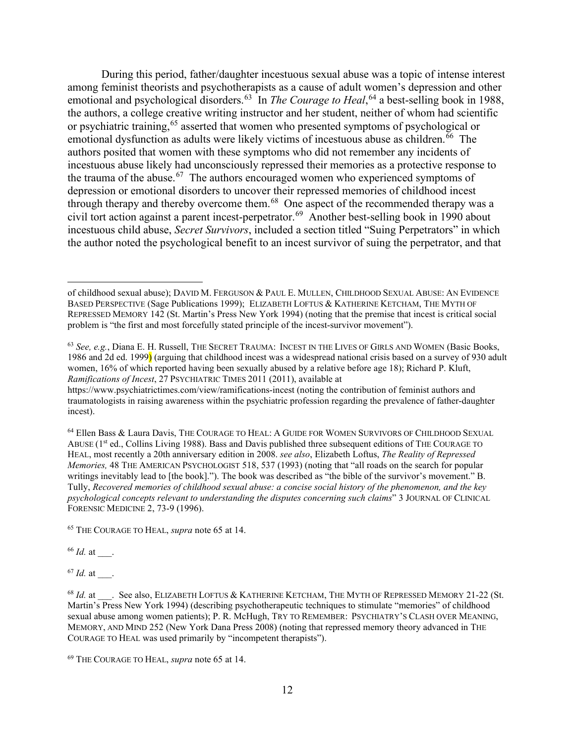During this period, father/daughter incestuous sexual abuse was a topic of intense interest among feminist theorists and psychotherapists as a cause of adult women's depression and other emotional and psychological disorders.[63] In *The Courage to Heal*,[64] a best-selling book in 1988, the authors, a college creative writing instructor and her student, neither of whom had scientific or psychiatric training,[65] asserted that women who presented symptoms of psychological or emotional dysfunction as adults were likely victims of incestuous abuse as children.[66] The authors posited that women with these symptoms who did not remember any incidents of incestuous abuse likely had unconsciously repressed their memories as a protective response to the trauma of the abuse.[67] The authors encouraged women who experienced symptoms of depression or emotional disorders to uncover their repressed memories of childhood incest through therapy and thereby overcome them.[68] One aspect of the recommended therapy was a civil tort action against a parent incest-perpetrator.[69] Another best-selling book in 1990 about incestuous child abuse, *Secret Survivors*, included a section titled "Suing Perpetrators" in which the author noted the psychological benefit to an incest survivor of suing the perpetrator, and that

---

of childhood sexual abuse); DAVID M. FERGUSON & PAUL E. MULLEN, CHILDHOOD SEXUAL ABUSE: AN EVIDENCE BASED PERSPECTIVE (Sage Publications 1999); ELIZABETH LOFTUS & KATHERINE KETCHAM, THE MYTH OF REPRESSED MEMORY 142 (St. Martin's Press New York 1994) (noting that the premise that incest is critical social problem is "the first and most forcefully stated principle of the incest-survivor movement").

[63] *See, e.g.*, Diana E. H. Russell, THE SECRET TRAUMA: INCEST IN THE LIVES OF GIRLS AND WOMEN (Basic Books, 1986 and 2d ed. 1999) (arguing that childhood incest was a widespread national crisis based on a survey of 930 adult women, 16% of which reported having been sexually abused by a relative before age 18); Richard P. Kluft, *Ramifications of Incest*, 27 PSYCHIATRIC TIMES 2011 (2011), available at https://www.psychiatrictimes.com/view/ramifications-incest (noting the contribution of feminist authors and traumatologists in raising awareness within the psychiatric profession regarding the prevalence of father-daughter incest).

[64] Ellen Bass & Laura Davis, THE COURAGE TO HEAL: A GUIDE FOR WOMEN SURVIVORS OF CHILDHOOD SEXUAL ABUSE (1st ed., Collins Living 1988). Bass and Davis published three subsequent editions of THE COURAGE TO HEAL, most recently a 20th anniversary edition in 2008. *see also*, Elizabeth Loftus, *The Reality of Repressed Memories,* 48 THE AMERICAN PSYCHOLOGIST 518, 537 (1993) (noting that "all roads on the search for popular writings inevitably lead to [the book]."). The book was described as "the bible of the survivor's movement." B. Tully, *Recovered memories of childhood sexual abuse: a concise social history of the phenomenon, and the key psychological concepts relevant to understanding the disputes concerning such claims*" 3 JOURNAL OF CLINICAL FORENSIC MEDICINE 2, 73-9 (1996).

[65] THE COURAGE TO HEAL, *supra* note 65 at 14.

[66] *Id.* at ___.

[67] *Id.* at ___.

[68] *Id.* at ___. See also, ELIZABETH LOFTUS & KATHERINE KETCHAM, THE MYTH OF REPRESSED MEMORY 21-22 (St. Martin's Press New York 1994) (describing psychotherapeutic techniques to stimulate "memories" of childhood sexual abuse among women patients); P. R. McHugh, TRY TO REMEMBER: PSYCHIATRY'S CLASH OVER MEANING, MEMORY, AND MIND 252 (New York Dana Press 2008) (noting that repressed memory theory advanced in THE COURAGE TO HEAL was used primarily by "incompetent therapists").

[69] THE COURAGE TO HEAL, *supra* note 65 at 14.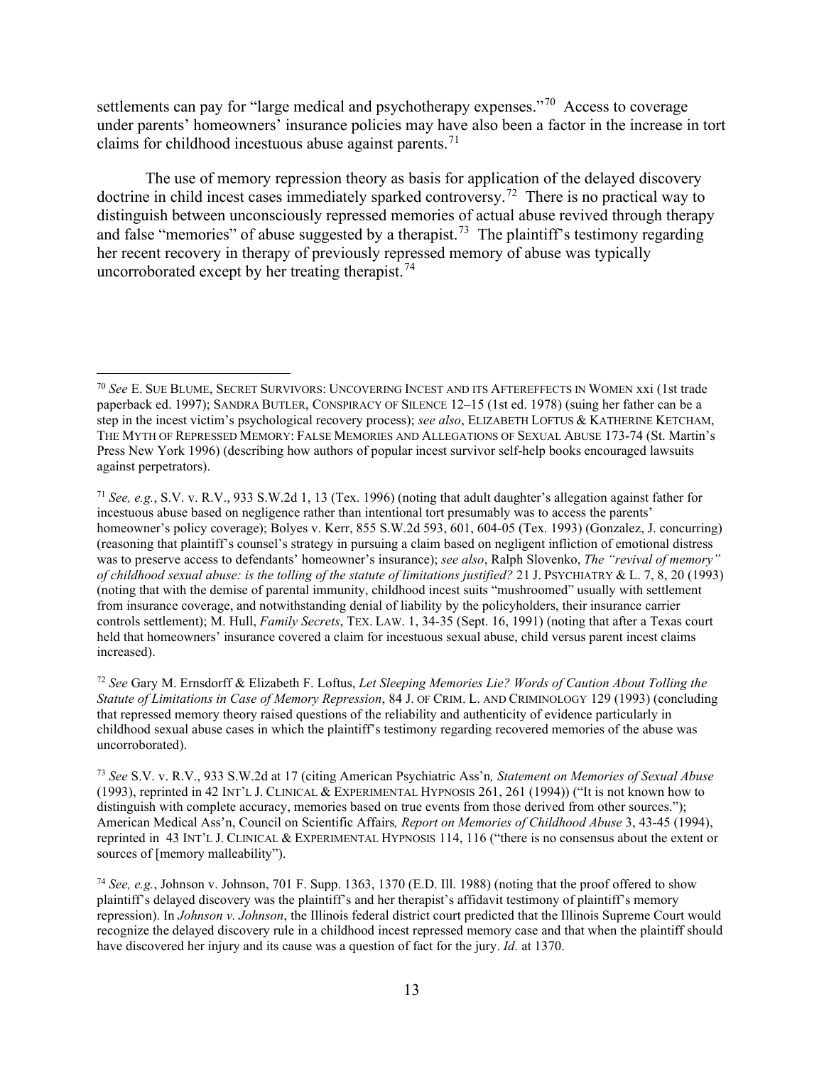settlements can pay for "large medical and psychotherapy expenses."[70] Access to coverage under parents' homeowners' insurance policies may have also been a factor in the increase in tort claims for childhood incestuous abuse against parents.[71]

The use of memory repression theory as basis for application of the delayed discovery doctrine in child incest cases immediately sparked controversy.[72] There is no practical way to distinguish between unconsciously repressed memories of actual abuse revived through therapy and false "memories" of abuse suggested by a therapist.[73] The plaintiff's testimony regarding her recent recovery in therapy of previously repressed memory of abuse was typically uncorroborated except by her treating therapist.[74]

---

[70] *See* E. SUE BLUME, SECRET SURVIVORS: UNCOVERING INCEST AND ITS AFTEREFFECTS IN WOMEN xxi (1st trade paperback ed. 1997); SANDRA BUTLER, CONSPIRACY OF SILENCE 12–15 (1st ed. 1978) (suing her father can be a step in the incest victim's psychological recovery process); *see also*, ELIZABETH LOFTUS & KATHERINE KETCHAM, THE MYTH OF REPRESSED MEMORY: FALSE MEMORIES AND ALLEGATIONS OF SEXUAL ABUSE 173-74 (St. Martin's Press New York 1996) (describing how authors of popular incest survivor self-help books encouraged lawsuits against perpetrators).

[71] *See, e.g.*, S.V. v. R.V., 933 S.W.2d 1, 13 (Tex. 1996) (noting that adult daughter's allegation against father for incestuous abuse based on negligence rather than intentional tort presumably was to access the parents' homeowner's policy coverage); Bolyes v. Kerr, 855 S.W.2d 593, 601, 604-05 (Tex. 1993) (Gonzalez, J. concurring) (reasoning that plaintiff's counsel's strategy in pursuing a claim based on negligent infliction of emotional distress was to preserve access to defendants' homeowner's insurance); *see also*, Ralph Slovenko, *The "revival of memory" of childhood sexual abuse: is the tolling of the statute of limitations justified?* 21 J. PSYCHIATRY & L. 7, 8, 20 (1993) (noting that with the demise of parental immunity, childhood incest suits "mushroomed" usually with settlement from insurance coverage, and notwithstanding denial of liability by the policyholders, their insurance carrier controls settlement); M. Hull, *Family Secrets*, TEX. LAW. 1, 34-35 (Sept. 16, 1991) (noting that after a Texas court held that homeowners' insurance covered a claim for incestuous sexual abuse, child versus parent incest claims increased).

[72] *See* Gary M. Ernsdorff & Elizabeth F. Loftus, *Let Sleeping Memories Lie? Words of Caution About Tolling the Statute of Limitations in Case of Memory Repression*, 84 J. OF CRIM. L. AND CRIMINOLOGY 129 (1993) (concluding that repressed memory theory raised questions of the reliability and authenticity of evidence particularly in childhood sexual abuse cases in which the plaintiff's testimony regarding recovered memories of the abuse was uncorroborated).

[73] *See* S.V. v. R.V., 933 S.W.2d at 17 (citing American Psychiatric Ass'n*, Statement on Memories of Sexual Abuse* (1993), reprinted in 42 INT'L J. CLINICAL & EXPERIMENTAL HYPNOSIS 261, 261 (1994)) ("It is not known how to distinguish with complete accuracy, memories based on true events from those derived from other sources."); American Medical Ass'n, Council on Scientific Affairs*, Report on Memories of Childhood Abuse* 3, 43-45 (1994), reprinted in 43 INT'L J. CLINICAL & EXPERIMENTAL HYPNOSIS 114, 116 ("there is no consensus about the extent or sources of [memory malleability").

[74] *See, e.g.*, Johnson v. Johnson, 701 F. Supp. 1363, 1370 (E.D. Ill. 1988) (noting that the proof offered to show plaintiff's delayed discovery was the plaintiff's and her therapist's affidavit testimony of plaintiff's memory repression). In *Johnson v. Johnson*, the Illinois federal district court predicted that the Illinois Supreme Court would recognize the delayed discovery rule in a childhood incest repressed memory case and that when the plaintiff should have discovered her injury and its cause was a question of fact for the jury. *Id.* at 1370.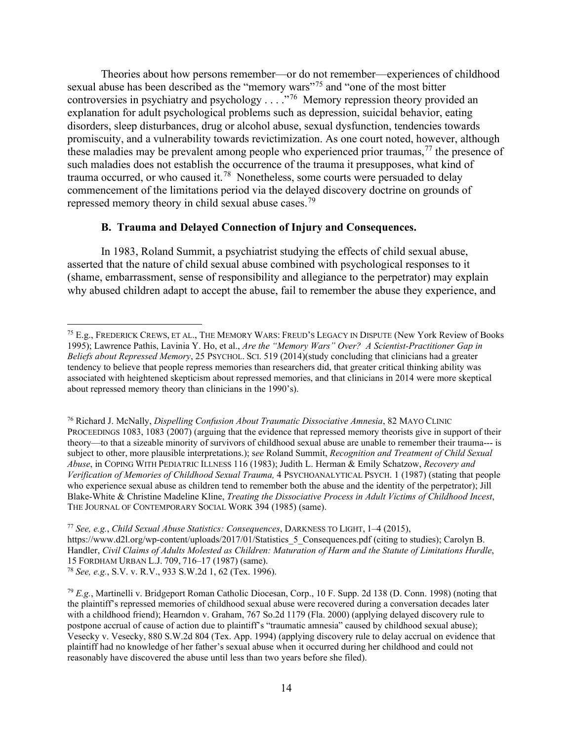Theories about how persons remember—or do not remember—experiences of childhood sexual abuse has been described as the "memory wars"[75] and "one of the most bitter controversies in psychiatry and psychology . . . ."[76] Memory repression theory provided an explanation for adult psychological problems such as depression, suicidal behavior, eating disorders, sleep disturbances, drug or alcohol abuse, sexual dysfunction, tendencies towards promiscuity, and a vulnerability towards revictimization. As one court noted, however, although these maladies may be prevalent among people who experienced prior traumas,[77] the presence of such maladies does not establish the occurrence of the trauma it presupposes, what kind of trauma occurred, or who caused it.[78] Nonetheless, some courts were persuaded to delay commencement of the limitations period via the delayed discovery doctrine on grounds of repressed memory theory in child sexual abuse cases.[79]

### B. Trauma and Delayed Connection of Injury and Consequences.

In 1983, Roland Summit, a psychiatrist studying the effects of child sexual abuse, asserted that the nature of child sexual abuse combined with psychological responses to it (shame, embarrassment, sense of responsibility and allegiance to the perpetrator) may explain why abused children adapt to accept the abuse, fail to remember the abuse they experience, and

---

[75] E.g., FREDERICK CREWS, ET AL., THE MEMORY WARS: FREUD'S LEGACY IN DISPUTE (New York Review of Books 1995); Lawrence Pathis, Lavinia Y. Ho, et al., *Are the "Memory Wars" Over? A Scientist-Practitioner Gap in Beliefs about Repressed Memory*, 25 PSYCHOL. SCI. 519 (2014)(study concluding that clinicians had a greater tendency to believe that people repress memories than researchers did, that greater critical thinking ability was associated with heightened skepticism about repressed memories, and that clinicians in 2014 were more skeptical about repressed memory theory than clinicians in the 1990's).

[76] Richard J. McNally, *Dispelling Confusion About Traumatic Dissociative Amnesia*, 82 MAYO CLINIC PROCEEDINGS 1083, 1083 (2007) (arguing that the evidence that repressed memory theorists give in support of their theory—to that a sizeable minority of survivors of childhood sexual abuse are unable to remember their trauma--- is subject to other, more plausible interpretations.); *see* Roland Summit, *Recognition and Treatment of Child Sexual Abuse*, in COPING WITH PEDIATRIC ILLNESS 116 (1983); Judith L. Herman & Emily Schatzow, *Recovery and Verification of Memories of Childhood Sexual Trauma,* 4 PSYCHOANALYTICAL PSYCH. 1 (1987) (stating that people who experience sexual abuse as children tend to remember both the abuse and the identity of the perpetrator); Jill Blake-White & Christine Madeline Kline, *Treating the Dissociative Process in Adult Victims of Childhood Incest*, THE JOURNAL OF CONTEMPORARY SOCIAL WORK 394 (1985) (same).

[77] *See, e.g.*, *Child Sexual Abuse Statistics: Consequences*, DARKNESS TO LIGHT, 1–4 (2015), https://www.d2l.org/wp-content/uploads/2017/01/Statistics_5_Consequences.pdf (citing to studies); Carolyn B. Handler, *Civil Claims of Adults Molested as Children: Maturation of Harm and the Statute of Limitations Hurdle*, 15 FORDHAM URBAN L.J. 709, 716–17 (1987) (same).

[78] *See, e.g.*, S.V. v. R.V., 933 S.W.2d 1, 62 (Tex. 1996).

[79] *E.g.*, Martinelli v. Bridgeport Roman Catholic Diocesan, Corp., 10 F. Supp. 2d 138 (D. Conn. 1998) (noting that the plaintiff's repressed memories of childhood sexual abuse were recovered during a conversation decades later with a childhood friend); Hearndon v. Graham, 767 So.2d 1179 (Fla. 2000) (applying delayed discovery rule to postpone accrual of cause of action due to plaintiff's "traumatic amnesia" caused by childhood sexual abuse); Vesecky v. Vesecky, 880 S.W.2d 804 (Tex. App. 1994) (applying discovery rule to delay accrual on evidence that plaintiff had no knowledge of her father's sexual abuse when it occurred during her childhood and could not reasonably have discovered the abuse until less than two years before she filed).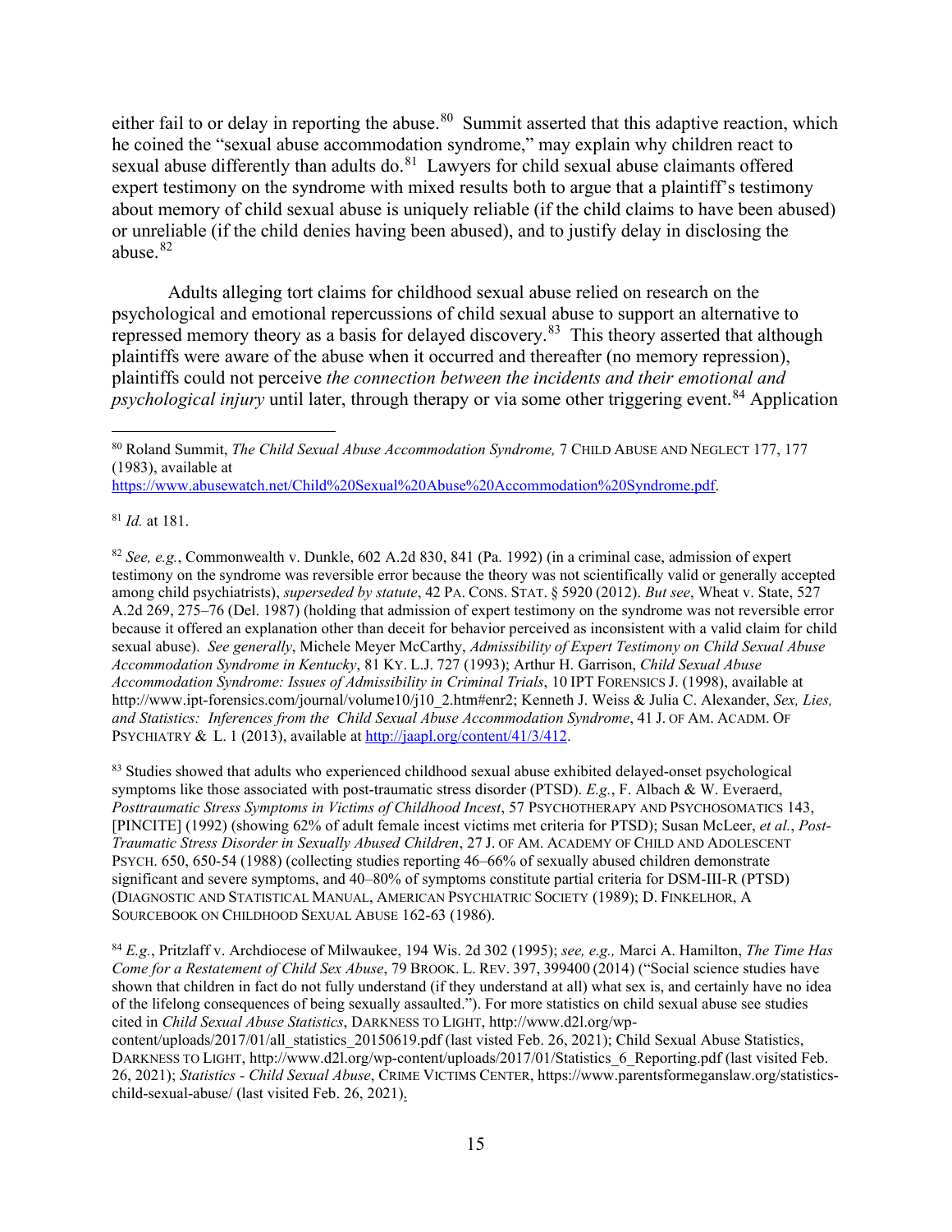either fail to or delay in reporting the abuse.[80] Summit asserted that this adaptive reaction, which he coined the "sexual abuse accommodation syndrome," may explain why children react to sexual abuse differently than adults do.[81] Lawyers for child sexual abuse claimants offered expert testimony on the syndrome with mixed results both to argue that a plaintiff's testimony about memory of child sexual abuse is uniquely reliable (if the child claims to have been abused) or unreliable (if the child denies having been abused), and to justify delay in disclosing the abuse.[82]

Adults alleging tort claims for childhood sexual abuse relied on research on the psychological and emotional repercussions of child sexual abuse to support an alternative to repressed memory theory as a basis for delayed discovery.[83] This theory asserted that although plaintiffs were aware of the abuse when it occurred and thereafter (no memory repression), plaintiffs could not perceive *the connection between the incidents and their emotional and psychological injury* until later, through therapy or via some other triggering event.[84] Application

---

[80] Roland Summit, *The Child Sexual Abuse Accommodation Syndrome,* 7 CHILD ABUSE AND NEGLECT 177, 177 (1983), available at https://www.abusewatch.net/Child%20Sexual%20Abuse%20Accommodation%20Syndrome.pdf.

[81] *Id.* at 181.

[82] *See, e.g.*, Commonwealth v. Dunkle, 602 A.2d 830, 841 (Pa. 1992) (in a criminal case, admission of expert testimony on the syndrome was reversible error because the theory was not scientifically valid or generally accepted among child psychiatrists), *superseded by statute*, 42 PA. CONS. STAT. § 5920 (2012). *But see*, Wheat v. State, 527 A.2d 269, 275–76 (Del. 1987) (holding that admission of expert testimony on the syndrome was not reversible error because it offered an explanation other than deceit for behavior perceived as inconsistent with a valid claim for child sexual abuse). *See generally*, Michele Meyer McCarthy, *Admissibility of Expert Testimony on Child Sexual Abuse Accommodation Syndrome in Kentucky*, 81 KY. L.J. 727 (1993); Arthur H. Garrison, *Child Sexual Abuse Accommodation Syndrome: Issues of Admissibility in Criminal Trials*, 10 IPT FORENSICS J. (1998), available at http://www.ipt-forensics.com/journal/volume10/j10_2.htm#enr2; Kenneth J. Weiss & Julia C. Alexander, *Sex, Lies, and Statistics: Inferences from the Child Sexual Abuse Accommodation Syndrome*, 41 J. OF AM. ACADM. OF PSYCHIATRY & L. 1 (2013), available at http://jaapl.org/content/41/3/412.

[83] Studies showed that adults who experienced childhood sexual abuse exhibited delayed-onset psychological symptoms like those associated with post-traumatic stress disorder (PTSD). *E.g.*, F. Albach & W. Everaerd, *Posttraumatic Stress Symptoms in Victims of Childhood Incest*, 57 PSYCHOTHERAPY AND PSYCHOSOMATICS 143, [PINCITE] (1992) (showing 62% of adult female incest victims met criteria for PTSD); Susan McLeer, *et al.*, *Post-Traumatic Stress Disorder in Sexually Abused Children*, 27 J. OF AM. ACADEMY OF CHILD AND ADOLESCENT PSYCH. 650, 650-54 (1988) (collecting studies reporting 46–66% of sexually abused children demonstrate significant and severe symptoms, and 40–80% of symptoms constitute partial criteria for DSM-III-R (PTSD) (DIAGNOSTIC AND STATISTICAL MANUAL, AMERICAN PSYCHIATRIC SOCIETY (1989); D. FINKELHOR, A SOURCEBOOK ON CHILDHOOD SEXUAL ABUSE 162-63 (1986).

[84] *E.g.*, Pritzlaff v. Archdiocese of Milwaukee, 194 Wis. 2d 302 (1995); *see, e.g.,* Marci A. Hamilton, *The Time Has Come for a Restatement of Child Sex Abuse*, 79 BROOK. L. REV. 397, 399400 (2014) ("Social science studies have shown that children in fact do not fully understand (if they understand at all) what sex is, and certainly have no idea of the lifelong consequences of being sexually assaulted."). For more statistics on child sexual abuse see studies cited in *Child Sexual Abuse Statistics*, DARKNESS TO LIGHT, http://www.d2l.org/wp-content/uploads/2017/01/all_statistics_20150619.pdf (last visted Feb. 26, 2021); Child Sexual Abuse Statistics, DARKNESS TO LIGHT, http://www.d2l.org/wp-content/uploads/2017/01/Statistics_6_Reporting.pdf (last visited Feb. 26, 2021); *Statistics - Child Sexual Abuse*, CRIME VICTIMS CENTER, https://www.parentsformeganslaw.org/statistics-child-sexual-abuse/ (last visited Feb. 26, 2021).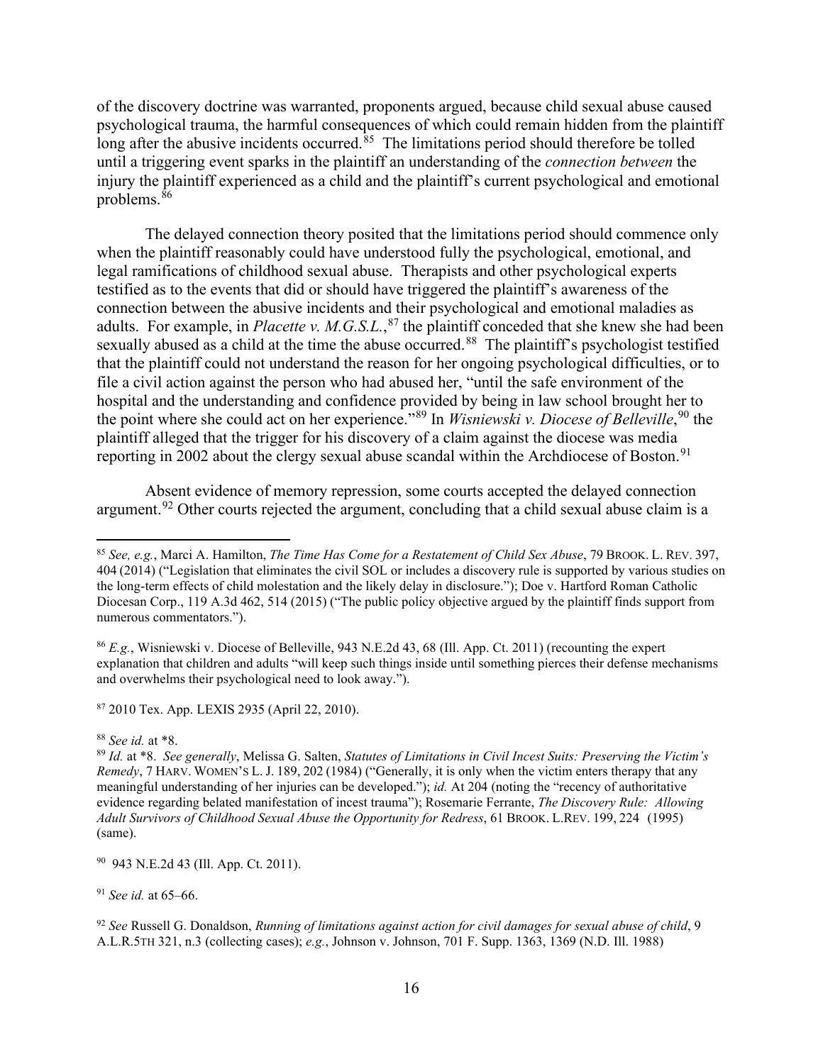of the discovery doctrine was warranted, proponents argued, because child sexual abuse caused psychological trauma, the harmful consequences of which could remain hidden from the plaintiff long after the abusive incidents occurred.[85] The limitations period should therefore be tolled until a triggering event sparks in the plaintiff an understanding of the *connection between* the injury the plaintiff experienced as a child and the plaintiff's current psychological and emotional problems.[86]

The delayed connection theory posited that the limitations period should commence only when the plaintiff reasonably could have understood fully the psychological, emotional, and legal ramifications of childhood sexual abuse. Therapists and other psychological experts testified as to the events that did or should have triggered the plaintiff's awareness of the connection between the abusive incidents and their psychological and emotional maladies as adults. For example, in *Placette v. M.G.S.L.*,[87] the plaintiff conceded that she knew she had been sexually abused as a child at the time the abuse occurred.[88] The plaintiff's psychologist testified that the plaintiff could not understand the reason for her ongoing psychological difficulties, or to file a civil action against the person who had abused her, "until the safe environment of the hospital and the understanding and confidence provided by being in law school brought her to the point where she could act on her experience."[89] In *Wisniewski v. Diocese of Belleville*,[90] the plaintiff alleged that the trigger for his discovery of a claim against the diocese was media reporting in 2002 about the clergy sexual abuse scandal within the Archdiocese of Boston.[91]

Absent evidence of memory repression, some courts accepted the delayed connection argument.[92] Other courts rejected the argument, concluding that a child sexual abuse claim is a

---

[85] *See, e.g.*, Marci A. Hamilton, *The Time Has Come for a Restatement of Child Sex Abuse*, 79 BROOK. L. REV. 397, 404 (2014) ("Legislation that eliminates the civil SOL or includes a discovery rule is supported by various studies on the long-term effects of child molestation and the likely delay in disclosure."); Doe v. Hartford Roman Catholic Diocesan Corp., 119 A.3d 462, 514 (2015) ("The public policy objective argued by the plaintiff finds support from numerous commentators.").

[86] *E.g.*, Wisniewski v. Diocese of Belleville, 943 N.E.2d 43, 68 (Ill. App. Ct. 2011) (recounting the expert explanation that children and adults "will keep such things inside until something pierces their defense mechanisms and overwhelms their psychological need to look away.").

[87] 2010 Tex. App. LEXIS 2935 (April 22, 2010).

[88] *See id.* at *8.

[89] *Id.* at *8. *See generally*, Melissa G. Salten, *Statutes of Limitations in Civil Incest Suits: Preserving the Victim's Remedy*, 7 HARV. WOMEN'S L. J. 189, 202 (1984) ("Generally, it is only when the victim enters therapy that any meaningful understanding of her injuries can be developed."); *id.* At 204 (noting the "recency of authoritative evidence regarding belated manifestation of incest trauma"); Rosemarie Ferrante, *The Discovery Rule: Allowing Adult Survivors of Childhood Sexual Abuse the Opportunity for Redress*, 61 BROOK. L.REV. 199, 224 (1995) (same).

[90] 943 N.E.2d 43 (Ill. App. Ct. 2011).

[91] *See id.* at 65–66.

[92] *See* Russell G. Donaldson, *Running of limitations against action for civil damages for sexual abuse of child*, 9 A.L.R.5TH 321, n.3 (collecting cases); *e.g.*, Johnson v. Johnson, 701 F. Supp. 1363, 1369 (N.D. Ill. 1988)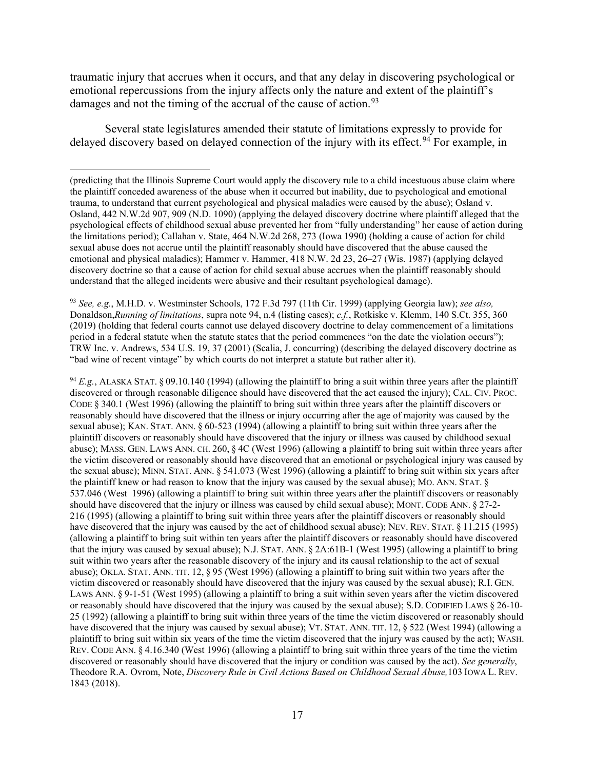traumatic injury that accrues when it occurs, and that any delay in discovering psychological or emotional repercussions from the injury affects only the nature and extent of the plaintiff's damages and not the timing of the accrual of the cause of action.[93]

Several state legislatures amended their statute of limitations expressly to provide for delayed discovery based on delayed connection of the injury with its effect.[94] For example, in

---

(predicting that the Illinois Supreme Court would apply the discovery rule to a child incestuous abuse claim where the plaintiff conceded awareness of the abuse when it occurred but inability, due to psychological and emotional trauma, to understand that current psychological and physical maladies were caused by the abuse); Osland v. Osland, 442 N.W.2d 907, 909 (N.D. 1090) (applying the delayed discovery doctrine where plaintiff alleged that the psychological effects of childhood sexual abuse prevented her from "fully understanding" her cause of action during the limitations period); Callahan v. State, 464 N.W.2d 268, 273 (Iowa 1990) (holding a cause of action for child sexual abuse does not accrue until the plaintiff reasonably should have discovered that the abuse caused the emotional and physical maladies); Hammer v. Hammer, 418 N.W. 2d 23, 26–27 (Wis. 1987) (applying delayed discovery doctrine so that a cause of action for child sexual abuse accrues when the plaintiff reasonably should understand that the alleged incidents were abusive and their resultant psychological damage).

[93] *See, e.g.*, M.H.D. v. Westminster Schools, 172 F.3d 797 (11th Cir. 1999) (applying Georgia law); *see also,* Donaldson,*Running of limitations*, supra note 94, n.4 (listing cases); *c.f.*, Rotkiske v. Klemm, 140 S.Ct. 355, 360 (2019) (holding that federal courts cannot use delayed discovery doctrine to delay commencement of a limitations period in a federal statute when the statute states that the period commences "on the date the violation occurs"); TRW Inc. v. Andrews, 534 U.S. 19, 37 (2001) (Scalia, J. concurring) (describing the delayed discovery doctrine as "bad wine of recent vintage" by which courts do not interpret a statute but rather alter it).

[94] *E.g.*, ALASKA STAT. § 09.10.140 (1994) (allowing the plaintiff to bring a suit within three years after the plaintiff discovered or through reasonable diligence should have discovered that the act caused the injury); CAL. CIV. PROC. CODE § 340.1 (West 1996) (allowing the plaintiff to bring suit within three years after the plaintiff discovers or reasonably should have discovered that the illness or injury occurring after the age of majority was caused by the sexual abuse); KAN. STAT. ANN. § 60-523 (1994) (allowing a plaintiff to bring suit within three years after the plaintiff discovers or reasonably should have discovered that the injury or illness was caused by childhood sexual abuse); MASS. GEN. LAWS ANN. CH. 260, § 4C (West 1996) (allowing a plaintiff to bring suit within three years after the victim discovered or reasonably should have discovered that an emotional or psychological injury was caused by the sexual abuse); MINN. STAT. ANN. § 541.073 (West 1996) (allowing a plaintiff to bring suit within six years after the plaintiff knew or had reason to know that the injury was caused by the sexual abuse); MO. ANN. STAT. § 537.046 (West 1996) (allowing a plaintiff to bring suit within three years after the plaintiff discovers or reasonably should have discovered that the injury or illness was caused by child sexual abuse); MONT. CODE ANN. § 27-2-216 (1995) (allowing a plaintiff to bring suit within three years after the plaintiff discovers or reasonably should have discovered that the injury was caused by the act of childhood sexual abuse); NEV. REV. STAT. § 11.215 (1995) (allowing a plaintiff to bring suit within ten years after the plaintiff discovers or reasonably should have discovered that the injury was caused by sexual abuse); N.J. STAT. ANN. § 2A:61B-1 (West 1995) (allowing a plaintiff to bring suit within two years after the reasonable discovery of the injury and its causal relationship to the act of sexual abuse); OKLA. STAT. ANN. TIT. 12, § 95 (West 1996) (allowing a plaintiff to bring suit within two years after the victim discovered or reasonably should have discovered that the injury was caused by the sexual abuse); R.I. GEN. LAWS ANN. § 9-1-51 (West 1995) (allowing a plaintiff to bring a suit within seven years after the victim discovered or reasonably should have discovered that the injury was caused by the sexual abuse); S.D. CODIFIED LAWS § 26-10-25 (1992) (allowing a plaintiff to bring suit within three years of the time the victim discovered or reasonably should have discovered that the injury was caused by sexual abuse); VT. STAT. ANN. TIT. 12, § 522 (West 1994) (allowing a plaintiff to bring suit within six years of the time the victim discovered that the injury was caused by the act); WASH. REV. CODE ANN. § 4.16.340 (West 1996) (allowing a plaintiff to bring suit within three years of the time the victim discovered or reasonably should have discovered that the injury or condition was caused by the act). *See generally*, Theodore R.A. Ovrom, Note, *Discovery Rule in Civil Actions Based on Childhood Sexual Abuse,*103 IOWA L. REV. 1843 (2018).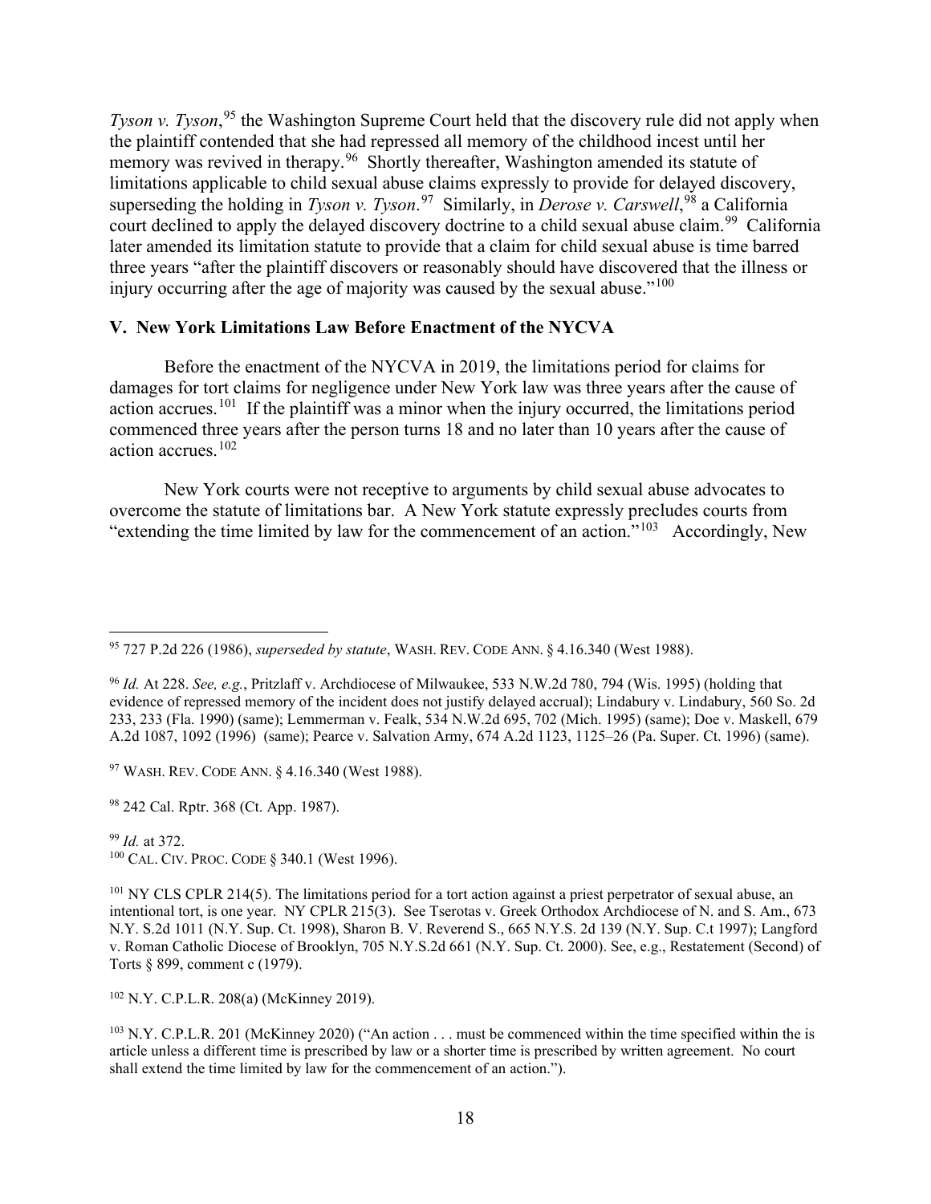*Tyson v. Tyson*,[95] the Washington Supreme Court held that the discovery rule did not apply when the plaintiff contended that she had repressed all memory of the childhood incest until her memory was revived in therapy.[96] Shortly thereafter, Washington amended its statute of limitations applicable to child sexual abuse claims expressly to provide for delayed discovery, superseding the holding in *Tyson v. Tyson*.[97] Similarly, in *Derose v. Carswell*,[98] a California court declined to apply the delayed discovery doctrine to a child sexual abuse claim.[99] California later amended its limitation statute to provide that a claim for child sexual abuse is time barred three years "after the plaintiff discovers or reasonably should have discovered that the illness or injury occurring after the age of majority was caused by the sexual abuse."[100]

## V. New York Limitations Law Before Enactment of the NYCVA

Before the enactment of the NYCVA in 2019, the limitations period for claims for damages for tort claims for negligence under New York law was three years after the cause of action accrues.[101] If the plaintiff was a minor when the injury occurred, the limitations period commenced three years after the person turns 18 and no later than 10 years after the cause of action accrues.[102]

New York courts were not receptive to arguments by child sexual abuse advocates to overcome the statute of limitations bar. A New York statute expressly precludes courts from "extending the time limited by law for the commencement of an action."[103] Accordingly, New

---

[95] 727 P.2d 226 (1986), *superseded by statute*, WASH. REV. CODE ANN. § 4.16.340 (West 1988).

[96] *Id.* At 228. *See, e.g.*, Pritzlaff v. Archdiocese of Milwaukee, 533 N.W.2d 780, 794 (Wis. 1995) (holding that evidence of repressed memory of the incident does not justify delayed accrual); Lindabury v. Lindabury, 560 So. 2d 233, 233 (Fla. 1990) (same); Lemmerman v. Fealk, 534 N.W.2d 695, 702 (Mich. 1995) (same); Doe v. Maskell, 679 A.2d 1087, 1092 (1996) (same); Pearce v. Salvation Army, 674 A.2d 1123, 1125–26 (Pa. Super. Ct. 1996) (same).

[97] WASH. REV. CODE ANN. § 4.16.340 (West 1988).

[98] 242 Cal. Rptr. 368 (Ct. App. 1987).

[99] *Id.* at 372.

[100] CAL. CIV. PROC. CODE § 340.1 (West 1996).

[101] NY CLS CPLR 214(5). The limitations period for a tort action against a priest perpetrator of sexual abuse, an intentional tort, is one year. NY CPLR 215(3). See Tserotas v. Greek Orthodox Archdiocese of N. and S. Am., 673 N.Y. S.2d 1011 (N.Y. Sup. Ct. 1998), Sharon B. V. Reverend S., 665 N.Y.S. 2d 139 (N.Y. Sup. C.t 1997); Langford v. Roman Catholic Diocese of Brooklyn, 705 N.Y.S.2d 661 (N.Y. Sup. Ct. 2000). See, e.g., Restatement (Second) of Torts § 899, comment c (1979).

[102] N.Y. C.P.L.R. 208(a) (McKinney 2019).

[103] N.Y. C.P.L.R. 201 (McKinney 2020) ("An action . . . must be commenced within the time specified within the is article unless a different time is prescribed by law or a shorter time is prescribed by written agreement. No court shall extend the time limited by law for the commencement of an action.").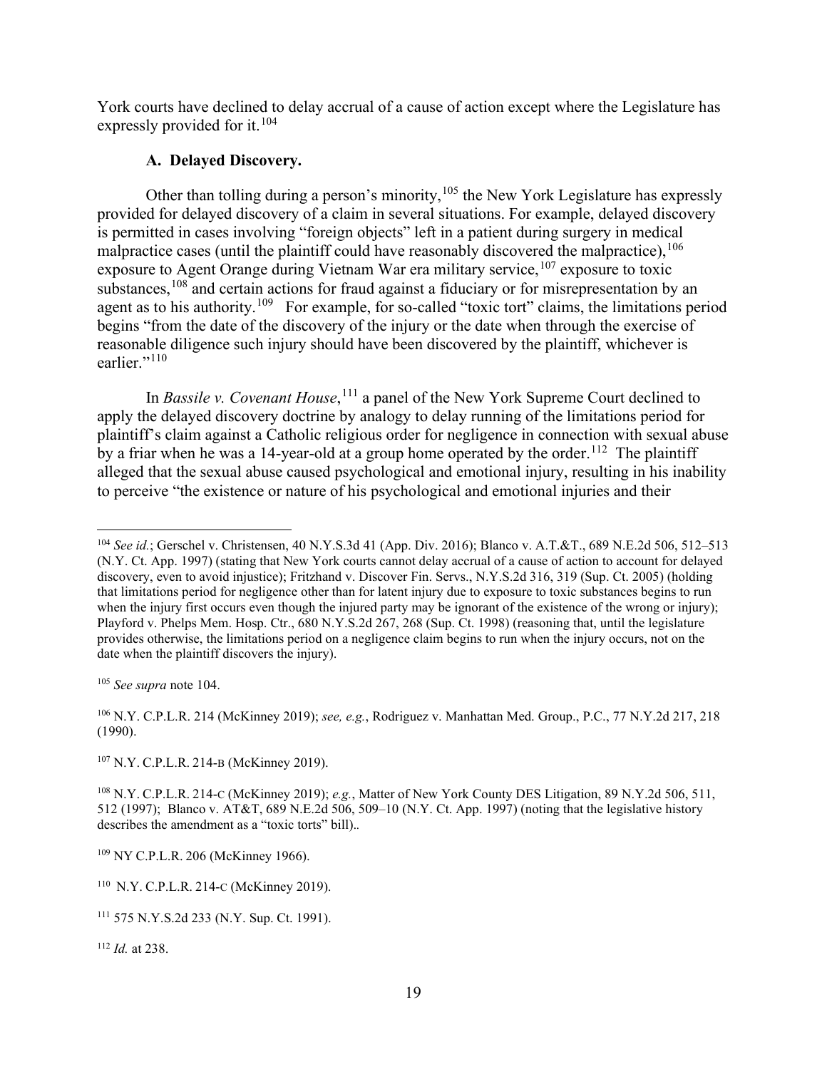York courts have declined to delay accrual of a cause of action except where the Legislature has expressly provided for it.[104]

### A. Delayed Discovery.

Other than tolling during a person's minority,[105] the New York Legislature has expressly provided for delayed discovery of a claim in several situations. For example, delayed discovery is permitted in cases involving "foreign objects" left in a patient during surgery in medical malpractice cases (until the plaintiff could have reasonably discovered the malpractice),[106] exposure to Agent Orange during Vietnam War era military service,[107] exposure to toxic substances,[108] and certain actions for fraud against a fiduciary or for misrepresentation by an agent as to his authority.[109] For example, for so-called "toxic tort" claims, the limitations period begins "from the date of the discovery of the injury or the date when through the exercise of reasonable diligence such injury should have been discovered by the plaintiff, whichever is earlier."[110]

In *Bassile v. Covenant House*,[111] a panel of the New York Supreme Court declined to apply the delayed discovery doctrine by analogy to delay running of the limitations period for plaintiff's claim against a Catholic religious order for negligence in connection with sexual abuse by a friar when he was a 14-year-old at a group home operated by the order.[112] The plaintiff alleged that the sexual abuse caused psychological and emotional injury, resulting in his inability to perceive "the existence or nature of his psychological and emotional injuries and their

---

[104] *See id.*; Gerschel v. Christensen, 40 N.Y.S.3d 41 (App. Div. 2016); Blanco v. A.T.&T., 689 N.E.2d 506, 512–513 (N.Y. Ct. App. 1997) (stating that New York courts cannot delay accrual of a cause of action to account for delayed discovery, even to avoid injustice); Fritzhand v. Discover Fin. Servs., N.Y.S.2d 316, 319 (Sup. Ct. 2005) (holding that limitations period for negligence other than for latent injury due to exposure to toxic substances begins to run when the injury first occurs even though the injured party may be ignorant of the existence of the wrong or injury); Playford v. Phelps Mem. Hosp. Ctr., 680 N.Y.S.2d 267, 268 (Sup. Ct. 1998) (reasoning that, until the legislature provides otherwise, the limitations period on a negligence claim begins to run when the injury occurs, not on the date when the plaintiff discovers the injury).

[105] *See supra* note 104.

[106] N.Y. C.P.L.R. 214 (McKinney 2019); *see, e.g.*, Rodriguez v. Manhattan Med. Group., P.C., 77 N.Y.2d 217, 218 (1990).

[107] N.Y. C.P.L.R. 214-B (McKinney 2019).

[108] N.Y. C.P.L.R. 214-C (McKinney 2019); *e.g.*, Matter of New York County DES Litigation, 89 N.Y.2d 506, 511, 512 (1997); Blanco v. AT&T, 689 N.E.2d 506, 509–10 (N.Y. Ct. App. 1997) (noting that the legislative history describes the amendment as a "toxic torts" bill)..

[109] NY C.P.L.R. 206 (McKinney 1966).

[110] N.Y. C.P.L.R. 214-C (McKinney 2019).

[111] 575 N.Y.S.2d 233 (N.Y. Sup. Ct. 1991).

[112] *Id.* at 238.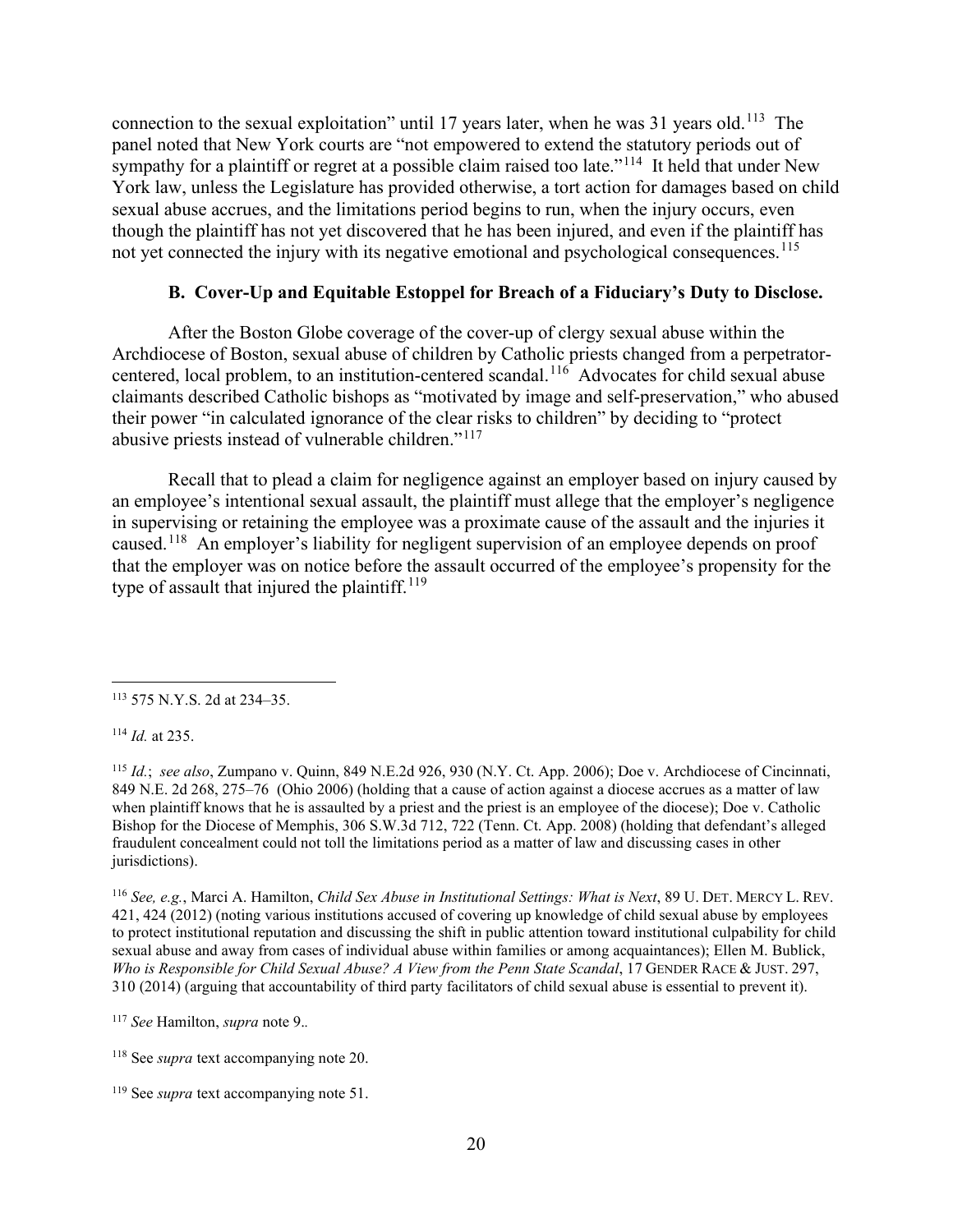connection to the sexual exploitation" until 17 years later, when he was 31 years old.[113] The panel noted that New York courts are "not empowered to extend the statutory periods out of sympathy for a plaintiff or regret at a possible claim raised too late."[114] It held that under New York law, unless the Legislature has provided otherwise, a tort action for damages based on child sexual abuse accrues, and the limitations period begins to run, when the injury occurs, even though the plaintiff has not yet discovered that he has been injured, and even if the plaintiff has not yet connected the injury with its negative emotional and psychological consequences.[115]

### B. Cover-Up and Equitable Estoppel for Breach of a Fiduciary's Duty to Disclose.

After the Boston Globe coverage of the cover-up of clergy sexual abuse within the Archdiocese of Boston, sexual abuse of children by Catholic priests changed from a perpetrator-centered, local problem, to an institution-centered scandal.[116] Advocates for child sexual abuse claimants described Catholic bishops as "motivated by image and self-preservation," who abused their power "in calculated ignorance of the clear risks to children" by deciding to "protect abusive priests instead of vulnerable children."[117]

Recall that to plead a claim for negligence against an employer based on injury caused by an employee's intentional sexual assault, the plaintiff must allege that the employer's negligence in supervising or retaining the employee was a proximate cause of the assault and the injuries it caused.[118] An employer's liability for negligent supervision of an employee depends on proof that the employer was on notice before the assault occurred of the employee's propensity for the type of assault that injured the plaintiff.[119]

---

[113] 575 N.Y.S. 2d at 234–35.

[114] *Id.* at 235.

[115] *Id.*; *see also*, Zumpano v. Quinn, 849 N.E.2d 926, 930 (N.Y. Ct. App. 2006); Doe v. Archdiocese of Cincinnati, 849 N.E. 2d 268, 275–76 (Ohio 2006) (holding that a cause of action against a diocese accrues as a matter of law when plaintiff knows that he is assaulted by a priest and the priest is an employee of the diocese); Doe v. Catholic Bishop for the Diocese of Memphis, 306 S.W.3d 712, 722 (Tenn. Ct. App. 2008) (holding that defendant's alleged fraudulent concealment could not toll the limitations period as a matter of law and discussing cases in other jurisdictions).

[116] *See, e.g.*, Marci A. Hamilton, *Child Sex Abuse in Institutional Settings: What is Next*, 89 U. DET. MERCY L. REV. 421, 424 (2012) (noting various institutions accused of covering up knowledge of child sexual abuse by employees to protect institutional reputation and discussing the shift in public attention toward institutional culpability for child sexual abuse and away from cases of individual abuse within families or among acquaintances); Ellen M. Bublick, *Who is Responsible for Child Sexual Abuse? A View from the Penn State Scandal*, 17 GENDER RACE & JUST. 297, 310 (2014) (arguing that accountability of third party facilitators of child sexual abuse is essential to prevent it).

[117] *See* Hamilton, *supra* note 9..

[118] See *supra* text accompanying note 20.

[119] See *supra* text accompanying note 51.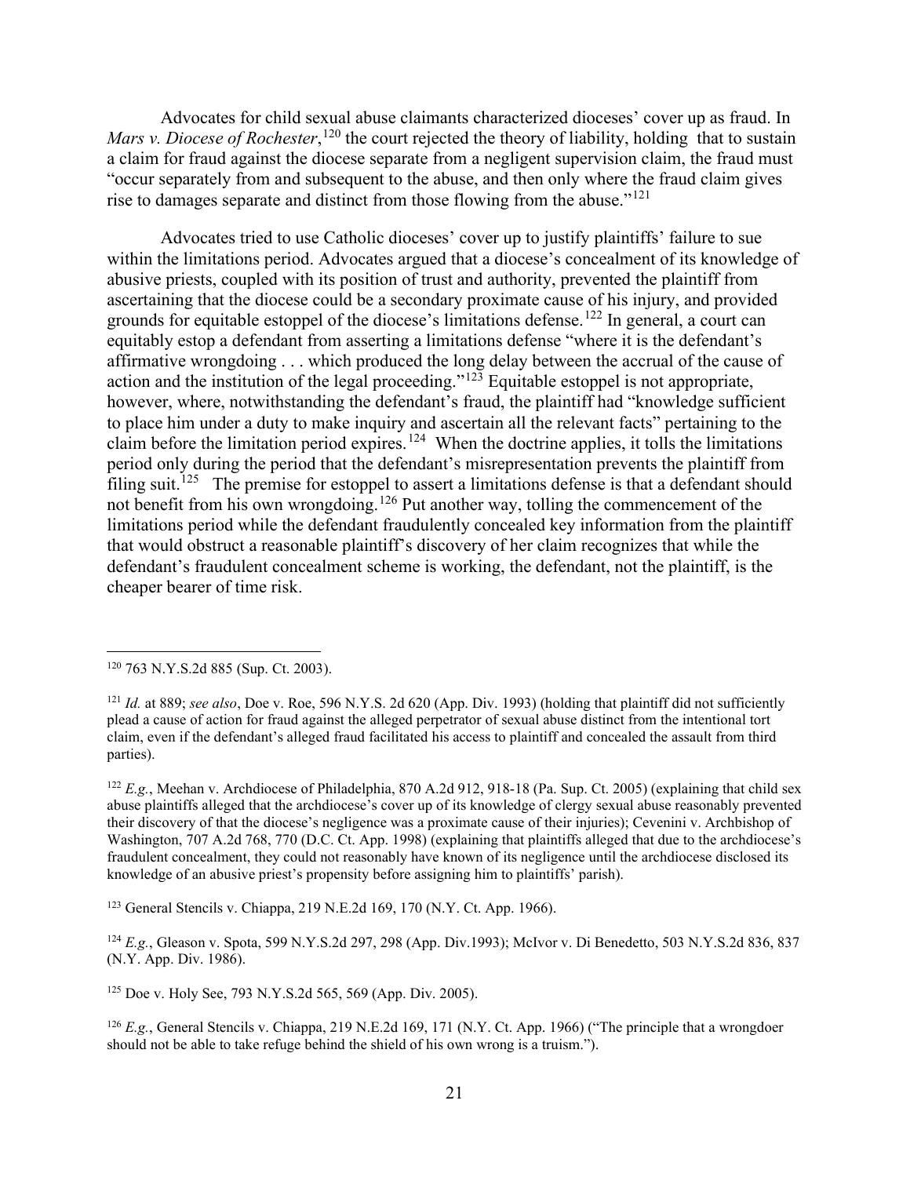Advocates for child sexual abuse claimants characterized dioceses' cover up as fraud. In *Mars v. Diocese of Rochester*,[120] the court rejected the theory of liability, holding that to sustain a claim for fraud against the diocese separate from a negligent supervision claim, the fraud must "occur separately from and subsequent to the abuse, and then only where the fraud claim gives rise to damages separate and distinct from those flowing from the abuse."[121]

Advocates tried to use Catholic dioceses' cover up to justify plaintiffs' failure to sue within the limitations period. Advocates argued that a diocese's concealment of its knowledge of abusive priests, coupled with its position of trust and authority, prevented the plaintiff from ascertaining that the diocese could be a secondary proximate cause of his injury, and provided grounds for equitable estoppel of the diocese's limitations defense.[122] In general, a court can equitably estop a defendant from asserting a limitations defense "where it is the defendant's affirmative wrongdoing . . . which produced the long delay between the accrual of the cause of action and the institution of the legal proceeding."[123] Equitable estoppel is not appropriate, however, where, notwithstanding the defendant's fraud, the plaintiff had "knowledge sufficient to place him under a duty to make inquiry and ascertain all the relevant facts" pertaining to the claim before the limitation period expires.[124] When the doctrine applies, it tolls the limitations period only during the period that the defendant's misrepresentation prevents the plaintiff from filing suit.[125] The premise for estoppel to assert a limitations defense is that a defendant should not benefit from his own wrongdoing.[126] Put another way, tolling the commencement of the limitations period while the defendant fraudulently concealed key information from the plaintiff that would obstruct a reasonable plaintiff's discovery of her claim recognizes that while the defendant's fraudulent concealment scheme is working, the defendant, not the plaintiff, is the cheaper bearer of time risk.

---

[120] 763 N.Y.S.2d 885 (Sup. Ct. 2003).

[121] *Id.* at 889; *see also*, Doe v. Roe, 596 N.Y.S. 2d 620 (App. Div. 1993) (holding that plaintiff did not sufficiently plead a cause of action for fraud against the alleged perpetrator of sexual abuse distinct from the intentional tort claim, even if the defendant's alleged fraud facilitated his access to plaintiff and concealed the assault from third parties).

[122] *E.g.*, Meehan v. Archdiocese of Philadelphia, 870 A.2d 912, 918-18 (Pa. Sup. Ct. 2005) (explaining that child sex abuse plaintiffs alleged that the archdiocese's cover up of its knowledge of clergy sexual abuse reasonably prevented their discovery of that the diocese's negligence was a proximate cause of their injuries); Cevenini v. Archbishop of Washington, 707 A.2d 768, 770 (D.C. Ct. App. 1998) (explaining that plaintiffs alleged that due to the archdiocese's fraudulent concealment, they could not reasonably have known of its negligence until the archdiocese disclosed its knowledge of an abusive priest's propensity before assigning him to plaintiffs' parish).

[123] General Stencils v. Chiappa, 219 N.E.2d 169, 170 (N.Y. Ct. App. 1966).

[124] *E.g.*, Gleason v. Spota, 599 N.Y.S.2d 297, 298 (App. Div.1993); McIvor v. Di Benedetto, 503 N.Y.S.2d 836, 837 (N.Y. App. Div. 1986).

[125] Doe v. Holy See, 793 N.Y.S.2d 565, 569 (App. Div. 2005).

[126] *E.g.*, General Stencils v. Chiappa, 219 N.E.2d 169, 171 (N.Y. Ct. App. 1966) ("The principle that a wrongdoer should not be able to take refuge behind the shield of his own wrong is a truism.").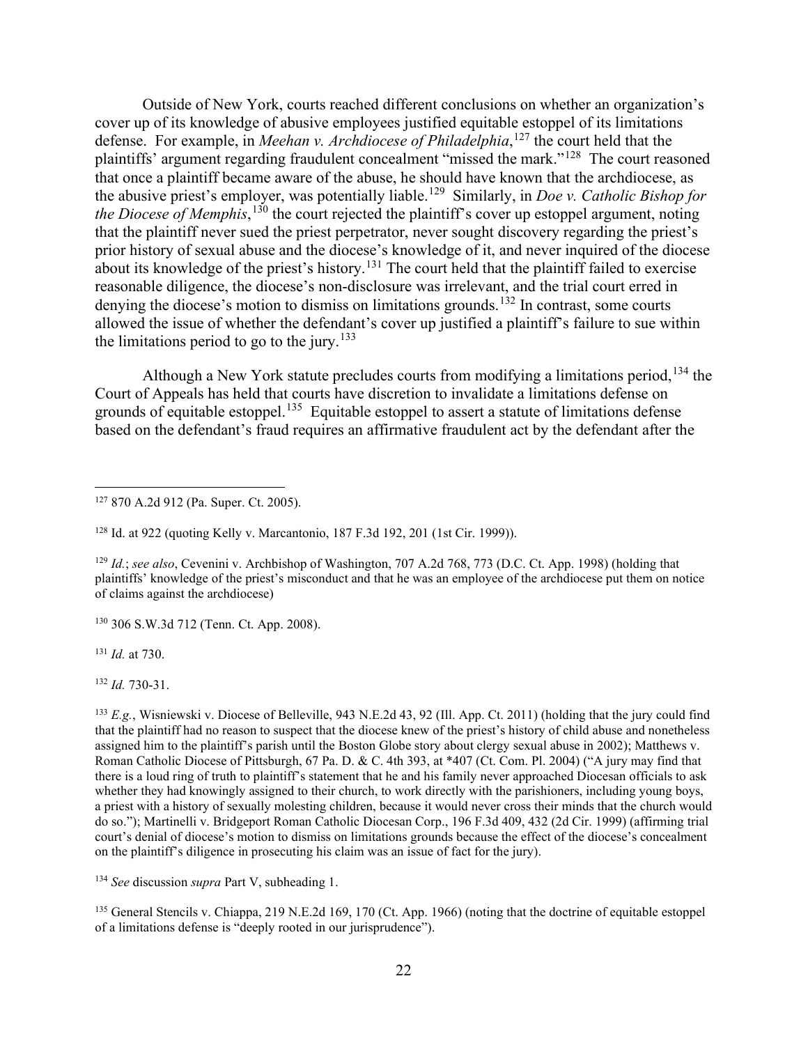Outside of New York, courts reached different conclusions on whether an organization's cover up of its knowledge of abusive employees justified equitable estoppel of its limitations defense. For example, in *Meehan v. Archdiocese of Philadelphia*,[127] the court held that the plaintiffs' argument regarding fraudulent concealment "missed the mark."[128] The court reasoned that once a plaintiff became aware of the abuse, he should have known that the archdiocese, as the abusive priest's employer, was potentially liable.[129] Similarly, in *Doe v. Catholic Bishop for the Diocese of Memphis*,[130] the court rejected the plaintiff's cover up estoppel argument, noting that the plaintiff never sued the priest perpetrator, never sought discovery regarding the priest's prior history of sexual abuse and the diocese's knowledge of it, and never inquired of the diocese about its knowledge of the priest's history.[131] The court held that the plaintiff failed to exercise reasonable diligence, the diocese's non-disclosure was irrelevant, and the trial court erred in denying the diocese's motion to dismiss on limitations grounds.[132] In contrast, some courts allowed the issue of whether the defendant's cover up justified a plaintiff's failure to sue within the limitations period to go to the jury.[133]

Although a New York statute precludes courts from modifying a limitations period,[134] the Court of Appeals has held that courts have discretion to invalidate a limitations defense on grounds of equitable estoppel.[135] Equitable estoppel to assert a statute of limitations defense based on the defendant's fraud requires an affirmative fraudulent act by the defendant after the

---

[127] 870 A.2d 912 (Pa. Super. Ct. 2005).

[128] Id. at 922 (quoting Kelly v. Marcantonio, 187 F.3d 192, 201 (1st Cir. 1999)).

[129] *Id.*; *see also*, Cevenini v. Archbishop of Washington, 707 A.2d 768, 773 (D.C. Ct. App. 1998) (holding that plaintiffs' knowledge of the priest's misconduct and that he was an employee of the archdiocese put them on notice of claims against the archdiocese)

[130] 306 S.W.3d 712 (Tenn. Ct. App. 2008).

[131] *Id.* at 730.

[132] *Id.* 730-31.

[133] *E.g.*, Wisniewski v. Diocese of Belleville, 943 N.E.2d 43, 92 (Ill. App. Ct. 2011) (holding that the jury could find that the plaintiff had no reason to suspect that the diocese knew of the priest's history of child abuse and nonetheless assigned him to the plaintiff's parish until the Boston Globe story about clergy sexual abuse in 2002); Matthews v. Roman Catholic Diocese of Pittsburgh, 67 Pa. D. & C. 4th 393, at *407 (Ct. Com. Pl. 2004) ("A jury may find that there is a loud ring of truth to plaintiff's statement that he and his family never approached Diocesan officials to ask whether they had knowingly assigned to their church, to work directly with the parishioners, including young boys, a priest with a history of sexually molesting children, because it would never cross their minds that the church would do so."); Martinelli v. Bridgeport Roman Catholic Diocesan Corp., 196 F.3d 409, 432 (2d Cir. 1999) (affirming trial court's denial of diocese's motion to dismiss on limitations grounds because the effect of the diocese's concealment on the plaintiff's diligence in prosecuting his claim was an issue of fact for the jury).

[134] *See* discussion *supra* Part V, subheading 1.

[135] General Stencils v. Chiappa, 219 N.E.2d 169, 170 (Ct. App. 1966) (noting that the doctrine of equitable estoppel of a limitations defense is "deeply rooted in our jurisprudence").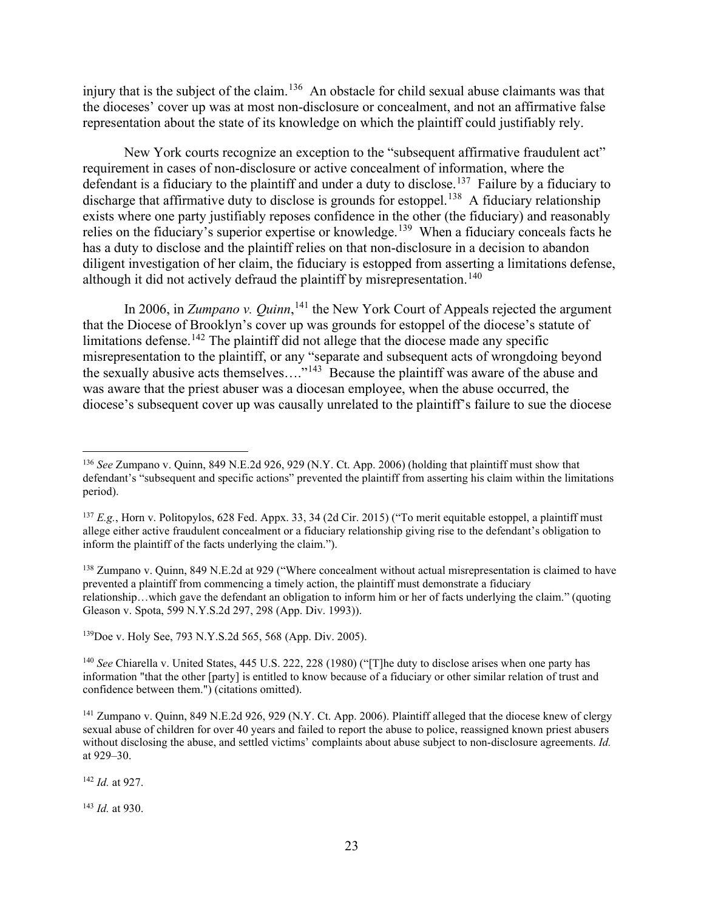injury that is the subject of the claim.[136] An obstacle for child sexual abuse claimants was that the dioceses' cover up was at most non-disclosure or concealment, and not an affirmative false representation about the state of its knowledge on which the plaintiff could justifiably rely.

New York courts recognize an exception to the "subsequent affirmative fraudulent act" requirement in cases of non-disclosure or active concealment of information, where the defendant is a fiduciary to the plaintiff and under a duty to disclose.[137] Failure by a fiduciary to discharge that affirmative duty to disclose is grounds for estoppel.[138] A fiduciary relationship exists where one party justifiably reposes confidence in the other (the fiduciary) and reasonably relies on the fiduciary's superior expertise or knowledge.[139] When a fiduciary conceals facts he has a duty to disclose and the plaintiff relies on that non-disclosure in a decision to abandon diligent investigation of her claim, the fiduciary is estopped from asserting a limitations defense, although it did not actively defraud the plaintiff by misrepresentation.[140]

In 2006, in *Zumpano v. Quinn*,[141] the New York Court of Appeals rejected the argument that the Diocese of Brooklyn's cover up was grounds for estoppel of the diocese's statute of limitations defense.[142] The plaintiff did not allege that the diocese made any specific misrepresentation to the plaintiff, or any "separate and subsequent acts of wrongdoing beyond the sexually abusive acts themselves…."[143] Because the plaintiff was aware of the abuse and was aware that the priest abuser was a diocesan employee, when the abuse occurred, the diocese's subsequent cover up was causally unrelated to the plaintiff's failure to sue the diocese

---

[136] *See* Zumpano v. Quinn, 849 N.E.2d 926, 929 (N.Y. Ct. App. 2006) (holding that plaintiff must show that defendant's "subsequent and specific actions" prevented the plaintiff from asserting his claim within the limitations period).

[137] *E.g.*, Horn v. Politopylos, 628 Fed. Appx. 33, 34 (2d Cir. 2015) ("To merit equitable estoppel, a plaintiff must allege either active fraudulent concealment or a fiduciary relationship giving rise to the defendant's obligation to inform the plaintiff of the facts underlying the claim.").

[138] Zumpano v. Quinn, 849 N.E.2d at 929 ("Where concealment without actual misrepresentation is claimed to have prevented a plaintiff from commencing a timely action, the plaintiff must demonstrate a fiduciary relationship…which gave the defendant an obligation to inform him or her of facts underlying the claim." (quoting Gleason v. Spota, 599 N.Y.S.2d 297, 298 (App. Div. 1993)).

[139] Doe v. Holy See, 793 N.Y.S.2d 565, 568 (App. Div. 2005).

[140] *See* Chiarella v. United States, 445 U.S. 222, 228 (1980) ("[T]he duty to disclose arises when one party has information "that the other [party] is entitled to know because of a fiduciary or other similar relation of trust and confidence between them.") (citations omitted).

[141] Zumpano v. Quinn, 849 N.E.2d 926, 929 (N.Y. Ct. App. 2006). Plaintiff alleged that the diocese knew of clergy sexual abuse of children for over 40 years and failed to report the abuse to police, reassigned known priest abusers without disclosing the abuse, and settled victims' complaints about abuse subject to non-disclosure agreements. *Id.* at 929–30.

[142] *Id.* at 927.

[143] *Id.* at 930.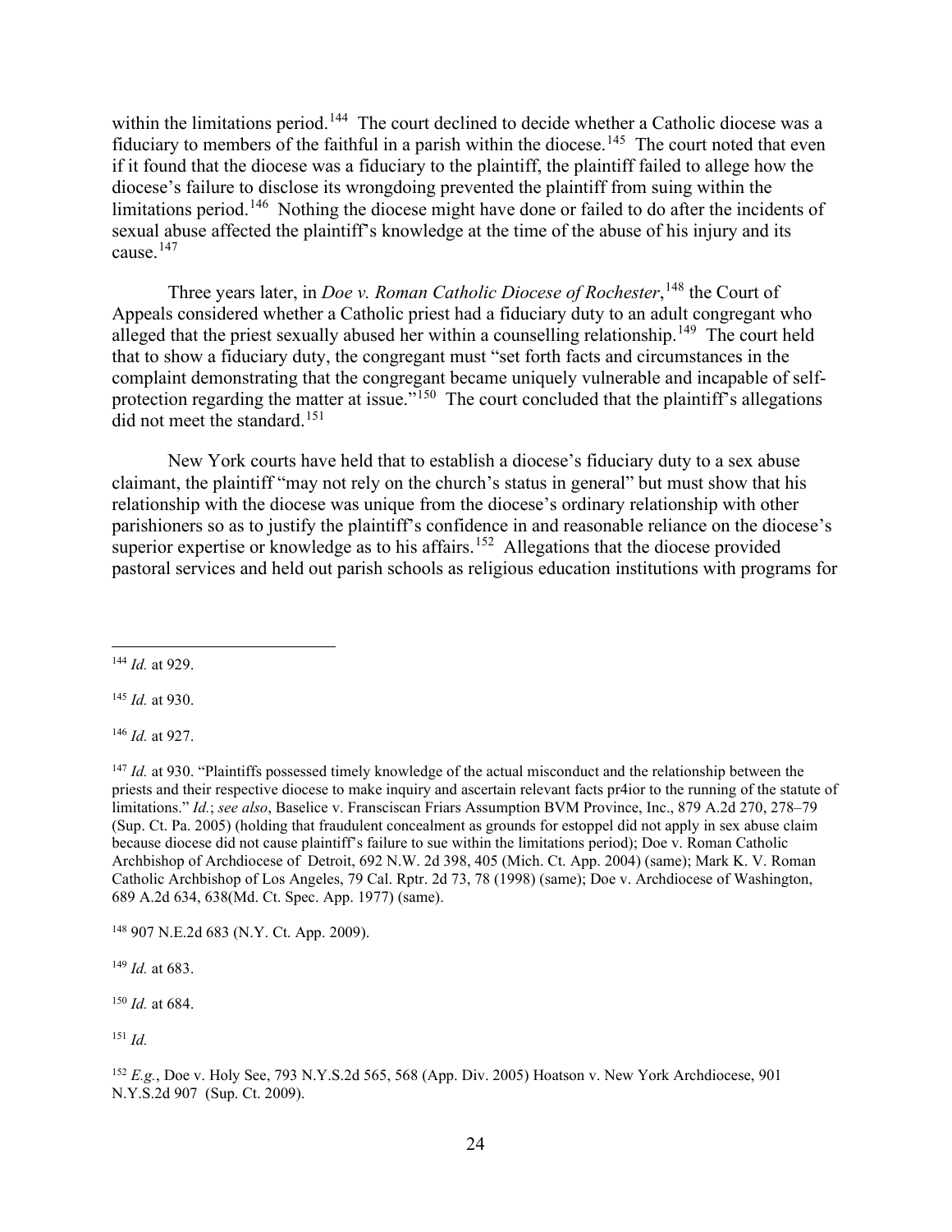within the limitations period.[144] The court declined to decide whether a Catholic diocese was a fiduciary to members of the faithful in a parish within the diocese.[145] The court noted that even if it found that the diocese was a fiduciary to the plaintiff, the plaintiff failed to allege how the diocese's failure to disclose its wrongdoing prevented the plaintiff from suing within the limitations period.[146] Nothing the diocese might have done or failed to do after the incidents of sexual abuse affected the plaintiff's knowledge at the time of the abuse of his injury and its cause.[147]

Three years later, in *Doe v. Roman Catholic Diocese of Rochester*,[148] the Court of Appeals considered whether a Catholic priest had a fiduciary duty to an adult congregant who alleged that the priest sexually abused her within a counselling relationship.[149] The court held that to show a fiduciary duty, the congregant must "set forth facts and circumstances in the complaint demonstrating that the congregant became uniquely vulnerable and incapable of self-protection regarding the matter at issue."[150] The court concluded that the plaintiff's allegations did not meet the standard.[151]

New York courts have held that to establish a diocese's fiduciary duty to a sex abuse claimant, the plaintiff "may not rely on the church's status in general" but must show that his relationship with the diocese was unique from the diocese's ordinary relationship with other parishioners so as to justify the plaintiff's confidence in and reasonable reliance on the diocese's superior expertise or knowledge as to his affairs.[152] Allegations that the diocese provided pastoral services and held out parish schools as religious education institutions with programs for

---

[144] *Id.* at 929.

[145] *Id.* at 930.

[146] *Id.* at 927.

[147] *Id.* at 930. "Plaintiffs possessed timely knowledge of the actual misconduct and the relationship between the priests and their respective diocese to make inquiry and ascertain relevant facts pr4ior to the running of the statute of limitations." *Id.*; *see also*, Baselice v. Fransciscan Friars Assumption BVM Province, Inc., 879 A.2d 270, 278–79 (Sup. Ct. Pa. 2005) (holding that fraudulent concealment as grounds for estoppel did not apply in sex abuse claim because diocese did not cause plaintiff's failure to sue within the limitations period); Doe v. Roman Catholic Archbishop of Archdiocese of Detroit, 692 N.W. 2d 398, 405 (Mich. Ct. App. 2004) (same); Mark K. V. Roman Catholic Archbishop of Los Angeles, 79 Cal. Rptr. 2d 73, 78 (1998) (same); Doe v. Archdiocese of Washington, 689 A.2d 634, 638(Md. Ct. Spec. App. 1977) (same).

[148] 907 N.E.2d 683 (N.Y. Ct. App. 2009).

[149] *Id.* at 683.

[150] *Id.* at 684.

[151] *Id.*

[152] *E.g.*, Doe v. Holy See, 793 N.Y.S.2d 565, 568 (App. Div. 2005) Hoatson v. New York Archdiocese, 901 N.Y.S.2d 907 (Sup. Ct. 2009).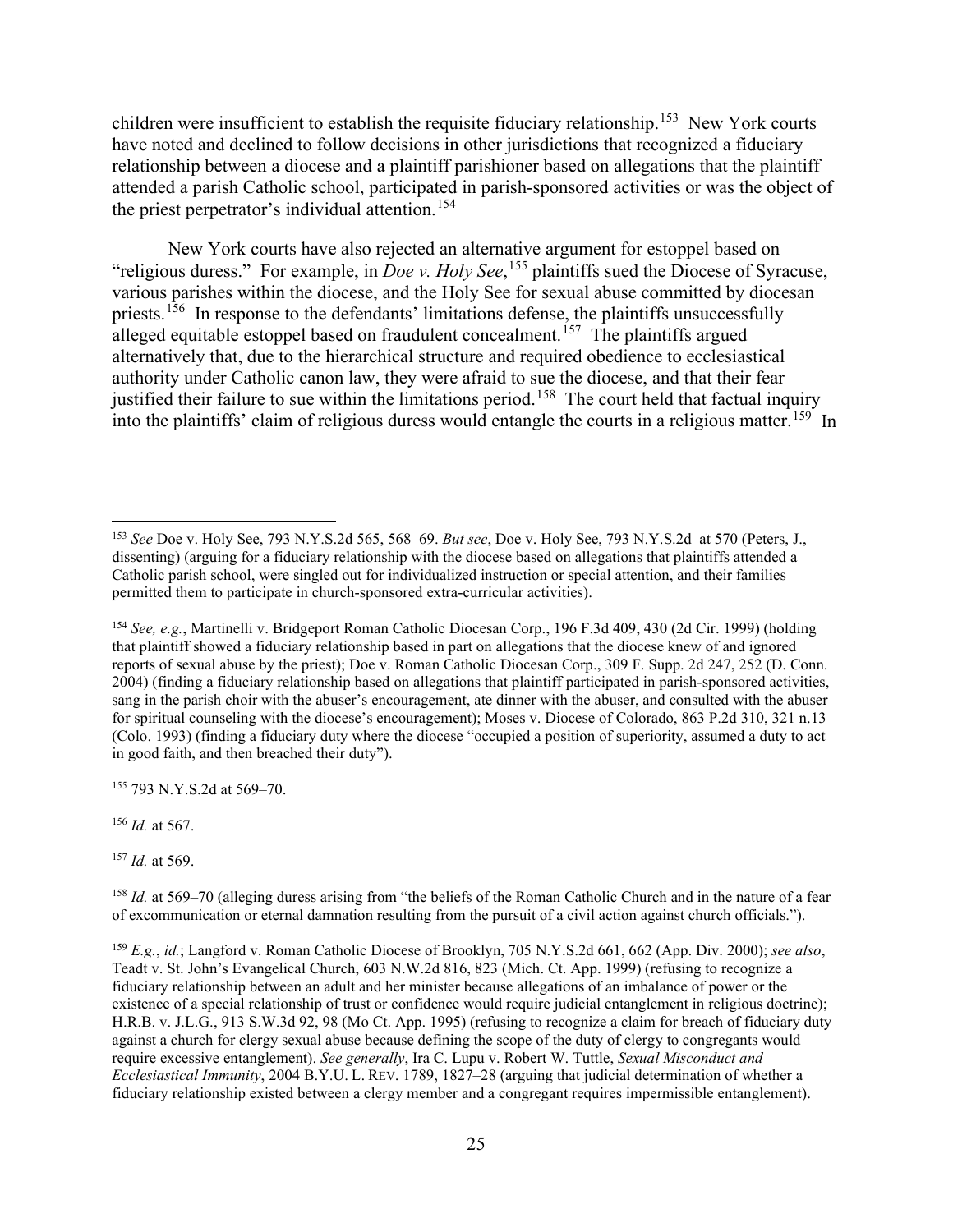children were insufficient to establish the requisite fiduciary relationship.[153] New York courts have noted and declined to follow decisions in other jurisdictions that recognized a fiduciary relationship between a diocese and a plaintiff parishioner based on allegations that the plaintiff attended a parish Catholic school, participated in parish-sponsored activities or was the object of the priest perpetrator's individual attention.[154]

New York courts have also rejected an alternative argument for estoppel based on "religious duress." For example, in *Doe v. Holy See*,[155] plaintiffs sued the Diocese of Syracuse, various parishes within the diocese, and the Holy See for sexual abuse committed by diocesan priests.[156] In response to the defendants' limitations defense, the plaintiffs unsuccessfully alleged equitable estoppel based on fraudulent concealment.[157] The plaintiffs argued alternatively that, due to the hierarchical structure and required obedience to ecclesiastical authority under Catholic canon law, they were afraid to sue the diocese, and that their fear justified their failure to sue within the limitations period.[158] The court held that factual inquiry into the plaintiffs' claim of religious duress would entangle the courts in a religious matter.[159] In

---

[153] *See* Doe v. Holy See, 793 N.Y.S.2d 565, 568–69. *But see*, Doe v. Holy See, 793 N.Y.S.2d at 570 (Peters, J., dissenting) (arguing for a fiduciary relationship with the diocese based on allegations that plaintiffs attended a Catholic parish school, were singled out for individualized instruction or special attention, and their families permitted them to participate in church-sponsored extra-curricular activities).

[154] *See, e.g.*, Martinelli v. Bridgeport Roman Catholic Diocesan Corp., 196 F.3d 409, 430 (2d Cir. 1999) (holding that plaintiff showed a fiduciary relationship based in part on allegations that the diocese knew of and ignored reports of sexual abuse by the priest); Doe v. Roman Catholic Diocesan Corp., 309 F. Supp. 2d 247, 252 (D. Conn. 2004) (finding a fiduciary relationship based on allegations that plaintiff participated in parish-sponsored activities, sang in the parish choir with the abuser's encouragement, ate dinner with the abuser, and consulted with the abuser for spiritual counseling with the diocese's encouragement); Moses v. Diocese of Colorado, 863 P.2d 310, 321 n.13 (Colo. 1993) (finding a fiduciary duty where the diocese "occupied a position of superiority, assumed a duty to act in good faith, and then breached their duty").

[155] 793 N.Y.S.2d at 569–70.

[156] *Id.* at 567.

[157] *Id.* at 569.

[158] *Id.* at 569–70 (alleging duress arising from "the beliefs of the Roman Catholic Church and in the nature of a fear of excommunication or eternal damnation resulting from the pursuit of a civil action against church officials.").

[159] *E.g.*, *id.*; Langford v. Roman Catholic Diocese of Brooklyn, 705 N.Y.S.2d 661, 662 (App. Div. 2000); *see also*, Teadt v. St. John's Evangelical Church, 603 N.W.2d 816, 823 (Mich. Ct. App. 1999) (refusing to recognize a fiduciary relationship between an adult and her minister because allegations of an imbalance of power or the existence of a special relationship of trust or confidence would require judicial entanglement in religious doctrine); H.R.B. v. J.L.G., 913 S.W.3d 92, 98 (Mo Ct. App. 1995) (refusing to recognize a claim for breach of fiduciary duty against a church for clergy sexual abuse because defining the scope of the duty of clergy to congregants would require excessive entanglement). *See generally*, Ira C. Lupu v. Robert W. Tuttle, *Sexual Misconduct and Ecclesiastical Immunity*, 2004 B.Y.U. L. REV. 1789, 1827–28 (arguing that judicial determination of whether a fiduciary relationship existed between a clergy member and a congregant requires impermissible entanglement).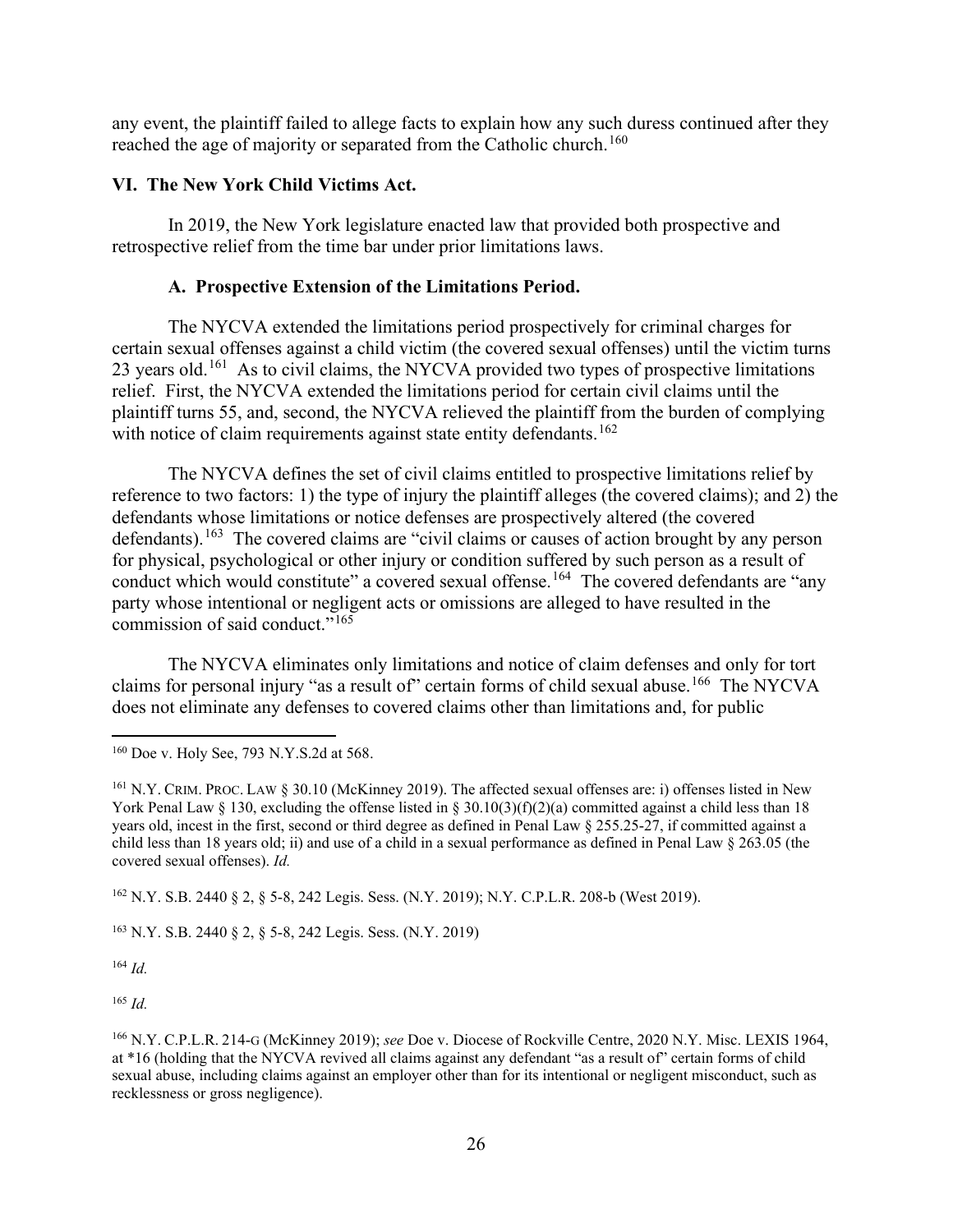any event, the plaintiff failed to allege facts to explain how any such duress continued after they reached the age of majority or separated from the Catholic church.[160]

## VI. The New York Child Victims Act.

In 2019, the New York legislature enacted law that provided both prospective and retrospective relief from the time bar under prior limitations laws.

### A. Prospective Extension of the Limitations Period.

The NYCVA extended the limitations period prospectively for criminal charges for certain sexual offenses against a child victim (the covered sexual offenses) until the victim turns 23 years old.[161] As to civil claims, the NYCVA provided two types of prospective limitations relief. First, the NYCVA extended the limitations period for certain civil claims until the plaintiff turns 55, and, second, the NYCVA relieved the plaintiff from the burden of complying with notice of claim requirements against state entity defendants.[162]

The NYCVA defines the set of civil claims entitled to prospective limitations relief by reference to two factors: 1) the type of injury the plaintiff alleges (the covered claims); and 2) the defendants whose limitations or notice defenses are prospectively altered (the covered defendants).[163] The covered claims are "civil claims or causes of action brought by any person for physical, psychological or other injury or condition suffered by such person as a result of conduct which would constitute" a covered sexual offense.[164] The covered defendants are "any party whose intentional or negligent acts or omissions are alleged to have resulted in the commission of said conduct."[165]

The NYCVA eliminates only limitations and notice of claim defenses and only for tort claims for personal injury "as a result of" certain forms of child sexual abuse.[166] The NYCVA does not eliminate any defenses to covered claims other than limitations and, for public

---

[160] Doe v. Holy See, 793 N.Y.S.2d at 568.

[161] N.Y. CRIM. PROC. LAW § 30.10 (McKinney 2019). The affected sexual offenses are: i) offenses listed in New York Penal Law § 130, excluding the offense listed in § 30.10(3)(f)(2)(a) committed against a child less than 18 years old, incest in the first, second or third degree as defined in Penal Law § 255.25-27, if committed against a child less than 18 years old; ii) and use of a child in a sexual performance as defined in Penal Law § 263.05 (the covered sexual offenses). *Id.*

[162] N.Y. S.B. 2440 § 2, § 5-8, 242 Legis. Sess. (N.Y. 2019); N.Y. C.P.L.R. 208-b (West 2019).

[163] N.Y. S.B. 2440 § 2, § 5-8, 242 Legis. Sess. (N.Y. 2019)

[164] *Id.*

[165] *Id.*

[166] N.Y. C.P.L.R. 214-G (McKinney 2019); *see* Doe v. Diocese of Rockville Centre, 2020 N.Y. Misc. LEXIS 1964, at *16 (holding that the NYCVA revived all claims against any defendant "as a result of" certain forms of child sexual abuse, including claims against an employer other than for its intentional or negligent misconduct, such as recklessness or gross negligence).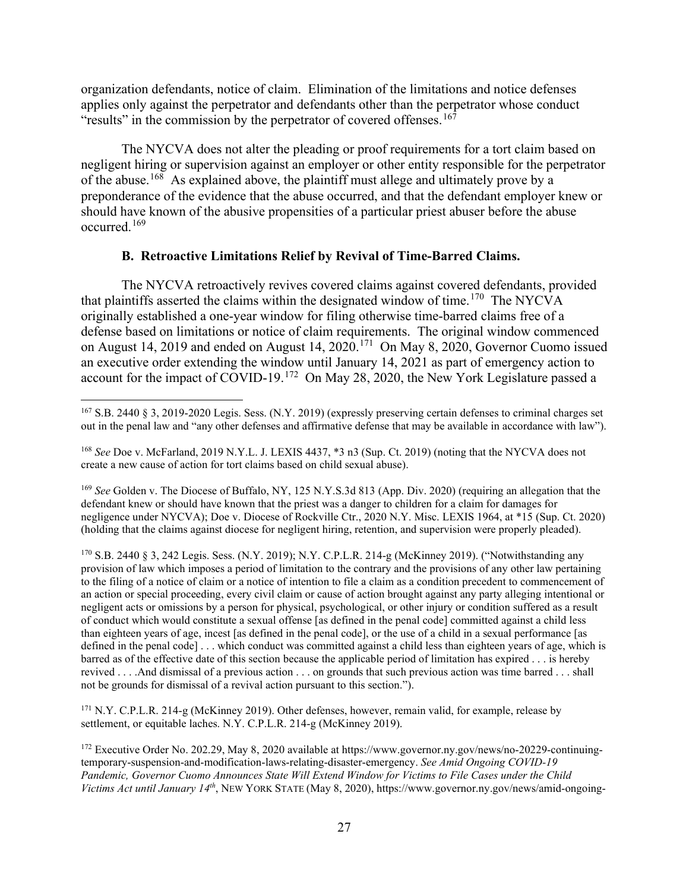organization defendants, notice of claim. Elimination of the limitations and notice defenses applies only against the perpetrator and defendants other than the perpetrator whose conduct "results" in the commission by the perpetrator of covered offenses.[167]

The NYCVA does not alter the pleading or proof requirements for a tort claim based on negligent hiring or supervision against an employer or other entity responsible for the perpetrator of the abuse.[168] As explained above, the plaintiff must allege and ultimately prove by a preponderance of the evidence that the abuse occurred, and that the defendant employer knew or should have known of the abusive propensities of a particular priest abuser before the abuse occurred.[169]

### B. Retroactive Limitations Relief by Revival of Time-Barred Claims.

The NYCVA retroactively revives covered claims against covered defendants, provided that plaintiffs asserted the claims within the designated window of time.[170] The NYCVA originally established a one-year window for filing otherwise time-barred claims free of a defense based on limitations or notice of claim requirements. The original window commenced on August 14, 2019 and ended on August 14, 2020.[171] On May 8, 2020, Governor Cuomo issued an executive order extending the window until January 14, 2021 as part of emergency action to account for the impact of COVID-19.[172] On May 28, 2020, the New York Legislature passed a

---

[167] S.B. 2440 § 3, 2019-2020 Legis. Sess. (N.Y. 2019) (expressly preserving certain defenses to criminal charges set out in the penal law and "any other defenses and affirmative defense that may be available in accordance with law").

[168] *See* Doe v. McFarland, 2019 N.Y.L. J. LEXIS 4437, *3 n3 (Sup. Ct. 2019) (noting that the NYCVA does not create a new cause of action for tort claims based on child sexual abuse).

[169] *See* Golden v. The Diocese of Buffalo, NY, 125 N.Y.S.3d 813 (App. Div. 2020) (requiring an allegation that the defendant knew or should have known that the priest was a danger to children for a claim for damages for negligence under NYCVA); Doe v. Diocese of Rockville Ctr., 2020 N.Y. Misc. LEXIS 1964, at *15 (Sup. Ct. 2020) (holding that the claims against diocese for negligent hiring, retention, and supervision were properly pleaded).

[170] S.B. 2440 § 3, 242 Legis. Sess. (N.Y. 2019); N.Y. C.P.L.R. 214-g (McKinney 2019). ("Notwithstanding any provision of law which imposes a period of limitation to the contrary and the provisions of any other law pertaining to the filing of a notice of claim or a notice of intention to file a claim as a condition precedent to commencement of an action or special proceeding, every civil claim or cause of action brought against any party alleging intentional or negligent acts or omissions by a person for physical, psychological, or other injury or condition suffered as a result of conduct which would constitute a sexual offense [as defined in the penal code] committed against a child less than eighteen years of age, incest [as defined in the penal code], or the use of a child in a sexual performance [as defined in the penal code] . . . which conduct was committed against a child less than eighteen years of age, which is barred as of the effective date of this section because the applicable period of limitation has expired . . . is hereby revived . . . .And dismissal of a previous action . . . on grounds that such previous action was time barred . . . shall not be grounds for dismissal of a revival action pursuant to this section.").

[171] N.Y. C.P.L.R. 214-g (McKinney 2019). Other defenses, however, remain valid, for example, release by settlement, or equitable laches. N.Y. C.P.L.R. 214-g (McKinney 2019).

[172] Executive Order No. 202.29, May 8, 2020 available at https://www.governor.ny.gov/news/no-20229-continuing-temporary-suspension-and-modification-laws-relating-disaster-emergency. *See Amid Ongoing COVID-19 Pandemic, Governor Cuomo Announces State Will Extend Window for Victims to File Cases under the Child Victims Act until January 14th*, NEW YORK STATE (May 8, 2020), https://www.governor.ny.gov/news/amid-ongoing-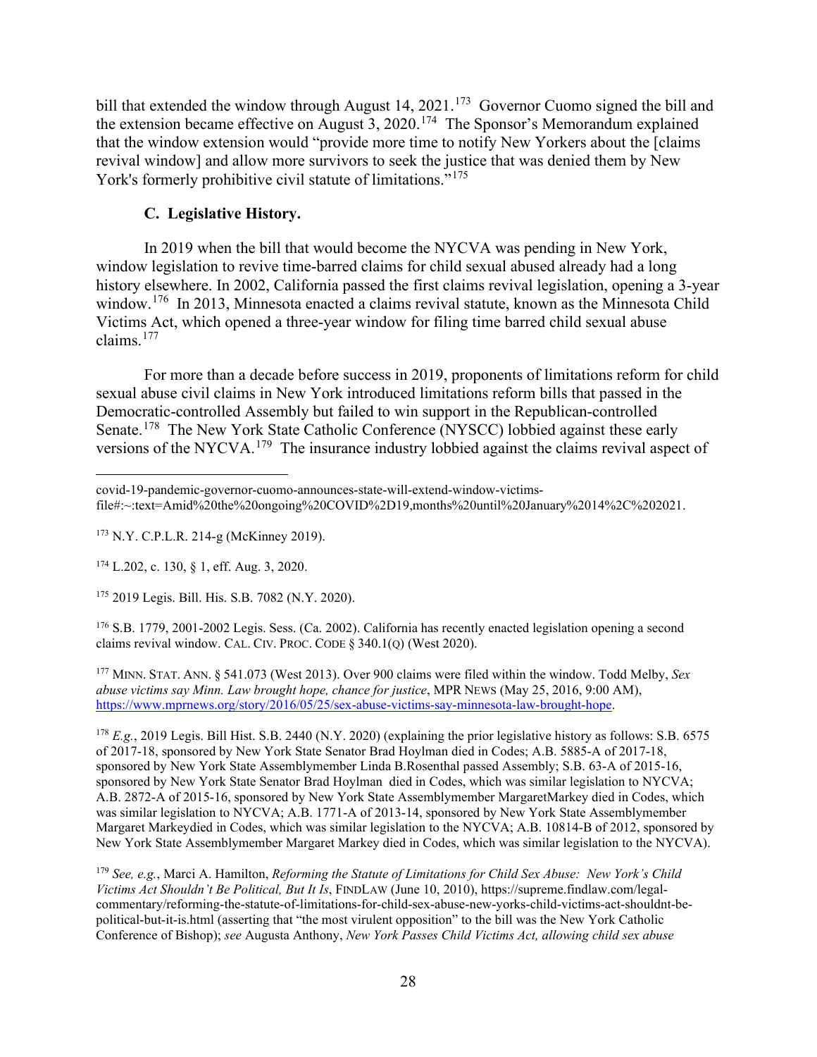bill that extended the window through August 14, 2021.[173] Governor Cuomo signed the bill and the extension became effective on August 3, 2020.[174] The Sponsor's Memorandum explained that the window extension would "provide more time to notify New Yorkers about the [claims revival window] and allow more survivors to seek the justice that was denied them by New York's formerly prohibitive civil statute of limitations."[175]

### C. Legislative History.

In 2019 when the bill that would become the NYCVA was pending in New York, window legislation to revive time-barred claims for child sexual abused already had a long history elsewhere. In 2002, California passed the first claims revival legislation, opening a 3-year window.[176] In 2013, Minnesota enacted a claims revival statute, known as the Minnesota Child Victims Act, which opened a three-year window for filing time barred child sexual abuse claims.[177]

For more than a decade before success in 2019, proponents of limitations reform for child sexual abuse civil claims in New York introduced limitations reform bills that passed in the Democratic-controlled Assembly but failed to win support in the Republican-controlled Senate.[178] The New York State Catholic Conference (NYSCC) lobbied against these early versions of the NYCVA.[179] The insurance industry lobbied against the claims revival aspect of

---

covid-19-pandemic-governor-cuomo-announces-state-will-extend-window-victims-file#:~:text=Amid%20the%20ongoing%20COVID%2D19,months%20until%20January%2014%2C%202021.

[173] N.Y. C.P.L.R. 214-g (McKinney 2019).

[174] L.202, c. 130, § 1, eff. Aug. 3, 2020.

[175] 2019 Legis. Bill. His. S.B. 7082 (N.Y. 2020).

[176] S.B. 1779, 2001-2002 Legis. Sess. (Ca. 2002). California has recently enacted legislation opening a second claims revival window. CAL. CIV. PROC. CODE § 340.1(Q) (West 2020).

[177] MINN. STAT. ANN. § 541.073 (West 2013). Over 900 claims were filed within the window. Todd Melby, *Sex abuse victims say Minn. Law brought hope, chance for justice*, MPR NEWS (May 25, 2016, 9:00 AM), https://www.mprnews.org/story/2016/05/25/sex-abuse-victims-say-minnesota-law-brought-hope.

[178] *E.g.*, 2019 Legis. Bill Hist. S.B. 2440 (N.Y. 2020) (explaining the prior legislative history as follows: S.B. 6575 of 2017-18, sponsored by New York State Senator Brad Hoylman died in Codes; A.B. 5885-A of 2017-18, sponsored by New York State Assemblymember Linda B.Rosenthal passed Assembly; S.B. 63-A of 2015-16, sponsored by New York State Senator Brad Hoylman died in Codes, which was similar legislation to NYCVA; A.B. 2872-A of 2015-16, sponsored by New York State Assemblymember MargaretMarkey died in Codes, which was similar legislation to NYCVA; A.B. 1771-A of 2013-14, sponsored by New York State Assemblymember Margaret Markeydied in Codes, which was similar legislation to the NYCVA; A.B. 10814-B of 2012, sponsored by New York State Assemblymember Margaret Markey died in Codes, which was similar legislation to the NYCVA).

[179] *See, e.g.*, Marci A. Hamilton, *Reforming the Statute of Limitations for Child Sex Abuse: New York's Child Victims Act Shouldn't Be Political, But It Is*, FINDLAW (June 10, 2010), https://supreme.findlaw.com/legal-commentary/reforming-the-statute-of-limitations-for-child-sex-abuse-new-yorks-child-victims-act-shouldnt-be-political-but-it-is.html (asserting that "the most virulent opposition" to the bill was the New York Catholic Conference of Bishop); *see* Augusta Anthony, *New York Passes Child Victims Act, allowing child sex abuse*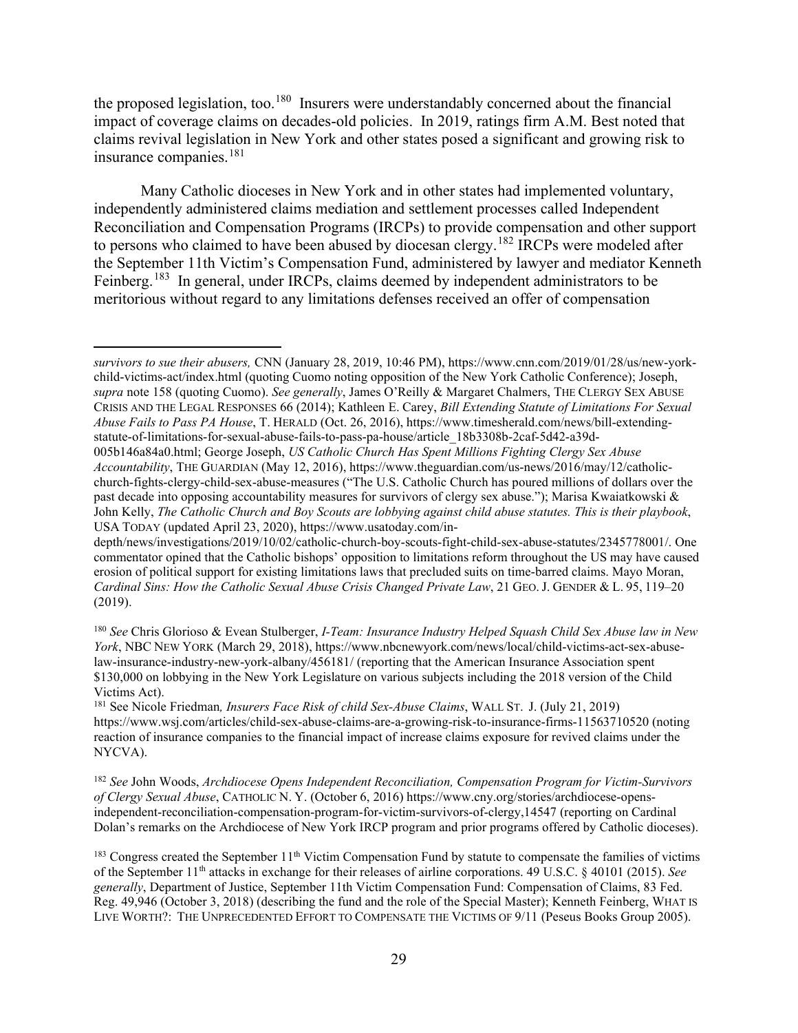the proposed legislation, too.[180] Insurers were understandably concerned about the financial impact of coverage claims on decades-old policies. In 2019, ratings firm A.M. Best noted that claims revival legislation in New York and other states posed a significant and growing risk to insurance companies.[181]

Many Catholic dioceses in New York and in other states had implemented voluntary, independently administered claims mediation and settlement processes called Independent Reconciliation and Compensation Programs (IRCPs) to provide compensation and other support to persons who claimed to have been abused by diocesan clergy.[182] IRCPs were modeled after the September 11th Victim's Compensation Fund, administered by lawyer and mediator Kenneth Feinberg.[183] In general, under IRCPs, claims deemed by independent administrators to be meritorious without regard to any limitations defenses received an offer of compensation

---

*survivors to sue their abusers,* CNN (January 28, 2019, 10:46 PM), https://www.cnn.com/2019/01/28/us/new-york-child-victims-act/index.html (quoting Cuomo noting opposition of the New York Catholic Conference); Joseph, *supra* note 158 (quoting Cuomo). *See generally*, James O'Reilly & Margaret Chalmers, THE CLERGY SEX ABUSE CRISIS AND THE LEGAL RESPONSES 66 (2014); Kathleen E. Carey, *Bill Extending Statute of Limitations For Sexual Abuse Fails to Pass PA House*, T. HERALD (Oct. 26, 2016), https://www.timesherald.com/news/bill-extending-statute-of-limitations-for-sexual-abuse-fails-to-pass-pa-house/article_18b3308b-2caf-5d42-a39d-005b146a84a0.html; George Joseph, *US Catholic Church Has Spent Millions Fighting Clergy Sex Abuse Accountability*, THE GUARDIAN (May 12, 2016), https://www.theguardian.com/us-news/2016/may/12/catholic-church-fights-clergy-child-sex-abuse-measures ("The U.S. Catholic Church has poured millions of dollars over the past decade into opposing accountability measures for survivors of clergy sex abuse."); Marisa Kwaiatkowski & John Kelly, *The Catholic Church and Boy Scouts are lobbying against child abuse statutes. This is their playbook*, USA TODAY (updated April 23, 2020), https://www.usatoday.com/in-depth/news/investigations/2019/10/02/catholic-church-boy-scouts-fight-child-sex-abuse-statutes/2345778001/. One commentator opined that the Catholic bishops' opposition to limitations reform throughout the US may have caused erosion of political support for existing limitations laws that precluded suits on time-barred claims. Mayo Moran, *Cardinal Sins: How the Catholic Sexual Abuse Crisis Changed Private Law*, 21 GEO. J. GENDER & L. 95, 119–20 (2019).

[180] *See* Chris Glorioso & Evean Stulberger, *I-Team: Insurance Industry Helped Squash Child Sex Abuse law in New York*, NBC NEW YORK (March 29, 2018), https://www.nbcnewyork.com/news/local/child-victims-act-sex-abuse-law-insurance-industry-new-york-albany/456181/ (reporting that the American Insurance Association spent $130,000 on lobbying in the New York Legislature on various subjects including the 2018 version of the Child Victims Act).

[181] See Nicole Friedman*, Insurers Face Risk of child Sex-Abuse Claims*, WALL ST. J. (July 21, 2019) https://www.wsj.com/articles/child-sex-abuse-claims-are-a-growing-risk-to-insurance-firms-11563710520 (noting reaction of insurance companies to the financial impact of increase claims exposure for revived claims under the NYCVA).

[182] *See* John Woods, *Archdiocese Opens Independent Reconciliation, Compensation Program for Victim-Survivors of Clergy Sexual Abuse*, CATHOLIC N. Y. (October 6, 2016) https://www.cny.org/stories/archdiocese-opens-independent-reconciliation-compensation-program-for-victim-survivors-of-clergy,14547 (reporting on Cardinal Dolan's remarks on the Archdiocese of New York IRCP program and prior programs offered by Catholic dioceses).

[183] Congress created the September 11th Victim Compensation Fund by statute to compensate the families of victims of the September 11th attacks in exchange for their releases of airline corporations. 49 U.S.C. § 40101 (2015). *See generally*, Department of Justice, September 11th Victim Compensation Fund: Compensation of Claims, 83 Fed. Reg. 49,946 (October 3, 2018) (describing the fund and the role of the Special Master); Kenneth Feinberg, WHAT IS LIVE WORTH?: THE UNPRECEDENTED EFFORT TO COMPENSATE THE VICTIMS OF 9/11 (Peseus Books Group 2005).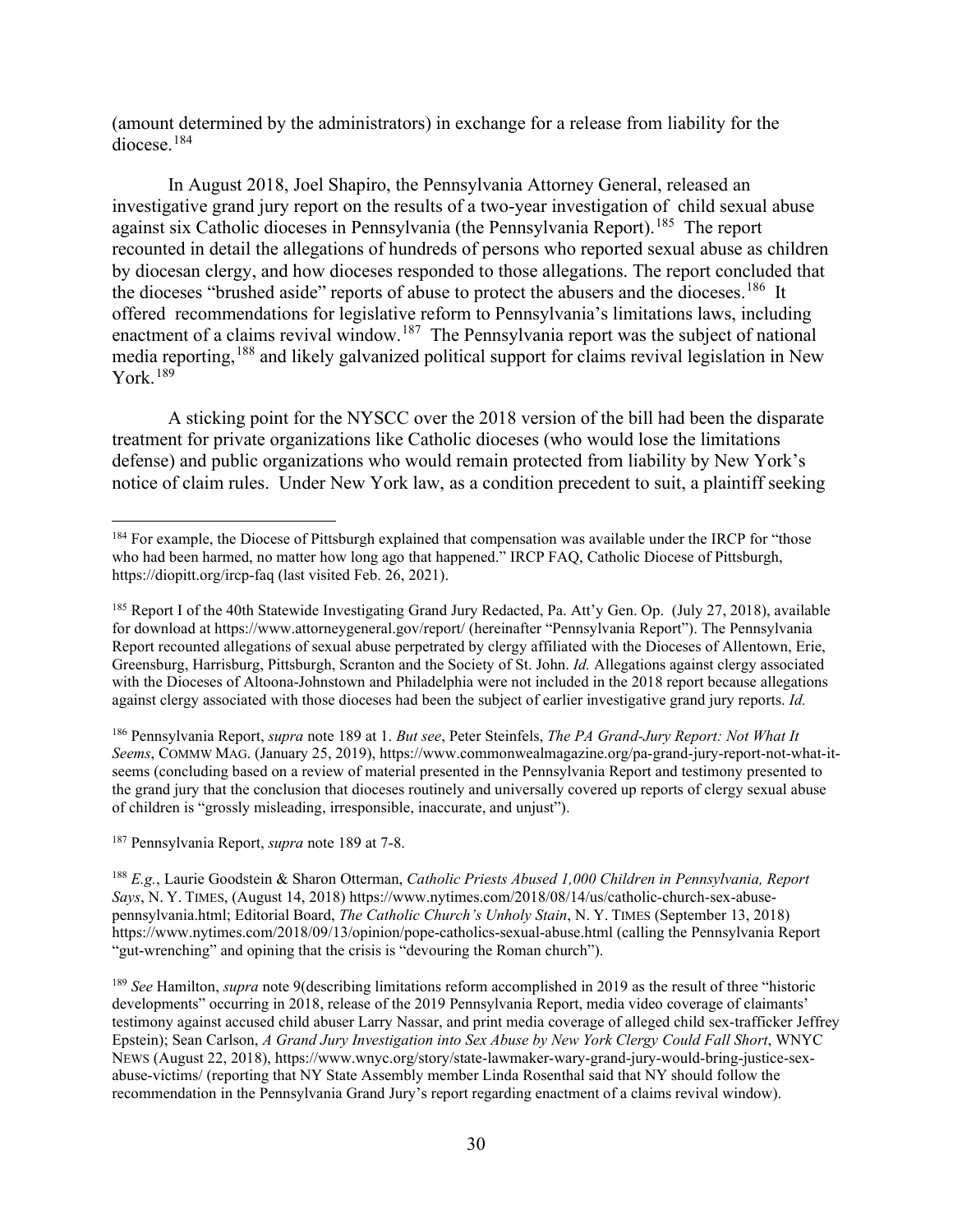(amount determined by the administrators) in exchange for a release from liability for the diocese.[184]

In August 2018, Joel Shapiro, the Pennsylvania Attorney General, released an investigative grand jury report on the results of a two-year investigation of child sexual abuse against six Catholic dioceses in Pennsylvania (the Pennsylvania Report).[185] The report recounted in detail the allegations of hundreds of persons who reported sexual abuse as children by diocesan clergy, and how dioceses responded to those allegations. The report concluded that the dioceses "brushed aside" reports of abuse to protect the abusers and the dioceses.[186] It offered recommendations for legislative reform to Pennsylvania's limitations laws, including enactment of a claims revival window.[187] The Pennsylvania report was the subject of national media reporting,[188] and likely galvanized political support for claims revival legislation in New York.[189]

A sticking point for the NYSCC over the 2018 version of the bill had been the disparate treatment for private organizations like Catholic dioceses (who would lose the limitations defense) and public organizations who would remain protected from liability by New York's notice of claim rules. Under New York law, as a condition precedent to suit, a plaintiff seeking

---

[184] For example, the Diocese of Pittsburgh explained that compensation was available under the IRCP for "those who had been harmed, no matter how long ago that happened." IRCP FAQ, Catholic Diocese of Pittsburgh, https://diopitt.org/ircp-faq (last visited Feb. 26, 2021).

[185] Report I of the 40th Statewide Investigating Grand Jury Redacted, Pa. Att'y Gen. Op. (July 27, 2018), available for download at https://www.attorneygeneral.gov/report/ (hereinafter "Pennsylvania Report"). The Pennsylvania Report recounted allegations of sexual abuse perpetrated by clergy affiliated with the Dioceses of Allentown, Erie, Greensburg, Harrisburg, Pittsburgh, Scranton and the Society of St. John. *Id.* Allegations against clergy associated with the Dioceses of Altoona-Johnstown and Philadelphia were not included in the 2018 report because allegations against clergy associated with those dioceses had been the subject of earlier investigative grand jury reports. *Id.*

[186] Pennsylvania Report, *supra* note 189 at 1. *But see*, Peter Steinfels, *The PA Grand-Jury Report: Not What It Seems*, COMMW MAG. (January 25, 2019), https://www.commonwealmagazine.org/pa-grand-jury-report-not-what-it-seems (concluding based on a review of material presented in the Pennsylvania Report and testimony presented to the grand jury that the conclusion that dioceses routinely and universally covered up reports of clergy sexual abuse of children is "grossly misleading, irresponsible, inaccurate, and unjust").

[187] Pennsylvania Report, *supra* note 189 at 7-8.

[188] *E.g.*, Laurie Goodstein & Sharon Otterman, *Catholic Priests Abused 1,000 Children in Pennsylvania, Report Says*, N. Y. TIMES, (August 14, 2018) https://www.nytimes.com/2018/08/14/us/catholic-church-sex-abuse-pennsylvania.html; Editorial Board, *The Catholic Church's Unholy Stain*, N. Y. TIMES (September 13, 2018) https://www.nytimes.com/2018/09/13/opinion/pope-catholics-sexual-abuse.html (calling the Pennsylvania Report "gut-wrenching" and opining that the crisis is "devouring the Roman church").

[189] *See* Hamilton, *supra* note 9(describing limitations reform accomplished in 2019 as the result of three "historic developments" occurring in 2018, release of the 2019 Pennsylvania Report, media video coverage of claimants' testimony against accused child abuser Larry Nassar, and print media coverage of alleged child sex-trafficker Jeffrey Epstein); Sean Carlson, *A Grand Jury Investigation into Sex Abuse by New York Clergy Could Fall Short*, WNYC NEWS (August 22, 2018), https://www.wnyc.org/story/state-lawmaker-wary-grand-jury-would-bring-justice-sex-abuse-victims/ (reporting that NY State Assembly member Linda Rosenthal said that NY should follow the recommendation in the Pennsylvania Grand Jury's report regarding enactment of a claims revival window).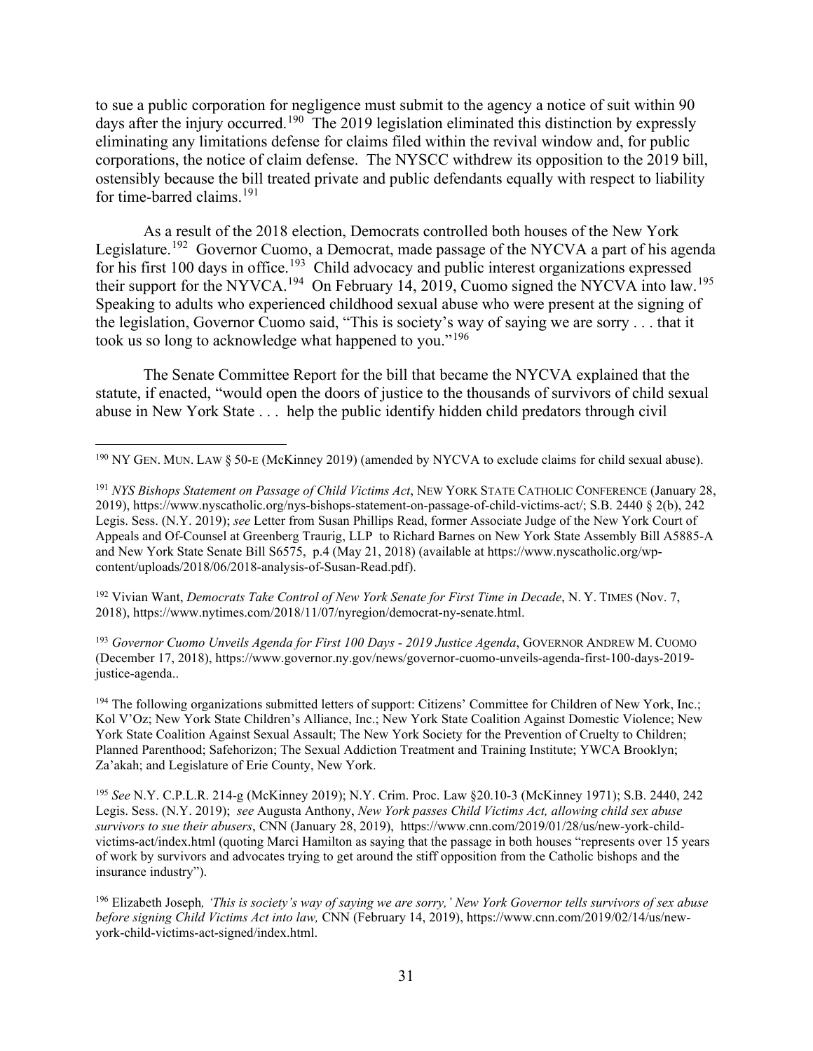to sue a public corporation for negligence must submit to the agency a notice of suit within 90 days after the injury occurred.[190] The 2019 legislation eliminated this distinction by expressly eliminating any limitations defense for claims filed within the revival window and, for public corporations, the notice of claim defense. The NYSCC withdrew its opposition to the 2019 bill, ostensibly because the bill treated private and public defendants equally with respect to liability for time-barred claims.[191]

As a result of the 2018 election, Democrats controlled both houses of the New York Legislature.[192] Governor Cuomo, a Democrat, made passage of the NYCVA a part of his agenda for his first 100 days in office.[193] Child advocacy and public interest organizations expressed their support for the NYVCA.[194] On February 14, 2019, Cuomo signed the NYCVA into law.[195] Speaking to adults who experienced childhood sexual abuse who were present at the signing of the legislation, Governor Cuomo said, "This is society's way of saying we are sorry . . . that it took us so long to acknowledge what happened to you."[196]

The Senate Committee Report for the bill that became the NYCVA explained that the statute, if enacted, "would open the doors of justice to the thousands of survivors of child sexual abuse in New York State . . . help the public identify hidden child predators through civil

---

[190] NY GEN. MUN. LAW § 50-E (McKinney 2019) (amended by NYCVA to exclude claims for child sexual abuse).

[191] *NYS Bishops Statement on Passage of Child Victims Act*, NEW YORK STATE CATHOLIC CONFERENCE (January 28, 2019), https://www.nyscatholic.org/nys-bishops-statement-on-passage-of-child-victims-act/; S.B. 2440 § 2(b), 242 Legis. Sess. (N.Y. 2019); *see* Letter from Susan Phillips Read, former Associate Judge of the New York Court of Appeals and Of-Counsel at Greenberg Traurig, LLP to Richard Barnes on New York State Assembly Bill A5885-A and New York State Senate Bill S6575, p.4 (May 21, 2018) (available at https://www.nyscatholic.org/wp-content/uploads/2018/06/2018-analysis-of-Susan-Read.pdf).

[192] Vivian Want, *Democrats Take Control of New York Senate for First Time in Decade*, N. Y. TIMES (Nov. 7, 2018), https://www.nytimes.com/2018/11/07/nyregion/democrat-ny-senate.html.

[193] *Governor Cuomo Unveils Agenda for First 100 Days - 2019 Justice Agenda*, GOVERNOR ANDREW M. CUOMO (December 17, 2018), https://www.governor.ny.gov/news/governor-cuomo-unveils-agenda-first-100-days-2019-justice-agenda..

[194] The following organizations submitted letters of support: Citizens' Committee for Children of New York, Inc.; Kol V'Oz; New York State Children's Alliance, Inc.; New York State Coalition Against Domestic Violence; New York State Coalition Against Sexual Assault; The New York Society for the Prevention of Cruelty to Children; Planned Parenthood; Safehorizon; The Sexual Addiction Treatment and Training Institute; YWCA Brooklyn; Za'akah; and Legislature of Erie County, New York.

[195] *See* N.Y. C.P.L.R. 214-g (McKinney 2019); N.Y. Crim. Proc. Law §20.10-3 (McKinney 1971); S.B. 2440, 242 Legis. Sess. (N.Y. 2019); *see* Augusta Anthony, *New York passes Child Victims Act, allowing child sex abuse survivors to sue their abusers*, CNN (January 28, 2019), https://www.cnn.com/2019/01/28/us/new-york-child-victims-act/index.html (quoting Marci Hamilton as saying that the passage in both houses "represents over 15 years of work by survivors and advocates trying to get around the stiff opposition from the Catholic bishops and the insurance industry").

[196] Elizabeth Joseph*, 'This is society's way of saying we are sorry,' New York Governor tells survivors of sex abuse before signing Child Victims Act into law,* CNN (February 14, 2019), https://www.cnn.com/2019/02/14/us/new-york-child-victims-act-signed/index.html.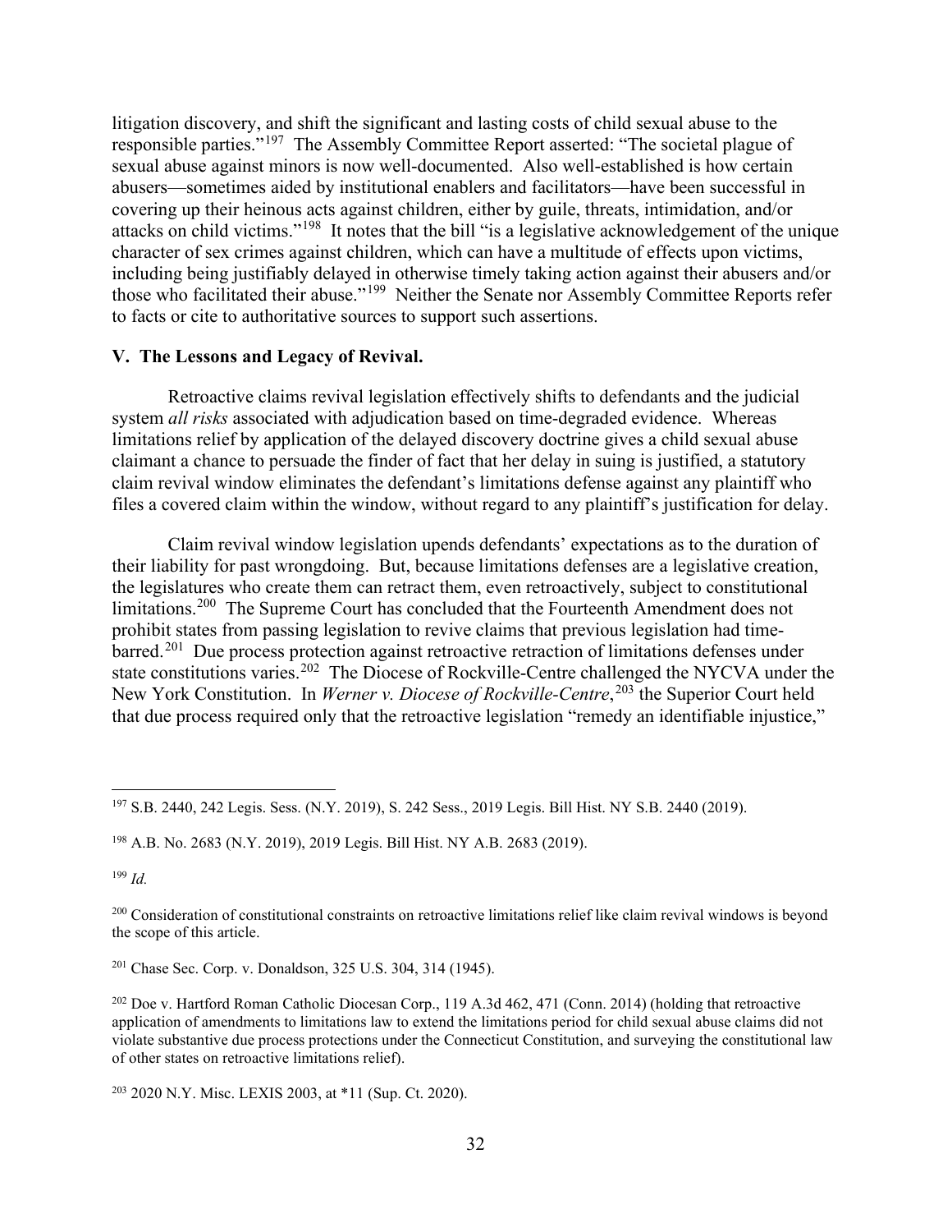litigation discovery, and shift the significant and lasting costs of child sexual abuse to the responsible parties."[197] The Assembly Committee Report asserted: "The societal plague of sexual abuse against minors is now well-documented. Also well-established is how certain abusers—sometimes aided by institutional enablers and facilitators—have been successful in covering up their heinous acts against children, either by guile, threats, intimidation, and/or attacks on child victims."[198] It notes that the bill "is a legislative acknowledgement of the unique character of sex crimes against children, which can have a multitude of effects upon victims, including being justifiably delayed in otherwise timely taking action against their abusers and/or those who facilitated their abuse."[199] Neither the Senate nor Assembly Committee Reports refer to facts or cite to authoritative sources to support such assertions.

## V. The Lessons and Legacy of Revival.

Retroactive claims revival legislation effectively shifts to defendants and the judicial system *all risks* associated with adjudication based on time-degraded evidence. Whereas limitations relief by application of the delayed discovery doctrine gives a child sexual abuse claimant a chance to persuade the finder of fact that her delay in suing is justified, a statutory claim revival window eliminates the defendant's limitations defense against any plaintiff who files a covered claim within the window, without regard to any plaintiff's justification for delay.

Claim revival window legislation upends defendants' expectations as to the duration of their liability for past wrongdoing. But, because limitations defenses are a legislative creation, the legislatures who create them can retract them, even retroactively, subject to constitutional limitations.[200] The Supreme Court has concluded that the Fourteenth Amendment does not prohibit states from passing legislation to revive claims that previous legislation had time-barred.[201] Due process protection against retroactive retraction of limitations defenses under state constitutions varies.[202] The Diocese of Rockville-Centre challenged the NYCVA under the New York Constitution. In *Werner v. Diocese of Rockville-Centre*,[203] the Superior Court held that due process required only that the retroactive legislation "remedy an identifiable injustice,"

---

[197] S.B. 2440, 242 Legis. Sess. (N.Y. 2019), S. 242 Sess., 2019 Legis. Bill Hist. NY S.B. 2440 (2019).

[198] A.B. No. 2683 (N.Y. 2019), 2019 Legis. Bill Hist. NY A.B. 2683 (2019).

[199] *Id.*

[200] Consideration of constitutional constraints on retroactive limitations relief like claim revival windows is beyond the scope of this article.

[201] Chase Sec. Corp. v. Donaldson, 325 U.S. 304, 314 (1945).

[202] Doe v. Hartford Roman Catholic Diocesan Corp., 119 A.3d 462, 471 (Conn. 2014) (holding that retroactive application of amendments to limitations law to extend the limitations period for child sexual abuse claims did not violate substantive due process protections under the Connecticut Constitution, and surveying the constitutional law of other states on retroactive limitations relief).

[203] 2020 N.Y. Misc. LEXIS 2003, at *11 (Sup. Ct. 2020).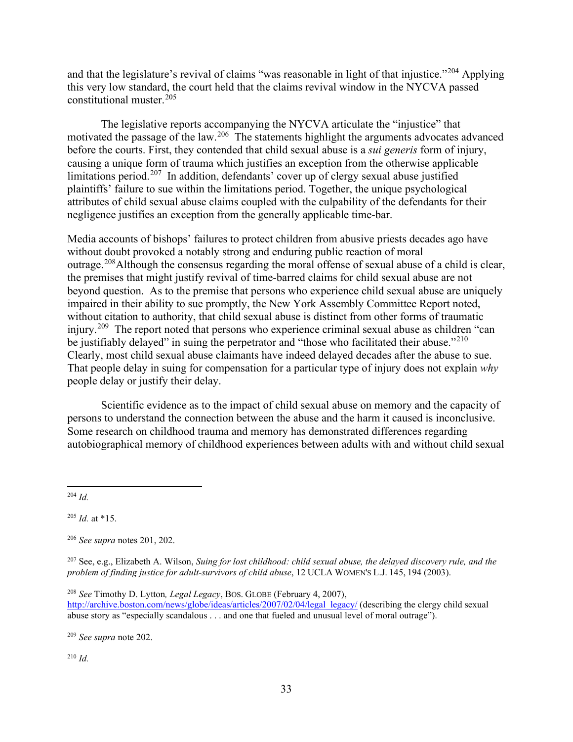and that the legislature's revival of claims "was reasonable in light of that injustice."[204] Applying this very low standard, the court held that the claims revival window in the NYCVA passed constitutional muster.[205]

The legislative reports accompanying the NYCVA articulate the "injustice" that motivated the passage of the law.[206] The statements highlight the arguments advocates advanced before the courts. First, they contended that child sexual abuse is a *sui generis* form of injury, causing a unique form of trauma which justifies an exception from the otherwise applicable limitations period.[207] In addition, defendants' cover up of clergy sexual abuse justified plaintiffs' failure to sue within the limitations period. Together, the unique psychological attributes of child sexual abuse claims coupled with the culpability of the defendants for their negligence justifies an exception from the generally applicable time-bar.

Media accounts of bishops' failures to protect children from abusive priests decades ago have without doubt provoked a notably strong and enduring public reaction of moral outrage.[208]Although the consensus regarding the moral offense of sexual abuse of a child is clear, the premises that might justify revival of time-barred claims for child sexual abuse are not beyond question. As to the premise that persons who experience child sexual abuse are uniquely impaired in their ability to sue promptly, the New York Assembly Committee Report noted, without citation to authority, that child sexual abuse is distinct from other forms of traumatic injury.[209] The report noted that persons who experience criminal sexual abuse as children "can be justifiably delayed" in suing the perpetrator and "those who facilitated their abuse."[210] Clearly, most child sexual abuse claimants have indeed delayed decades after the abuse to sue. That people delay in suing for compensation for a particular type of injury does not explain *why* people delay or justify their delay.

Scientific evidence as to the impact of child sexual abuse on memory and the capacity of persons to understand the connection between the abuse and the harm it caused is inconclusive. Some research on childhood trauma and memory has demonstrated differences regarding autobiographical memory of childhood experiences between adults with and without child sexual

---

[204] *Id.*

[205] *Id.* at *15.

[206] *See supra* notes 201, 202.

[207] See, e.g., Elizabeth A. Wilson, *Suing for lost childhood: child sexual abuse, the delayed discovery rule, and the problem of finding justice for adult-survivors of child abuse*, 12 UCLA WOMEN'S L.J. 145, 194 (2003).

[208] *See* Timothy D. Lytton*, Legal Legacy*, BOS. GLOBE (February 4, 2007), http://archive.boston.com/news/globe/ideas/articles/2007/02/04/legal_legacy/ (describing the clergy child sexual abuse story as "especially scandalous . . . and one that fueled and unusual level of moral outrage").

[209] *See supra* note 202.

[210] *Id.*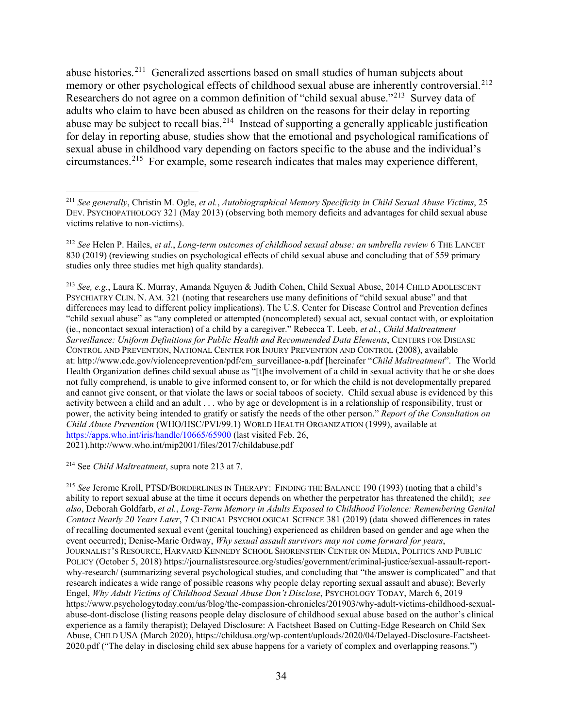abuse histories.[211] Generalized assertions based on small studies of human subjects about memory or other psychological effects of childhood sexual abuse are inherently controversial.[212] Researchers do not agree on a common definition of "child sexual abuse."[213] Survey data of adults who claim to have been abused as children on the reasons for their delay in reporting abuse may be subject to recall bias.[214] Instead of supporting a generally applicable justification for delay in reporting abuse, studies show that the emotional and psychological ramifications of sexual abuse in childhood vary depending on factors specific to the abuse and the individual's circumstances.[215] For example, some research indicates that males may experience different,

---

[211] *See generally*, Christin M. Ogle, *et al.*, *Autobiographical Memory Specificity in Child Sexual Abuse Victims*, 25 DEV. PSYCHOPATHOLOGY 321 (May 2013) (observing both memory deficits and advantages for child sexual abuse victims relative to non-victims).

[212] *See* Helen P. Hailes, *et al.*, *Long-term outcomes of childhood sexual abuse: an umbrella review* 6 THE LANCET 830 (2019) (reviewing studies on psychological effects of child sexual abuse and concluding that of 559 primary studies only three studies met high quality standards).

[213] *See, e.g.*, Laura K. Murray, Amanda Nguyen & Judith Cohen, Child Sexual Abuse, 2014 CHILD ADOLESCENT PSYCHIATRY CLIN. N. AM. 321 (noting that researchers use many definitions of "child sexual abuse" and that differences may lead to different policy implications). The U.S. Center for Disease Control and Prevention defines "child sexual abuse" as "any completed or attempted (noncompleted) sexual act, sexual contact with, or exploitation (ie., noncontact sexual interaction) of a child by a caregiver." Rebecca T. Leeb, *et al.*, *Child Maltreatment Surveillance: Uniform Definitions for Public Health and Recommended Data Elements*, CENTERS FOR DISEASE CONTROL AND PREVENTION, NATIONAL CENTER FOR INJURY PREVENTION AND CONTROL (2008), available at: http://www.cdc.gov/violenceprevention/pdf/cm_surveillance-a.pdf [hereinafer "*Child Maltreatment*". The World Health Organization defines child sexual abuse as "[t]he involvement of a child in sexual activity that he or she does not fully comprehend, is unable to give informed consent to, or for which the child is not developmentally prepared and cannot give consent, or that violate the laws or social taboos of society. Child sexual abuse is evidenced by this activity between a child and an adult . . . who by age or development is in a relationship of responsibility, trust or power, the activity being intended to gratify or satisfy the needs of the other person." *Report of the Consultation on Child Abuse Prevention* (WHO/HSC/PVI/99.1) WORLD HEALTH ORGANIZATION (1999), available at https://apps.who.int/iris/handle/10665/65900 (last visited Feb. 26, 2021).http://www.who.int/mip2001/files/2017/childabuse.pdf

[214] See *Child Maltreatment*, supra note 213 at 7.

[215] *See* Jerome Kroll, PTSD/BORDERLINES IN THERAPY: FINDING THE BALANCE 190 (1993) (noting that a child's ability to report sexual abuse at the time it occurs depends on whether the perpetrator has threatened the child); *see also*, Deborah Goldfarb, *et al.*, *Long-Term Memory in Adults Exposed to Childhood Violence: Remembering Genital Contact Nearly 20 Years Later*, 7 CLINICAL PSYCHOLOGICAL SCIENCE 381 (2019) (data showed differences in rates of recalling documented sexual event (genital touching) experienced as children based on gender and age when the event occurred); Denise-Marie Ordway, *Why sexual assault survivors may not come forward for years*, JOURNALIST'S RESOURCE, HARVARD KENNEDY SCHOOL SHORENSTEIN CENTER ON MEDIA, POLITICS AND PUBLIC POLICY (October 5, 2018) https://journalistsresource.org/studies/government/criminal-justice/sexual-assault-report-why-research/ (summarizing several psychological studies, and concluding that "the answer is complicated" and that research indicates a wide range of possible reasons why people delay reporting sexual assault and abuse); Beverly Engel, *Why Adult Victims of Childhood Sexual Abuse Don't Disclose*, PSYCHOLOGY TODAY, March 6, 2019 https://www.psychologytoday.com/us/blog/the-compassion-chronicles/201903/why-adult-victims-childhood-sexual-abuse-dont-disclose (listing reasons people delay disclosure of childhood sexual abuse based on the author's clinical experience as a family therapist); Delayed Disclosure: A Factsheet Based on Cutting-Edge Research on Child Sex Abuse, CHILD USA (March 2020), https://childusa.org/wp-content/uploads/2020/04/Delayed-Disclosure-Factsheet-2020.pdf ("The delay in disclosing child sex abuse happens for a variety of complex and overlapping reasons.")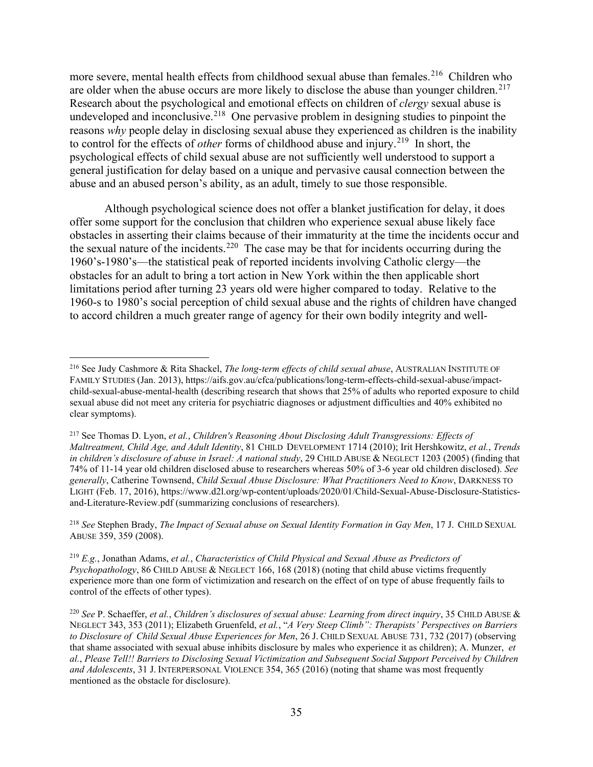more severe, mental health effects from childhood sexual abuse than females.[216] Children who are older when the abuse occurs are more likely to disclose the abuse than younger children.[217] Research about the psychological and emotional effects on children of *clergy* sexual abuse is undeveloped and inconclusive.[218] One pervasive problem in designing studies to pinpoint the reasons *why* people delay in disclosing sexual abuse they experienced as children is the inability to control for the effects of *other* forms of childhood abuse and injury.[219] In short, the psychological effects of child sexual abuse are not sufficiently well understood to support a general justification for delay based on a unique and pervasive causal connection between the abuse and an abused person's ability, as an adult, timely to sue those responsible.

Although psychological science does not offer a blanket justification for delay, it does offer some support for the conclusion that children who experience sexual abuse likely face obstacles in asserting their claims because of their immaturity at the time the incidents occur and the sexual nature of the incidents.[220] The case may be that for incidents occurring during the 1960's-1980's—the statistical peak of reported incidents involving Catholic clergy—the obstacles for an adult to bring a tort action in New York within the then applicable short limitations period after turning 23 years old were higher compared to today. Relative to the 1960-s to 1980's social perception of child sexual abuse and the rights of children have changed to accord children a much greater range of agency for their own bodily integrity and well-

---

[216] See Judy Cashmore & Rita Shackel, *The long-term effects of child sexual abuse*, AUSTRALIAN INSTITUTE OF FAMILY STUDIES (Jan. 2013), https://aifs.gov.au/cfca/publications/long-term-effects-child-sexual-abuse/impact-child-sexual-abuse-mental-health (describing research that shows that 25% of adults who reported exposure to child sexual abuse did not meet any criteria for psychiatric diagnoses or adjustment difficulties and 40% exhibited no clear symptoms).

[217] See Thomas D. Lyon, *et al.*, *Children's Reasoning About Disclosing Adult Transgressions: Effects of Maltreatment, Child Age, and Adult Identity*, 81 CHILD DEVELOPMENT 1714 (2010); Irit Hershkowitz, *et al.*, *Trends in children's disclosure of abuse in Israel: A national study*, 29 CHILD ABUSE & NEGLECT 1203 (2005) (finding that 74% of 11-14 year old children disclosed abuse to researchers whereas 50% of 3-6 year old children disclosed). *See generally*, Catherine Townsend, *Child Sexual Abuse Disclosure: What Practitioners Need to Know*, DARKNESS TO LIGHT (Feb. 17, 2016), https://www.d2l.org/wp-content/uploads/2020/01/Child-Sexual-Abuse-Disclosure-Statistics-and-Literature-Review.pdf (summarizing conclusions of researchers).

[218] *See* Stephen Brady, *The Impact of Sexual abuse on Sexual Identity Formation in Gay Men*, 17 J. CHILD SEXUAL ABUSE 359, 359 (2008).

[219] *E.g.*, Jonathan Adams, *et al.*, *Characteristics of Child Physical and Sexual Abuse as Predictors of Psychopathology*, 86 CHILD ABUSE & NEGLECT 166, 168 (2018) (noting that child abuse victims frequently experience more than one form of victimization and research on the effect of on type of abuse frequently fails to control of the effects of other types).

[220] *See* P. Schaeffer, *et al.*, *Children's disclosures of sexual abuse: Learning from direct inquiry*, 35 CHILD ABUSE & NEGLECT 343, 353 (2011); Elizabeth Gruenfeld, *et al.*, "*A Very Steep Climb": Therapists' Perspectives on Barriers to Disclosure of Child Sexual Abuse Experiences for Men*, 26 J. CHILD SEXUAL ABUSE 731, 732 (2017) (observing that shame associated with sexual abuse inhibits disclosure by males who experience it as children); A. Munzer, *et al.*, *Please Tell!! Barriers to Disclosing Sexual Victimization and Subsequent Social Support Perceived by Children and Adolescents*, 31 J. INTERPERSONAL VIOLENCE 354, 365 (2016) (noting that shame was most frequently mentioned as the obstacle for disclosure).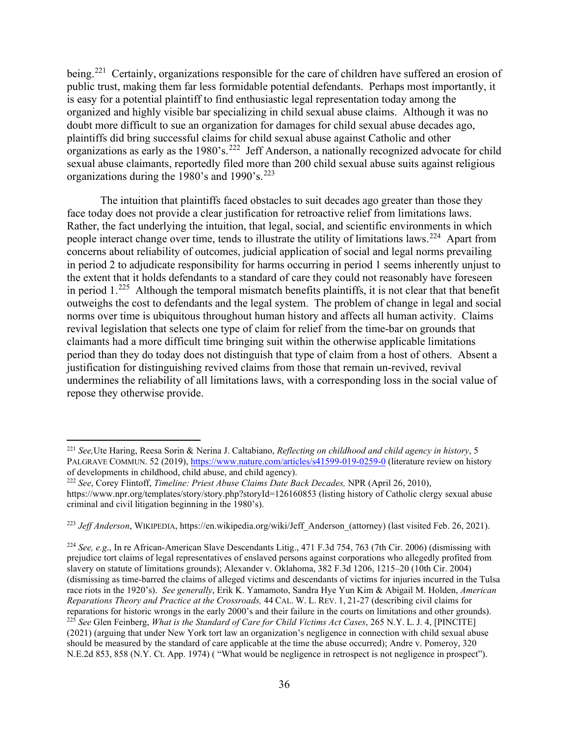being.[221] Certainly, organizations responsible for the care of children have suffered an erosion of public trust, making them far less formidable potential defendants. Perhaps most importantly, it is easy for a potential plaintiff to find enthusiastic legal representation today among the organized and highly visible bar specializing in child sexual abuse claims. Although it was no doubt more difficult to sue an organization for damages for child sexual abuse decades ago, plaintiffs did bring successful claims for child sexual abuse against Catholic and other organizations as early as the 1980's.[222] Jeff Anderson, a nationally recognized advocate for child sexual abuse claimants, reportedly filed more than 200 child sexual abuse suits against religious organizations during the 1980's and 1990's.[223]

The intuition that plaintiffs faced obstacles to suit decades ago greater than those they face today does not provide a clear justification for retroactive relief from limitations laws. Rather, the fact underlying the intuition, that legal, social, and scientific environments in which people interact change over time, tends to illustrate the utility of limitations laws.[224] Apart from concerns about reliability of outcomes, judicial application of social and legal norms prevailing in period 2 to adjudicate responsibility for harms occurring in period 1 seems inherently unjust to the extent that it holds defendants to a standard of care they could not reasonably have foreseen in period 1.[225] Although the temporal mismatch benefits plaintiffs, it is not clear that that benefit outweighs the cost to defendants and the legal system. The problem of change in legal and social norms over time is ubiquitous throughout human history and affects all human activity. Claims revival legislation that selects one type of claim for relief from the time-bar on grounds that claimants had a more difficult time bringing suit within the otherwise applicable limitations period than they do today does not distinguish that type of claim from a host of others. Absent a justification for distinguishing revived claims from those that remain un-revived, revival undermines the reliability of all limitations laws, with a corresponding loss in the social value of repose they otherwise provide.

---

[221] *See,* Ute Haring, Reesa Sorin & Nerina J. Caltabiano, *Reflecting on childhood and child agency in history*, 5 PALGRAVE COMMUN. 52 (2019), https://www.nature.com/articles/s41599-019-0259-0 (literature review on history of developments in childhood, child abuse, and child agency).

[222] *See*, Corey Flintoff, *Timeline: Priest Abuse Claims Date Back Decades,* NPR (April 26, 2010), https://www.npr.org/templates/story/story.php?storyId=126160853 (listing history of Catholic clergy sexual abuse criminal and civil litigation beginning in the 1980's).

[223] *Jeff Anderson*, WIKIPEDIA, https://en.wikipedia.org/wiki/Jeff_Anderson_(attorney) (last visited Feb. 26, 2021).

[224] *See, e.g*., In re African-American Slave Descendants Litig., 471 F.3d 754, 763 (7th Cir. 2006) (dismissing with prejudice tort claims of legal representatives of enslaved persons against corporations who allegedly profited from slavery on statute of limitations grounds); Alexander v. Oklahoma, 382 F.3d 1206, 1215–20 (10th Cir. 2004) (dismissing as time-barred the claims of alleged victims and descendants of victims for injuries incurred in the Tulsa race riots in the 1920's). *See generally*, Erik K. Yamamoto, Sandra Hye Yun Kim & Abigail M. Holden, *American Reparations Theory and Practice at the Crossroads,* 44 CAL. W. L. REV. 1, 21-27 (describing civil claims for reparations for historic wrongs in the early 2000's and their failure in the courts on limitations and other grounds).

[225] *See* Glen Feinberg, *What is the Standard of Care for Child Victims Act Cases*, 265 N.Y. L. J. 4, [PINCITE] (2021) (arguing that under New York tort law an organization's negligence in connection with child sexual abuse should be measured by the standard of care applicable at the time the abuse occurred); Andre v. Pomeroy, 320 N.E.2d 853, 858 (N.Y. Ct. App. 1974) ( "What would be negligence in retrospect is not negligence in prospect").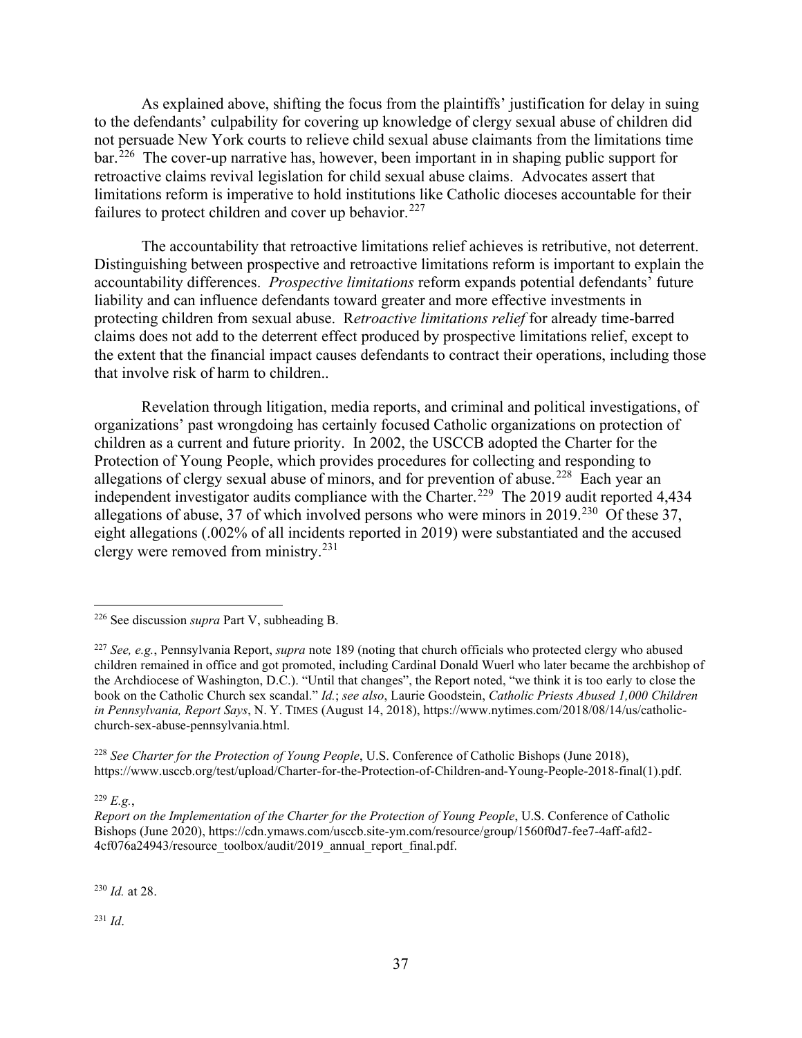As explained above, shifting the focus from the plaintiffs' justification for delay in suing to the defendants' culpability for covering up knowledge of clergy sexual abuse of children did not persuade New York courts to relieve child sexual abuse claimants from the limitations time bar.[226] The cover-up narrative has, however, been important in in shaping public support for retroactive claims revival legislation for child sexual abuse claims. Advocates assert that limitations reform is imperative to hold institutions like Catholic dioceses accountable for their failures to protect children and cover up behavior.[227]

The accountability that retroactive limitations relief achieves is retributive, not deterrent. Distinguishing between prospective and retroactive limitations reform is important to explain the accountability differences. *Prospective limitations* reform expands potential defendants' future liability and can influence defendants toward greater and more effective investments in protecting children from sexual abuse. R*etroactive limitations relief* for already time-barred claims does not add to the deterrent effect produced by prospective limitations relief, except to the extent that the financial impact causes defendants to contract their operations, including those that involve risk of harm to children..

Revelation through litigation, media reports, and criminal and political investigations, of organizations' past wrongdoing has certainly focused Catholic organizations on protection of children as a current and future priority. In 2002, the USCCB adopted the Charter for the Protection of Young People, which provides procedures for collecting and responding to allegations of clergy sexual abuse of minors, and for prevention of abuse.[228] Each year an independent investigator audits compliance with the Charter.[229] The 2019 audit reported 4,434 allegations of abuse, 37 of which involved persons who were minors in 2019.[230] Of these 37, eight allegations (.002% of all incidents reported in 2019) were substantiated and the accused clergy were removed from ministry.[231]

---

[226] See discussion *supra* Part V, subheading B.

[227] *See, e.g.*, Pennsylvania Report, *supra* note 189 (noting that church officials who protected clergy who abused children remained in office and got promoted, including Cardinal Donald Wuerl who later became the archbishop of the Archdiocese of Washington, D.C.). "Until that changes", the Report noted, "we think it is too early to close the book on the Catholic Church sex scandal." *Id.*; *see also*, Laurie Goodstein, *Catholic Priests Abused 1,000 Children in Pennsylvania, Report Says*, N. Y. TIMES (August 14, 2018), https://www.nytimes.com/2018/08/14/us/catholic-church-sex-abuse-pennsylvania.html.

[228] *See Charter for the Protection of Young People*, U.S. Conference of Catholic Bishops (June 2018), https://www.usccb.org/test/upload/Charter-for-the-Protection-of-Children-and-Young-People-2018-final(1).pdf.

[229] *E.g.*, *Report on the Implementation of the Charter for the Protection of Young People*, U.S. Conference of Catholic Bishops (June 2020), https://cdn.ymaws.com/usccb.site-ym.com/resource/group/1560f0d7-fee7-4aff-afd2-4cf076a24943/resource_toolbox/audit/2019_annual_report_final.pdf.

[230] *Id.* at 28.

[231] *Id*.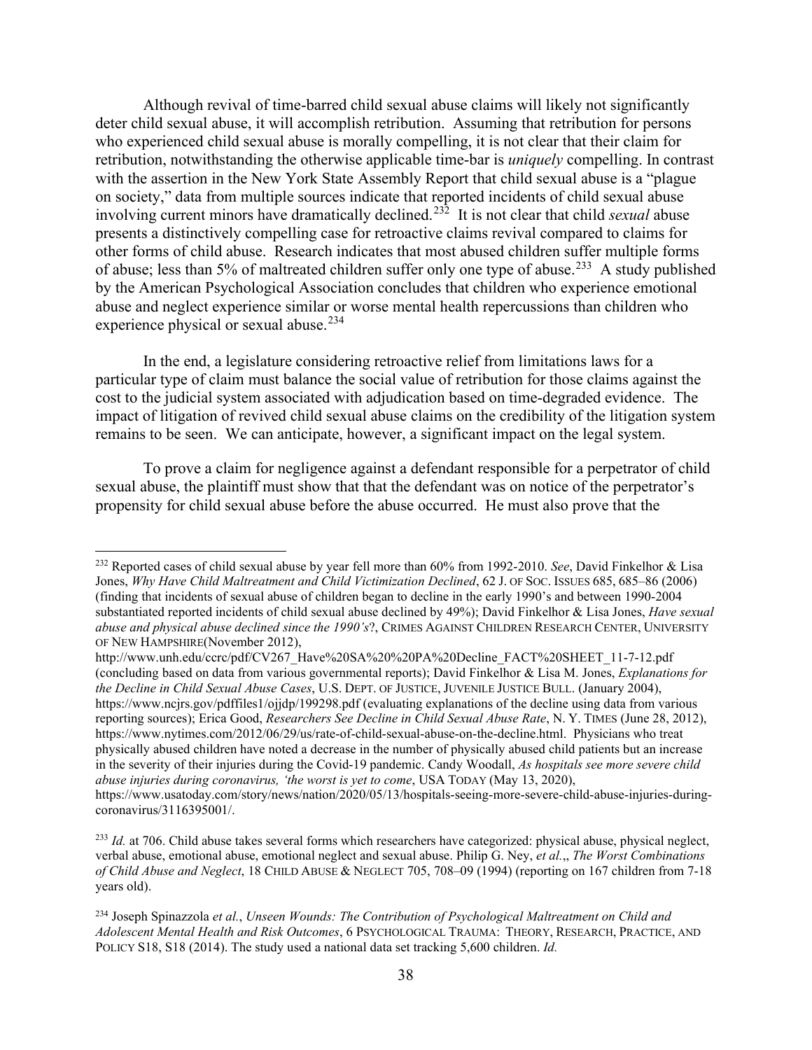Although revival of time-barred child sexual abuse claims will likely not significantly deter child sexual abuse, it will accomplish retribution. Assuming that retribution for persons who experienced child sexual abuse is morally compelling, it is not clear that their claim for retribution, notwithstanding the otherwise applicable time-bar is *uniquely* compelling. In contrast with the assertion in the New York State Assembly Report that child sexual abuse is a "plague on society," data from multiple sources indicate that reported incidents of child sexual abuse involving current minors have dramatically declined.[232] It is not clear that child *sexual* abuse presents a distinctively compelling case for retroactive claims revival compared to claims for other forms of child abuse. Research indicates that most abused children suffer multiple forms of abuse; less than 5% of maltreated children suffer only one type of abuse.[233] A study published by the American Psychological Association concludes that children who experience emotional abuse and neglect experience similar or worse mental health repercussions than children who experience physical or sexual abuse.[234]

In the end, a legislature considering retroactive relief from limitations laws for a particular type of claim must balance the social value of retribution for those claims against the cost to the judicial system associated with adjudication based on time-degraded evidence. The impact of litigation of revived child sexual abuse claims on the credibility of the litigation system remains to be seen. We can anticipate, however, a significant impact on the legal system.

To prove a claim for negligence against a defendant responsible for a perpetrator of child sexual abuse, the plaintiff must show that that the defendant was on notice of the perpetrator's propensity for child sexual abuse before the abuse occurred. He must also prove that the

---

[232] Reported cases of child sexual abuse by year fell more than 60% from 1992-2010. *See*, David Finkelhor & Lisa Jones, *Why Have Child Maltreatment and Child Victimization Declined*, 62 J. OF SOC. ISSUES 685, 685–86 (2006) (finding that incidents of sexual abuse of children began to decline in the early 1990's and between 1990-2004 substantiated reported incidents of child sexual abuse declined by 49%); David Finkelhor & Lisa Jones, *Have sexual abuse and physical abuse declined since the 1990's*?, CRIMES AGAINST CHILDREN RESEARCH CENTER, UNIVERSITY OF NEW HAMPSHIRE(November 2012), http://www.unh.edu/ccrc/pdf/CV267_Have%20SA%20%20PA%20Decline_FACT%20SHEET_11-7-12.pdf (concluding based on data from various governmental reports); David Finkelhor & Lisa M. Jones, *Explanations for the Decline in Child Sexual Abuse Cases*, U.S. DEPT. OF JUSTICE, JUVENILE JUSTICE BULL. (January 2004), https://www.ncjrs.gov/pdffiles1/ojjdp/199298.pdf (evaluating explanations of the decline using data from various reporting sources); Erica Good, *Researchers See Decline in Child Sexual Abuse Rate*, N. Y. TIMES (June 28, 2012), https://www.nytimes.com/2012/06/29/us/rate-of-child-sexual-abuse-on-the-decline.html. Physicians who treat physically abused children have noted a decrease in the number of physically abused child patients but an increase in the severity of their injuries during the Covid-19 pandemic. Candy Woodall, *As hospitals see more severe child abuse injuries during coronavirus, 'the worst is yet to come*, USA TODAY (May 13, 2020), https://www.usatoday.com/story/news/nation/2020/05/13/hospitals-seeing-more-severe-child-abuse-injuries-during-coronavirus/3116395001/.

[233] *Id.* at 706. Child abuse takes several forms which researchers have categorized: physical abuse, physical neglect, verbal abuse, emotional abuse, emotional neglect and sexual abuse. Philip G. Ney, *et al*.,, *The Worst Combinations of Child Abuse and Neglect*, 18 CHILD ABUSE & NEGLECT 705, 708–09 (1994) (reporting on 167 children from 7-18 years old).

[234] Joseph Spinazzola *et al.*, *Unseen Wounds: The Contribution of Psychological Maltreatment on Child and Adolescent Mental Health and Risk Outcomes*, 6 PSYCHOLOGICAL TRAUMA: THEORY, RESEARCH, PRACTICE, AND POLICY S18, S18 (2014). The study used a national data set tracking 5,600 children. *Id.*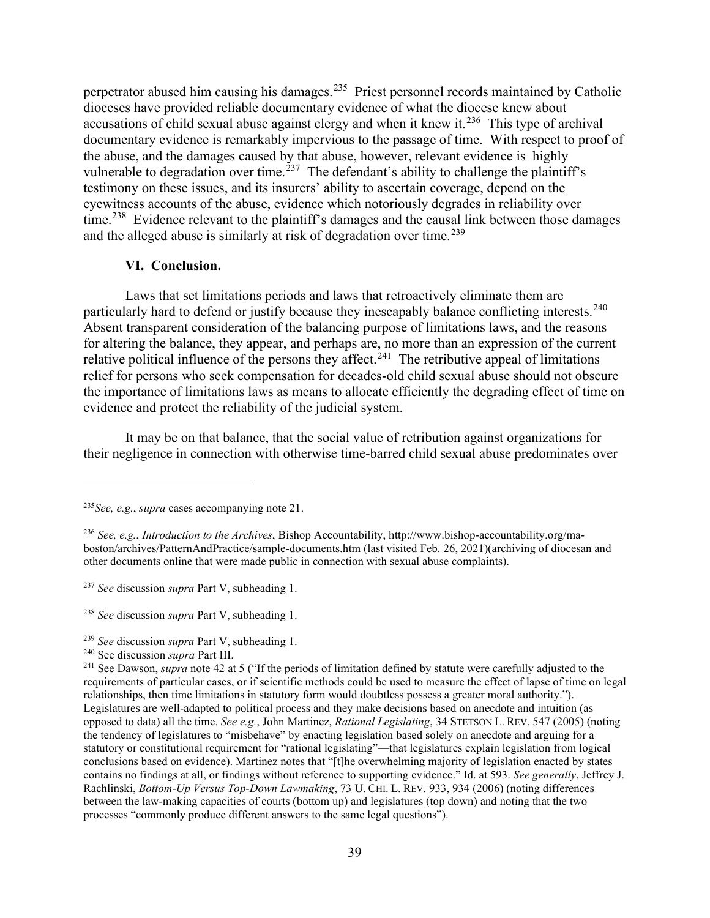perpetrator abused him causing his damages.[235] Priest personnel records maintained by Catholic dioceses have provided reliable documentary evidence of what the diocese knew about accusations of child sexual abuse against clergy and when it knew it.[236] This type of archival documentary evidence is remarkably impervious to the passage of time. With respect to proof of the abuse, and the damages caused by that abuse, however, relevant evidence is highly vulnerable to degradation over time.[237] The defendant's ability to challenge the plaintiff's testimony on these issues, and its insurers' ability to ascertain coverage, depend on the eyewitness accounts of the abuse, evidence which notoriously degrades in reliability over time.[238] Evidence relevant to the plaintiff's damages and the causal link between those damages and the alleged abuse is similarly at risk of degradation over time.[239]

## VI. Conclusion.

Laws that set limitations periods and laws that retroactively eliminate them are particularly hard to defend or justify because they inescapably balance conflicting interests.[240] Absent transparent consideration of the balancing purpose of limitations laws, and the reasons for altering the balance, they appear, and perhaps are, no more than an expression of the current relative political influence of the persons they affect.[241] The retributive appeal of limitations relief for persons who seek compensation for decades-old child sexual abuse should not obscure the importance of limitations laws as means to allocate efficiently the degrading effect of time on evidence and protect the reliability of the judicial system.

It may be on that balance, that the social value of retribution against organizations for their negligence in connection with otherwise time-barred child sexual abuse predominates over

---

[235] *See, e.g.*, *supra* cases accompanying note 21.

[236] *See, e.g.*, *Introduction to the Archives*, Bishop Accountability, http://www.bishop-accountability.org/ma-boston/archives/PatternAndPractice/sample-documents.htm (last visited Feb. 26, 2021)(archiving of diocesan and other documents online that were made public in connection with sexual abuse complaints).

[237] *See* discussion *supra* Part V, subheading 1.

[238] *See* discussion *supra* Part V, subheading 1.

[239] *See* discussion *supra* Part V, subheading 1.

[240] See discussion *supra* Part III.

[241] See Dawson, *supra* note 42 at 5 ("If the periods of limitation defined by statute were carefully adjusted to the requirements of particular cases, or if scientific methods could be used to measure the effect of lapse of time on legal relationships, then time limitations in statutory form would doubtless possess a greater moral authority."). Legislatures are well-adapted to political process and they make decisions based on anecdote and intuition (as opposed to data) all the time. *See e.g.*, John Martinez, *Rational Legislating*, 34 STETSON L. REV. 547 (2005) (noting the tendency of legislatures to "misbehave" by enacting legislation based solely on anecdote and arguing for a statutory or constitutional requirement for "rational legislating"—that legislatures explain legislation from logical conclusions based on evidence). Martinez notes that "[t]he overwhelming majority of legislation enacted by states contains no findings at all, or findings without reference to supporting evidence." Id. at 593. *See generally*, Jeffrey J. Rachlinski, *Bottom-Up Versus Top-Down Lawmaking*, 73 U. CHI. L. REV. 933, 934 (2006) (noting differences between the law-making capacities of courts (bottom up) and legislatures (top down) and noting that the two processes "commonly produce different answers to the same legal questions").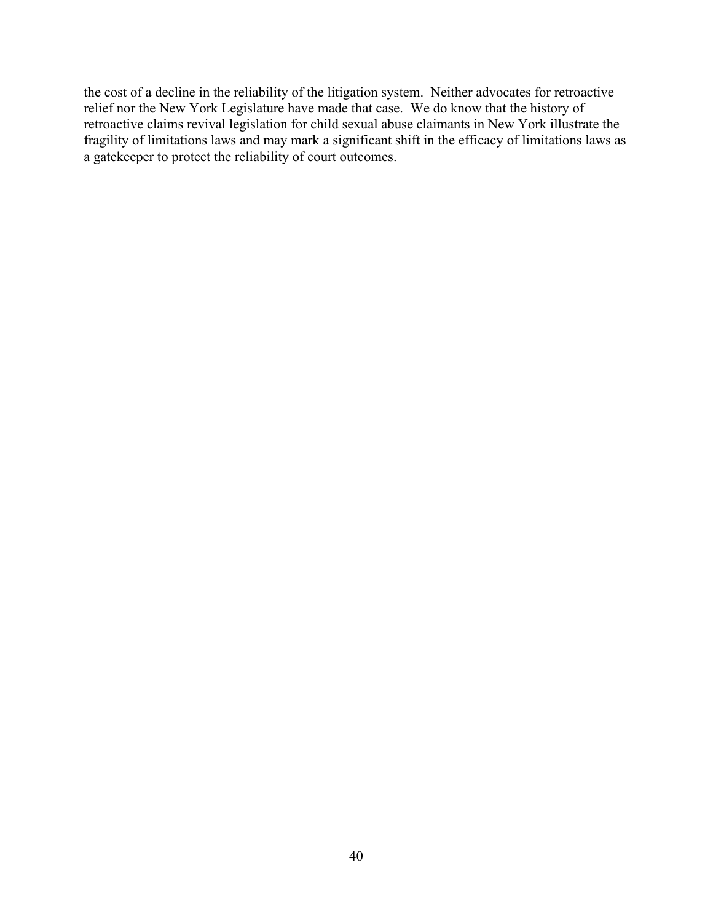the cost of a decline in the reliability of the litigation system. Neither advocates for retroactive relief nor the New York Legislature have made that case. We do know that the history of retroactive claims revival legislation for child sexual abuse claimants in New York illustrate the fragility of limitations laws and may mark a significant shift in the efficacy of limitations laws as a gatekeeper to protect the reliability of court outcomes.